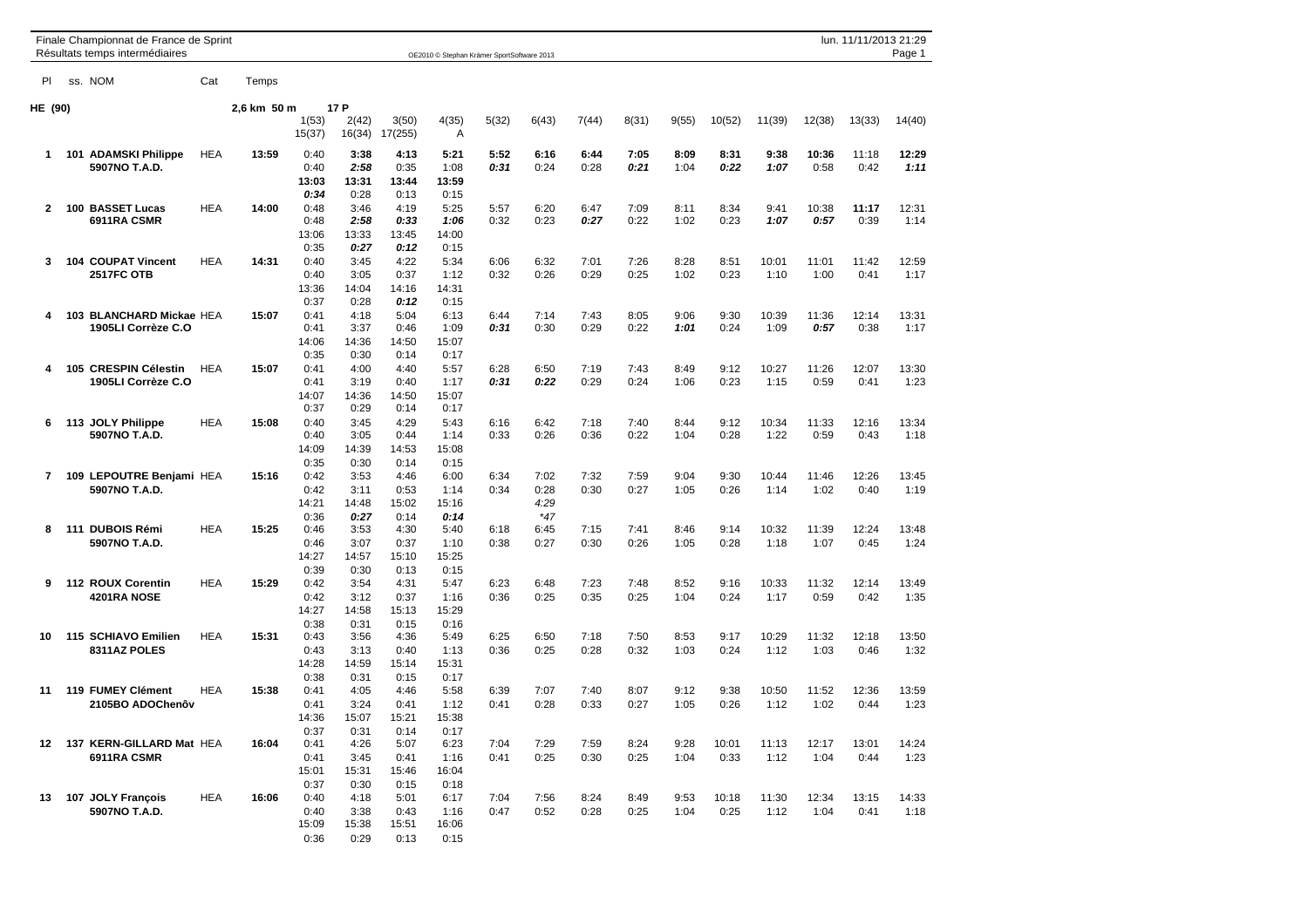# Finale Championnat de France de Sprint

## Résultats temps intermédiaires

| Pl | ss. | NOM | Cat | Temps | 1(53) | 2(42) | 3(50) | 4(35) | 5(32) | 6(43) | 7(44) | 8(31) | 9(55) | 10(52) | 11(39) | 12(38) | 13(33) | 14(40) |
|---|---|---|---|---|---|---|---|---|---|---|---|---|---|---|---|---|---|---|
| | | | | | 15(37) | 16(34) | 17(255) | A | | | | | | | | | | |
| **HE (90)** | | | | 2,6 km 50 m | 17 P | | | | | | | | | | | | | |
| **1** | **101** | **ADAMSKI Philippe** | HEA | **13:59** | 0:40 | **3:38** | **4:13** | **5:21** | **5:52** | **6:16** | **6:44** | **7:05** | **8:09** | **8:31** | **9:38** | **10:36** | 11:18 | **12:29** |
| | | **5907NO T.A.D.** | | | 0:40 | *2:58* | 0:35 | 1:08 | *0:31* | 0:24 | 0:28 | *0:21* | 1:04 | *0:22* | *1:07* | 0:58 | 0:42 | *1:11* |
| | | | | | **13:03** | **13:31** | **13:44** | **13:59** | | | | | | | | | | |
| | | | | | *0:34* | 0:28 | 0:13 | 0:15 | | | | | | | | | | |
| **2** | **100** | **BASSET Lucas** | HEA | **14:00** | 0:48 | 3:46 | 4:19 | 5:25 | 5:57 | 6:20 | 6:47 | 7:09 | 8:11 | 8:34 | 9:41 | 10:38 | **11:17** | 12:31 |
| | | **6911RA CSMR** | | | 0:48 | *2:58* | *0:33* | *1:06* | 0:32 | 0:23 | *0:27* | 0:22 | 1:02 | 0:23 | *1:07* | *0:57* | 0:39 | 1:14 |
| | | | | | 13:06 | 13:33 | 13:45 | 14:00 | | | | | | | | | | |
| | | | | | 0:35 | *0:27* | *0:12* | 0:15 | | | | | | | | | | |
| **3** | **104** | **COUPAT Vincent** | HEA | **14:31** | 0:40 | 3:45 | 4:22 | 5:34 | 6:06 | 6:32 | 7:01 | 7:26 | 8:28 | 8:51 | 10:01 | 11:01 | 11:42 | 12:59 |
| | | **2517FC OTB** | | | 0:40 | 3:05 | 0:37 | 1:12 | 0:32 | 0:26 | 0:29 | 0:25 | 1:02 | 0:23 | 1:10 | 1:00 | 0:41 | 1:17 |
| | | | | | 13:36 | 14:04 | 14:16 | 14:31 | | | | | | | | | | |
| | | | | | 0:37 | 0:28 | *0:12* | 0:15 | | | | | | | | | | |
| **4** | **103** | **BLANCHARD Mickae** | HEA | **15:07** | 0:41 | 4:18 | 5:04 | 6:13 | 6:44 | 7:14 | 7:43 | 8:05 | 9:06 | 9:30 | 10:39 | 11:36 | 12:14 | 13:31 |
| | | **1905LI Corrèze C.O** | | | 0:41 | 3:37 | 0:46 | 1:09 | *0:31* | 0:30 | 0:29 | 0:22 | *1:01* | 0:24 | 1:09 | *0:57* | 0:38 | 1:17 |
| | | | | | 14:06 | 14:36 | 14:50 | 15:07 | | | | | | | | | | |
| | | | | | 0:35 | 0:30 | 0:14 | 0:17 | | | | | | | | | | |
| **4** | **105** | **CRESPIN Célestin** | HEA | **15:07** | 0:41 | 4:00 | 4:40 | 5:57 | 6:28 | 6:50 | 7:19 | 7:43 | 8:49 | 9:12 | 10:27 | 11:26 | 12:07 | 13:30 |
| | | **1905LI Corrèze C.O** | | | 0:41 | 3:19 | 0:40 | 1:17 | *0:31* | *0:22* | 0:29 | 0:24 | 1:06 | 0:23 | 1:15 | 0:59 | 0:41 | 1:23 |
| | | | | | 14:07 | 14:36 | 14:50 | 15:07 | | | | | | | | | | |
| | | | | | 0:37 | 0:29 | 0:14 | 0:17 | | | | | | | | | | |
| **6** | **113** | **JOLY Philippe** | HEA | **15:08** | 0:40 | 3:45 | 4:29 | 5:43 | 6:16 | 6:42 | 7:18 | 7:40 | 8:44 | 9:12 | 10:34 | 11:33 | 12:16 | 13:34 |
| | | **5907NO T.A.D.** | | | 0:40 | 3:05 | 0:44 | 1:14 | 0:33 | 0:26 | 0:36 | 0:22 | 1:04 | 0:28 | 1:22 | 0:59 | 0:43 | 1:18 |
| | | | | | 14:09 | 14:39 | 14:53 | 15:08 | | | | | | | | | | |
| | | | | | 0:35 | 0:30 | 0:14 | 0:15 | | | | | | | | | | |
| **7** | **109** | **LEPOUTRE Benjami** | HEA | **15:16** | 0:42 | 3:53 | 4:46 | 6:00 | 6:34 | 7:02 | 7:32 | 7:59 | 9:04 | 9:30 | 10:44 | 11:46 | 12:26 | 13:45 |
| | | **5907NO T.A.D.** | | | 0:42 | 3:11 | 0:53 | 1:14 | 0:34 | 0:28 | 0:30 | 0:27 | 1:05 | 0:26 | 1:14 | 1:02 | 0:40 | 1:19 |
| | | | | | 14:21 | 14:48 | 15:02 | 15:16 | | *4:29* | | | | | | | | |
| | | | | | 0:36 | *0:27* | 0:14 | *0:14* | | *47 | | | | | | | | |
| **8** | **111** | **DUBOIS Rémi** | HEA | **15:25** | 0:46 | 3:53 | 4:30 | 5:40 | 6:18 | 6:45 | 7:15 | 7:41 | 8:46 | 9:14 | 10:32 | 11:39 | 12:24 | 13:48 |
| | | **5907NO T.A.D.** | | | 0:46 | 3:07 | 0:37 | 1:10 | 0:38 | 0:27 | 0:30 | 0:26 | 1:05 | 0:28 | 1:18 | 1:07 | 0:45 | 1:24 |
| | | | | | 14:27 | 14:57 | 15:10 | 15:25 | | | | | | | | | | |
| | | | | | 0:39 | 0:30 | 0:13 | 0:15 | | | | | | | | | | |
| **9** | **112** | **ROUX Corentin** | HEA | **15:29** | 0:42 | 3:54 | 4:31 | 5:47 | 6:23 | 6:48 | 7:23 | 7:48 | 8:52 | 9:16 | 10:33 | 11:32 | 12:14 | 13:49 |
| | | **4201RA NOSE** | | | 0:42 | 3:12 | 0:37 | 1:16 | 0:36 | 0:25 | 0:35 | 0:25 | 1:04 | 0:24 | 1:17 | 0:59 | 0:42 | 1:35 |
| | | | | | 14:27 | 14:58 | 15:13 | 15:29 | | | | | | | | | | |
| | | | | | 0:38 | 0:31 | 0:15 | 0:16 | | | | | | | | | | |
| **10** | **115** | **SCHIAVO Emilien** | HEA | **15:31** | 0:43 | 3:56 | 4:36 | 5:49 | 6:25 | 6:50 | 7:18 | 7:50 | 8:53 | 9:17 | 10:29 | 11:32 | 12:18 | 13:50 |
| | | **8311AZ POLES** | | | 0:43 | 3:13 | 0:40 | 1:13 | 0:36 | 0:25 | 0:28 | 0:32 | 1:03 | 0:24 | 1:12 | 1:03 | 0:46 | 1:32 |
| | | | | | 14:28 | 14:59 | 15:14 | 15:31 | | | | | | | | | | |
| | | | | | 0:38 | 0:31 | 0:15 | 0:17 | | | | | | | | | | |
| **11** | **119** | **FUMEY Clément** | HEA | **15:38** | 0:41 | 4:05 | 4:46 | 5:58 | 6:39 | 7:07 | 7:40 | 8:07 | 9:12 | 9:38 | 10:50 | 11:52 | 12:36 | 13:59 |
| | | **2105BO ADOChenôv** | | | 0:41 | 3:24 | 0:41 | 1:12 | 0:41 | 0:28 | 0:33 | 0:27 | 1:05 | 0:26 | 1:12 | 1:02 | 0:44 | 1:23 |
| | | | | | 14:36 | 15:07 | 15:21 | 15:38 | | | | | | | | | | |
| | | | | | 0:37 | 0:31 | 0:14 | 0:17 | | | | | | | | | | |
| **12** | **137** | **KERN-GILLARD Mat** | HEA | **16:04** | 0:41 | 4:26 | 5:07 | 6:23 | 7:04 | 7:29 | 7:59 | 8:24 | 9:28 | 10:01 | 11:13 | 12:17 | 13:01 | 14:24 |
| | | **6911RA CSMR** | | | 0:41 | 3:45 | 0:41 | 1:16 | 0:41 | 0:25 | 0:30 | 0:25 | 1:04 | 0:33 | 1:12 | 1:04 | 0:44 | 1:23 |
| | | | | | 15:01 | 15:31 | 15:46 | 16:04 | | | | | | | | | | |
| | | | | | 0:37 | 0:30 | 0:15 | 0:18 | | | | | | | | | | |
| **13** | **107** | **JOLY François** | HEA | **16:06** | 0:40 | 4:18 | 5:01 | 6:17 | 7:04 | 7:56 | 8:24 | 8:49 | 9:53 | 10:18 | 11:30 | 12:34 | 13:15 | 14:33 |
| | | **5907NO T.A.D.** | | | 0:40 | 3:38 | 0:43 | 1:16 | 0:47 | 0:52 | 0:28 | 0:25 | 1:04 | 0:25 | 1:12 | 1:04 | 0:41 | 1:18 |
| | | | | | 15:09 | 15:38 | 15:51 | 16:06 | | | | | | | | | | |
| | | | | | 0:36 | 0:29 | 0:13 | 0:15 | | | | | | | | | | |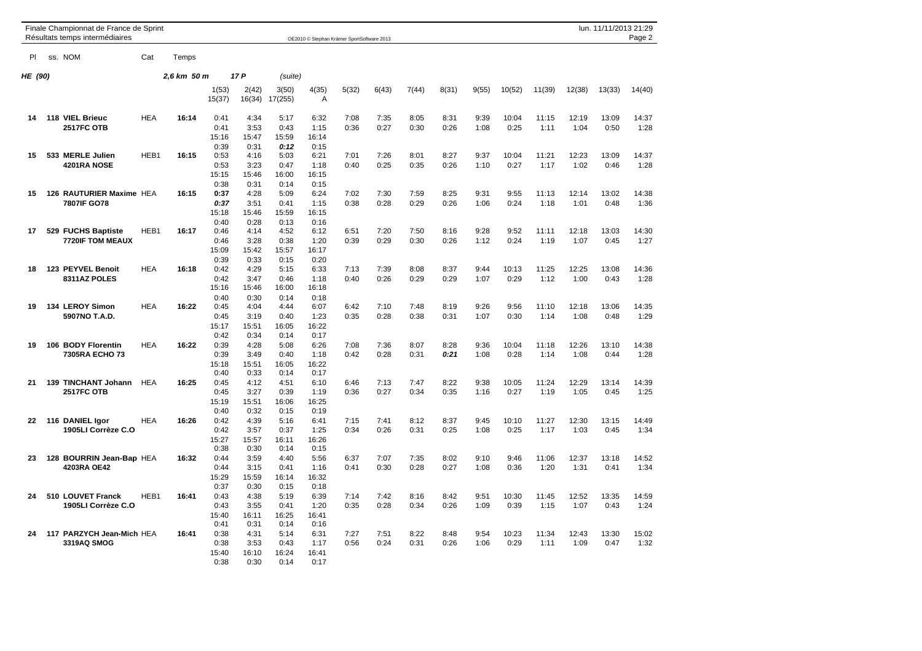**HE (90)** 2,6 km 50 m 17 P *(suite)*

| Pl | ss. | NOM | Cat | Temps | 1(53) | 2(42) | 3(50) | 4(35) | 5(32) | 6(43) | 7(44) | 8(31) | 9(55) | 10(52) | 11(39) | 12(38) | 13(33) | 14(40) |
|---|---|---|---|---|---|---|---|---|---|---|---|---|---|---|---|---|---|---|
| | | | | | 15(37) | 16(34) | 17(255) | A | | | | | | | | | | |
| 14 | 118 | VIEL Brieuc | HEA | 16:14 | 0:41 | 4:34 | 5:17 | 6:32 | 7:08 | 7:35 | 8:05 | 8:31 | 9:39 | 10:04 | 11:15 | 12:19 | 13:09 | 14:37 |
| | | 2517FC OTB | | | 0:41 | 3:53 | 0:43 | 1:15 | 0:36 | 0:27 | 0:30 | 0:26 | 1:08 | 0:25 | 1:11 | 1:04 | 0:50 | 1:28 |
| | | | | | 15:16 | 15:47 | 15:59 | 16:14 | | | | | | | | | | |
| | | | | | 0:39 | 0:31 | *0:12* | 0:15 | | | | | | | | | | |
| 15 | 533 | MERLE Julien | HEB1 | 16:15 | 0:53 | 4:16 | 5:03 | 6:21 | 7:01 | 7:26 | 8:01 | 8:27 | 9:37 | 10:04 | 11:21 | 12:23 | 13:09 | 14:37 |
| | | 4201RA NOSE | | | 0:53 | 3:23 | 0:47 | 1:18 | 0:40 | 0:25 | 0:35 | 0:26 | 1:10 | 0:27 | 1:17 | 1:02 | 0:46 | 1:28 |
| | | | | | 15:15 | 15:46 | 16:00 | 16:15 | | | | | | | | | | |
| | | | | | 0:38 | 0:31 | 0:14 | 0:15 | | | | | | | | | | |
| 15 | 126 | RAUTURIER Maxime | HEA | 16:15 | *0:37* | 4:28 | 5:09 | 6:24 | 7:02 | 7:30 | 7:59 | 8:25 | 9:31 | 9:55 | 11:13 | 12:14 | 13:02 | 14:38 |
| | | 7807IF GO78 | | | *0:37* | 3:51 | 0:41 | 1:15 | 0:38 | 0:28 | 0:29 | 0:26 | 1:06 | 0:24 | 1:18 | 1:01 | 0:48 | 1:36 |
| | | | | | 15:18 | 15:46 | 15:59 | 16:15 | | | | | | | | | | |
| | | | | | 0:40 | 0:28 | 0:13 | 0:16 | | | | | | | | | | |
| 17 | 529 | FUCHS Baptiste | HEB1 | 16:17 | 0:46 | 4:14 | 4:52 | 6:12 | 6:51 | 7:20 | 7:50 | 8:16 | 9:28 | 9:52 | 11:11 | 12:18 | 13:03 | 14:30 |
| | | 7720IF TOM MEAUX | | | 0:46 | 3:28 | 0:38 | 1:20 | 0:39 | 0:29 | 0:30 | 0:26 | 1:12 | 0:24 | 1:19 | 1:07 | 0:45 | 1:27 |
| | | | | | 15:09 | 15:42 | 15:57 | 16:17 | | | | | | | | | | |
| | | | | | 0:39 | 0:33 | 0:15 | 0:20 | | | | | | | | | | |
| 18 | 123 | PEYVEL Benoit | HEA | 16:18 | 0:42 | 4:29 | 5:15 | 6:33 | 7:13 | 7:39 | 8:08 | 8:37 | 9:44 | 10:13 | 11:25 | 12:25 | 13:08 | 14:36 |
| | | 8311AZ POLES | | | 0:42 | 3:47 | 0:46 | 1:18 | 0:40 | 0:26 | 0:29 | 0:29 | 1:07 | 0:29 | 1:12 | 1:00 | 0:43 | 1:28 |
| | | | | | 15:16 | 15:46 | 16:00 | 16:18 | | | | | | | | | | |
| | | | | | 0:40 | 0:30 | 0:14 | 0:18 | | | | | | | | | | |
| 19 | 134 | LEROY Simon | HEA | 16:22 | 0:45 | 4:04 | 4:44 | 6:07 | 6:42 | 7:10 | 7:48 | 8:19 | 9:26 | 9:56 | 11:10 | 12:18 | 13:06 | 14:35 |
| | | 5907NO T.A.D. | | | 0:45 | 3:19 | 0:40 | 1:23 | 0:35 | 0:28 | 0:38 | 0:31 | 1:07 | 0:30 | 1:14 | 1:08 | 0:48 | 1:29 |
| | | | | | 15:17 | 15:51 | 16:05 | 16:22 | | | | | | | | | | |
| | | | | | 0:42 | 0:34 | 0:14 | 0:17 | | | | | | | | | | |
| 19 | 106 | BODY Florentin | HEA | 16:22 | 0:39 | 4:28 | 5:08 | 6:26 | 7:08 | 7:36 | 8:07 | 8:28 | 9:36 | 10:04 | 11:18 | 12:26 | 13:10 | 14:38 |
| | | 7305RA ECHO 73 | | | 0:39 | 3:49 | 0:40 | 1:18 | 0:42 | 0:28 | 0:31 | *0:21* | 1:08 | 0:28 | 1:14 | 1:08 | 0:44 | 1:28 |
| | | | | | 15:18 | 15:51 | 16:05 | 16:22 | | | | | | | | | | |
| | | | | | 0:40 | 0:33 | 0:14 | 0:17 | | | | | | | | | | |
| 21 | 139 | TINCHANT Johann | HEA | 16:25 | 0:45 | 4:12 | 4:51 | 6:10 | 6:46 | 7:13 | 7:47 | 8:22 | 9:38 | 10:05 | 11:24 | 12:29 | 13:14 | 14:39 |
| | | 2517FC OTB | | | 0:45 | 3:27 | 0:39 | 1:19 | 0:36 | 0:27 | 0:34 | 0:35 | 1:16 | 0:27 | 1:19 | 1:05 | 0:45 | 1:25 |
| | | | | | 15:19 | 15:51 | 16:06 | 16:25 | | | | | | | | | | |
| | | | | | 0:40 | 0:32 | 0:15 | 0:19 | | | | | | | | | | |
| 22 | 116 | DANIEL Igor | HEA | 16:26 | 0:42 | 4:39 | 5:16 | 6:41 | 7:15 | 7:41 | 8:12 | 8:37 | 9:45 | 10:10 | 11:27 | 12:30 | 13:15 | 14:49 |
| | | 1905LI Corrèze C.O | | | 0:42 | 3:57 | 0:37 | 1:25 | 0:34 | 0:26 | 0:31 | 0:25 | 1:08 | 0:25 | 1:17 | 1:03 | 0:45 | 1:34 |
| | | | | | 15:27 | 15:57 | 16:11 | 16:26 | | | | | | | | | | |
| | | | | | 0:38 | 0:30 | 0:14 | 0:15 | | | | | | | | | | |
| 23 | 128 | BOURRIN Jean-Bap | HEA | 16:32 | 0:44 | 3:59 | 4:40 | 5:56 | 6:37 | 7:07 | 7:35 | 8:02 | 9:10 | 9:46 | 11:06 | 12:37 | 13:18 | 14:52 |
| | | 4203RA OE42 | | | 0:44 | 3:15 | 0:41 | 1:16 | 0:41 | 0:30 | 0:28 | 0:27 | 1:08 | 0:36 | 1:20 | 1:31 | 0:41 | 1:34 |
| | | | | | 15:29 | 15:59 | 16:14 | 16:32 | | | | | | | | | | |
| | | | | | 0:37 | 0:30 | 0:15 | 0:18 | | | | | | | | | | |
| 24 | 510 | LOUVET Franck | HEB1 | 16:41 | 0:43 | 4:38 | 5:19 | 6:39 | 7:14 | 7:42 | 8:16 | 8:42 | 9:51 | 10:30 | 11:45 | 12:52 | 13:35 | 14:59 |
| | | 1905LI Corrèze C.O | | | 0:43 | 3:55 | 0:41 | 1:20 | 0:35 | 0:28 | 0:34 | 0:26 | 1:09 | 0:39 | 1:15 | 1:07 | 0:43 | 1:24 |
| | | | | | 15:40 | 16:11 | 16:25 | 16:41 | | | | | | | | | | |
| | | | | | 0:41 | 0:31 | 0:14 | 0:16 | | | | | | | | | | |
| 24 | 117 | PARZYCH Jean-Mich | HEA | 16:41 | 0:38 | 4:31 | 5:14 | 6:31 | 7:27 | 7:51 | 8:22 | 8:48 | 9:54 | 10:23 | 11:34 | 12:43 | 13:30 | 15:02 |
| | | 3319AQ SMOG | | | 0:38 | 3:53 | 0:43 | 1:17 | 0:56 | 0:24 | 0:31 | 0:26 | 1:06 | 0:29 | 1:11 | 1:09 | 0:47 | 1:32 |
| | | | | | 15:40 | 16:10 | 16:24 | 16:41 | | | | | | | | | | |
| | | | | | 0:38 | 0:30 | 0:14 | 0:17 | | | | | | | | | | |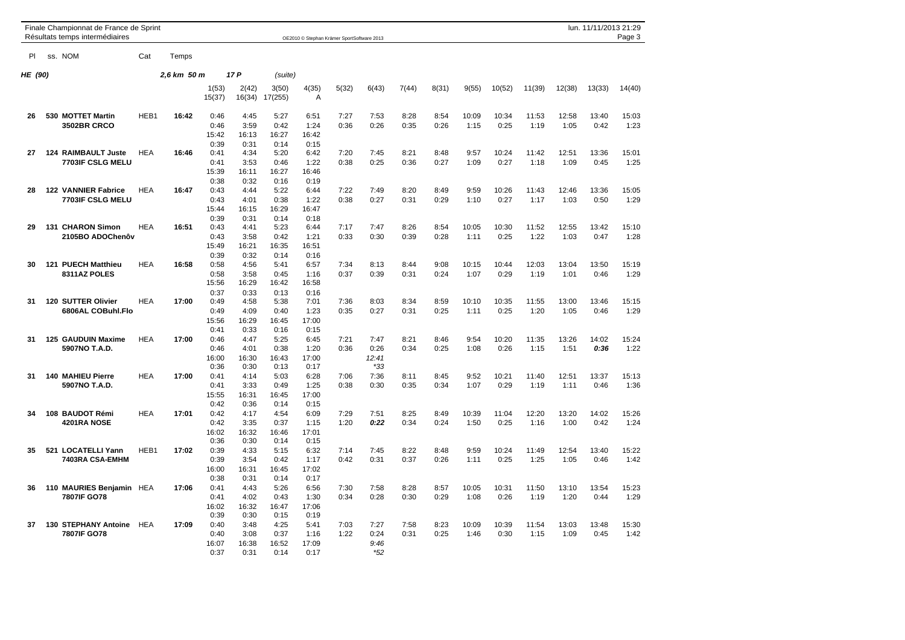Finale Championnat de France de Sprint
Résultats temps intermédiaires

lun. 11/11/2013 21:29

OE2010 © Stephan Krämer SportSoftware 2013

**HE (90)** — 2,6 km 50 m — 17 P (suite)

| Pl | ss. | NOM | Cat | Temps | 1(53) / 15(37) | 2(42) / 16(34) | 3(50) / 17(255) | 4(35) / A | 5(32) | 6(43) | 7(44) | 8(31) | 9(55) | 10(52) | 11(39) | 12(38) | 13(33) | 14(40) |
|---|---|---|---|---|---|---|---|---|---|---|---|---|---|---|---|---|---|---|
| 26 | 530 | **MOTTET Martin** | HEB1 | **16:42** | 0:46 | 4:45 | 5:27 | 6:51 | 7:27 | 7:53 | 8:28 | 8:54 | 10:09 | 10:34 | 11:53 | 12:58 | 13:40 | 15:03 |
| | | **3502BR CRCO** | | | 0:46 | 3:59 | 0:42 | 1:24 | 0:36 | 0:26 | 0:35 | 0:26 | 1:15 | 0:25 | 1:19 | 1:05 | 0:42 | 1:23 |
| | | | | | 15:42 | 16:13 | 16:27 | 16:42 | | | | | | | | | | |
| | | | | | 0:39 | 0:31 | 0:14 | 0:15 | | | | | | | | | | |
| 27 | 124 | **RAIMBAULT Juste** | HEA | **16:46** | 0:41 | 4:34 | 5:20 | 6:42 | 7:20 | 7:45 | 8:21 | 8:48 | 9:57 | 10:24 | 11:42 | 12:51 | 13:36 | 15:01 |
| | | **7703IF CSLG MELU** | | | 0:41 | 3:53 | 0:46 | 1:22 | 0:38 | 0:25 | 0:36 | 0:27 | 1:09 | 0:27 | 1:18 | 1:09 | 0:45 | 1:25 |
| | | | | | 15:39 | 16:11 | 16:27 | 16:46 | | | | | | | | | | |
| | | | | | 0:38 | 0:32 | 0:16 | 0:19 | | | | | | | | | | |
| 28 | 122 | **VANNIER Fabrice** | HEA | **16:47** | 0:43 | 4:44 | 5:22 | 6:44 | 7:22 | 7:49 | 8:20 | 8:49 | 9:59 | 10:26 | 11:43 | 12:46 | 13:36 | 15:05 |
| | | **7703IF CSLG MELU** | | | 0:43 | 4:01 | 0:38 | 1:22 | 0:38 | 0:27 | 0:31 | 0:29 | 1:10 | 0:27 | 1:17 | 1:03 | 0:50 | 1:29 |
| | | | | | 15:44 | 16:15 | 16:29 | 16:47 | | | | | | | | | | |
| | | | | | 0:39 | 0:31 | 0:14 | 0:18 | | | | | | | | | | |
| 29 | 131 | **CHARON Simon** | HEA | **16:51** | 0:43 | 4:41 | 5:23 | 6:44 | 7:17 | 7:47 | 8:26 | 8:54 | 10:05 | 10:30 | 11:52 | 12:55 | 13:42 | 15:10 |
| | | **2105BO ADOChenôv** | | | 0:43 | 3:58 | 0:42 | 1:21 | 0:33 | 0:30 | 0:39 | 0:28 | 1:11 | 0:25 | 1:22 | 1:03 | 0:47 | 1:28 |
| | | | | | 15:49 | 16:21 | 16:35 | 16:51 | | | | | | | | | | |
| | | | | | 0:39 | 0:32 | 0:14 | 0:16 | | | | | | | | | | |
| 30 | 121 | **PUECH Matthieu** | HEA | **16:58** | 0:58 | 4:56 | 5:41 | 6:57 | 7:34 | 8:13 | 8:44 | 9:08 | 10:15 | 10:44 | 12:03 | 13:04 | 13:50 | 15:19 |
| | | **8311AZ POLES** | | | 0:58 | 3:58 | 0:45 | 1:16 | 0:37 | 0:39 | 0:31 | 0:24 | 1:07 | 0:29 | 1:19 | 1:01 | 0:46 | 1:29 |
| | | | | | 15:56 | 16:29 | 16:42 | 16:58 | | | | | | | | | | |
| | | | | | 0:37 | 0:33 | 0:13 | 0:16 | | | | | | | | | | |
| 31 | 120 | **SUTTER Olivier** | HEA | **17:00** | 0:49 | 4:58 | 5:38 | 7:01 | 7:36 | 8:03 | 8:34 | 8:59 | 10:10 | 10:35 | 11:55 | 13:00 | 13:46 | 15:15 |
| | | **6806AL COBuhl.Flo** | | | 0:49 | 4:09 | 0:40 | 1:23 | 0:35 | 0:27 | 0:31 | 0:25 | 1:11 | 0:25 | 1:20 | 1:05 | 0:46 | 1:29 |
| | | | | | 15:56 | 16:29 | 16:45 | 17:00 | | | | | | | | | | |
| | | | | | 0:41 | 0:33 | 0:16 | 0:15 | | | | | | | | | | |
| 31 | 125 | **GAUDUIN Maxime** | HEA | **17:00** | 0:46 | 4:47 | 5:25 | 6:45 | 7:21 | 7:47 | 8:21 | 8:46 | 9:54 | 10:20 | 11:35 | 13:26 | 14:02 | 15:24 |
| | | **5907NO T.A.D.** | | | 0:46 | 4:01 | 0:38 | 1:20 | 0:36 | 0:26 | 0:34 | 0:25 | 1:08 | 0:26 | 1:15 | 1:51 | ***0:36*** | 1:22 |
| | | | | | 16:00 | 16:30 | 16:43 | 17:00 | | *12:41* | | | | | | | | |
| | | | | | 0:36 | 0:30 | 0:13 | 0:17 | | *\*33* | | | | | | | | |
| 31 | 140 | **MAHIEU Pierre** | HEA | **17:00** | 0:41 | 4:14 | 5:03 | 6:28 | 7:06 | 7:36 | 8:11 | 8:45 | 9:52 | 10:21 | 11:40 | 12:51 | 13:37 | 15:13 |
| | | **5907NO T.A.D.** | | | 0:41 | 3:33 | 0:49 | 1:25 | 0:38 | 0:30 | 0:35 | 0:34 | 1:07 | 0:29 | 1:19 | 1:11 | 0:46 | 1:36 |
| | | | | | 15:55 | 16:31 | 16:45 | 17:00 | | | | | | | | | | |
| | | | | | 0:42 | 0:36 | 0:14 | 0:15 | | | | | | | | | | |
| 34 | 108 | **BAUDOT Rémi** | HEA | **17:01** | 0:42 | 4:17 | 4:54 | 6:09 | 7:29 | 7:51 | 8:25 | 8:49 | 10:39 | 11:04 | 12:20 | 13:20 | 14:02 | 15:26 |
| | | **4201RA NOSE** | | | 0:42 | 3:35 | 0:37 | 1:15 | 1:20 | ***0:22*** | 0:34 | 0:24 | 1:50 | 0:25 | 1:16 | 1:00 | 0:42 | 1:24 |
| | | | | | 16:02 | 16:32 | 16:46 | 17:01 | | | | | | | | | | |
| | | | | | 0:36 | 0:30 | 0:14 | 0:15 | | | | | | | | | | |
| 35 | 521 | **LOCATELLI Yann** | HEB1 | **17:02** | 0:39 | 4:33 | 5:15 | 6:32 | 7:14 | 7:45 | 8:22 | 8:48 | 9:59 | 10:24 | 11:49 | 12:54 | 13:40 | 15:22 |
| | | **7403RA CSA-EMHM** | | | 0:39 | 3:54 | 0:42 | 1:17 | 0:42 | 0:31 | 0:37 | 0:26 | 1:11 | 0:25 | 1:25 | 1:05 | 0:46 | 1:42 |
| | | | | | 16:00 | 16:31 | 16:45 | 17:02 | | | | | | | | | | |
| | | | | | 0:38 | 0:31 | 0:14 | 0:17 | | | | | | | | | | |
| 36 | 110 | **MAURIES Benjamin** | HEA | **17:06** | 0:41 | 4:43 | 5:26 | 6:56 | 7:30 | 7:58 | 8:28 | 8:57 | 10:05 | 10:31 | 11:50 | 13:10 | 13:54 | 15:23 |
| | | **7807IF GO78** | | | 0:41 | 4:02 | 0:43 | 1:30 | 0:34 | 0:28 | 0:30 | 0:29 | 1:08 | 0:26 | 1:19 | 1:20 | 0:44 | 1:29 |
| | | | | | 16:02 | 16:32 | 16:47 | 17:06 | | | | | | | | | | |
| | | | | | 0:39 | 0:30 | 0:15 | 0:19 | | | | | | | | | | |
| 37 | 130 | **STEPHANY Antoine** | HEA | **17:09** | 0:40 | 3:48 | 4:25 | 5:41 | 7:03 | 7:27 | 7:58 | 8:23 | 10:09 | 10:39 | 11:54 | 13:03 | 13:48 | 15:30 |
| | | **7807IF GO78** | | | 0:40 | 3:08 | 0:37 | 1:16 | 1:22 | 0:24 | 0:31 | 0:25 | 1:46 | 0:30 | 1:15 | 1:09 | 0:45 | 1:42 |
| | | | | | 16:07 | 16:38 | 16:52 | 17:09 | | *9:46* | | | | | | | | |
| | | | | | 0:37 | 0:31 | 0:14 | 0:17 | | *\*52* | | | | | | | | |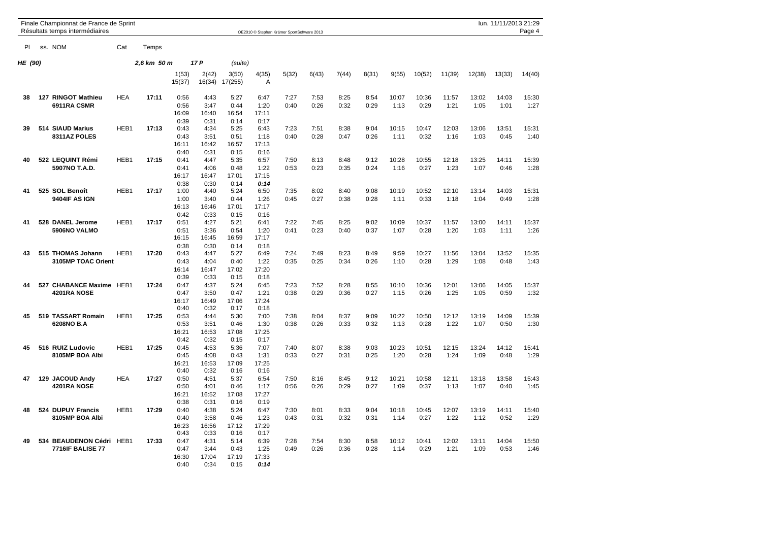Finale Championnat de France de Sprint
Résultats temps intermédiaires

lun. 11/11/2013 21:29

**HE (90)** — 2,6 km 50 m — 17 P (suite)

| Pl | ss. | NOM | Cat | Temps | 1(53) / 15(37) | 2(42) / 16(34) | 3(50) / 17(255) | 4(35) / A | 5(32) | 6(43) | 7(44) | 8(31) | 9(55) | 10(52) | 11(39) | 12(38) | 13(33) | 14(40) |
|---|---|---|---|---|---|---|---|---|---|---|---|---|---|---|---|---|---|---|
| 38 | 127 | RINGOT Mathieu<br>6911RA CSMR | HEA | 17:11 | 0:56<br>0:56<br>16:09<br>0:39 | 4:43<br>3:47<br>16:40<br>0:31 | 5:27<br>0:44<br>16:54<br>0:14 | 6:47<br>1:20<br>17:11<br>0:17 | 7:27<br>0:40 | 7:53<br>0:26 | 8:25<br>0:32 | 8:54<br>0:29 | 10:07<br>1:13 | 10:36<br>0:29 | 11:57<br>1:21 | 13:02<br>1:05 | 14:03<br>1:01 | 15:30<br>1:27 |
| 39 | 514 | SIAUD Marius<br>8311AZ POLES | HEB1 | 17:13 | 0:43<br>0:43<br>16:11<br>0:40 | 4:34<br>3:51<br>16:42<br>0:31 | 5:25<br>0:51<br>16:57<br>0:15 | 6:43<br>1:18<br>17:13<br>0:16 | 7:23<br>0:40 | 7:51<br>0:28 | 8:38<br>0:47 | 9:04<br>0:26 | 10:15<br>1:11 | 10:47<br>0:32 | 12:03<br>1:16 | 13:06<br>1:03 | 13:51<br>0:45 | 15:31<br>1:40 |
| 40 | 522 | LEQUINT Rémi<br>5907NO T.A.D. | HEB1 | 17:15 | 0:41<br>0:41<br>16:17<br>0:38 | 4:47<br>4:06<br>16:47<br>0:30 | 5:35<br>0:48<br>17:01<br>0:14 | 6:57<br>1:22<br>17:15<br>*0:14* | 7:50<br>0:53 | 8:13<br>0:23 | 8:48<br>0:35 | 9:12<br>0:24 | 10:28<br>1:16 | 10:55<br>0:27 | 12:18<br>1:23 | 13:25<br>1:07 | 14:11<br>0:46 | 15:39<br>1:28 |
| 41 | 525 | SOL Benoît<br>9404IF AS IGN | HEB1 | 17:17 | 1:00<br>1:00<br>16:13<br>0:42 | 4:40<br>3:40<br>16:46<br>0:33 | 5:24<br>0:44<br>17:01<br>0:15 | 6:50<br>1:26<br>17:17<br>0:16 | 7:35<br>0:45 | 8:02<br>0:27 | 8:40<br>0:38 | 9:08<br>0:28 | 10:19<br>1:11 | 10:52<br>0:33 | 12:10<br>1:18 | 13:14<br>1:04 | 14:03<br>0:49 | 15:31<br>1:28 |
| 41 | 528 | DANEL Jerome<br>5906NO VALMO | HEB1 | 17:17 | 0:51<br>0:51<br>16:15<br>0:38 | 4:27<br>3:36<br>16:45<br>0:30 | 5:21<br>0:54<br>16:59<br>0:14 | 6:41<br>1:20<br>17:17<br>0:18 | 7:22<br>0:41 | 7:45<br>0:23 | 8:25<br>0:40 | 9:02<br>0:37 | 10:09<br>1:07 | 10:37<br>0:28 | 11:57<br>1:20 | 13:00<br>1:03 | 14:11<br>1:11 | 15:37<br>1:26 |
| 43 | 515 | THOMAS Johann<br>3105MP TOAC Orient | HEB1 | 17:20 | 0:43<br>0:43<br>16:14<br>0:39 | 4:47<br>4:04<br>16:47<br>0:33 | 5:27<br>0:40<br>17:02<br>0:15 | 6:49<br>1:22<br>17:20<br>0:18 | 7:24<br>0:35 | 7:49<br>0:25 | 8:23<br>0:34 | 8:49<br>0:26 | 9:59<br>1:10 | 10:27<br>0:28 | 11:56<br>1:29 | 13:04<br>1:08 | 13:52<br>0:48 | 15:35<br>1:43 |
| 44 | 527 | CHABANCE Maxime<br>4201RA NOSE | HEB1 | 17:24 | 0:47<br>0:47<br>16:17<br>0:40 | 4:37<br>3:50<br>16:49<br>0:32 | 5:24<br>0:47<br>17:06<br>0:17 | 6:45<br>1:21<br>17:24<br>0:18 | 7:23<br>0:38 | 7:52<br>0:29 | 8:28<br>0:36 | 8:55<br>0:27 | 10:10<br>1:15 | 10:36<br>0:26 | 12:01<br>1:25 | 13:06<br>1:05 | 14:05<br>0:59 | 15:37<br>1:32 |
| 45 | 519 | TASSART Romain<br>6208NO B.A | HEB1 | 17:25 | 0:53<br>0:53<br>16:21<br>0:42 | 4:44<br>3:51<br>16:53<br>0:32 | 5:30<br>0:46<br>17:08<br>0:15 | 7:00<br>1:30<br>17:25<br>0:17 | 7:38<br>0:38 | 8:04<br>0:26 | 8:37<br>0:33 | 9:09<br>0:32 | 10:22<br>1:13 | 10:50<br>0:28 | 12:12<br>1:22 | 13:19<br>1:07 | 14:09<br>0:50 | 15:39<br>1:30 |
| 45 | 516 | RUIZ Ludovic<br>8105MP BOA Albi | HEB1 | 17:25 | 0:45<br>0:45<br>16:21<br>0:40 | 4:53<br>4:08<br>16:53<br>0:32 | 5:36<br>0:43<br>17:09<br>0:16 | 7:07<br>1:31<br>17:25<br>0:16 | 7:40<br>0:33 | 8:07<br>0:27 | 8:38<br>0:31 | 9:03<br>0:25 | 10:23<br>1:20 | 10:51<br>0:28 | 12:15<br>1:24 | 13:24<br>1:09 | 14:12<br>0:48 | 15:41<br>1:29 |
| 47 | 129 | JACOUD Andy<br>4201RA NOSE | HEA | 17:27 | 0:50<br>0:50<br>16:21<br>0:38 | 4:51<br>4:01<br>16:52<br>0:31 | 5:37<br>0:46<br>17:08<br>0:16 | 6:54<br>1:17<br>17:27<br>0:19 | 7:50<br>0:56 | 8:16<br>0:26 | 8:45<br>0:29 | 9:12<br>0:27 | 10:21<br>1:09 | 10:58<br>0:37 | 12:11<br>1:13 | 13:18<br>1:07 | 13:58<br>0:40 | 15:43<br>1:45 |
| 48 | 524 | DUPUY Francis<br>8105MP BOA Albi | HEB1 | 17:29 | 0:40<br>0:40<br>16:23<br>0:43 | 4:38<br>3:58<br>16:56<br>0:33 | 5:24<br>0:46<br>17:12<br>0:16 | 6:47<br>1:23<br>17:29<br>0:17 | 7:30<br>0:43 | 8:01<br>0:31 | 8:33<br>0:32 | 9:04<br>0:31 | 10:18<br>1:14 | 10:45<br>0:27 | 12:07<br>1:22 | 13:19<br>1:12 | 14:11<br>0:52 | 15:40<br>1:29 |
| 49 | 534 | BEAUDENON Cédri<br>7716IF BALISE 77 | HEB1 | 17:33 | 0:47<br>0:47<br>16:30<br>0:40 | 4:31<br>3:44<br>17:04<br>0:34 | 5:14<br>0:43<br>17:19<br>0:15 | 6:39<br>1:25<br>17:33<br>*0:14* | 7:28<br>0:49 | 7:54<br>0:26 | 8:30<br>0:36 | 8:58<br>0:28 | 10:12<br>1:14 | 10:41<br>0:29 | 12:02<br>1:21 | 13:11<br>1:09 | 14:04<br>0:53 | 15:50<br>1:46 |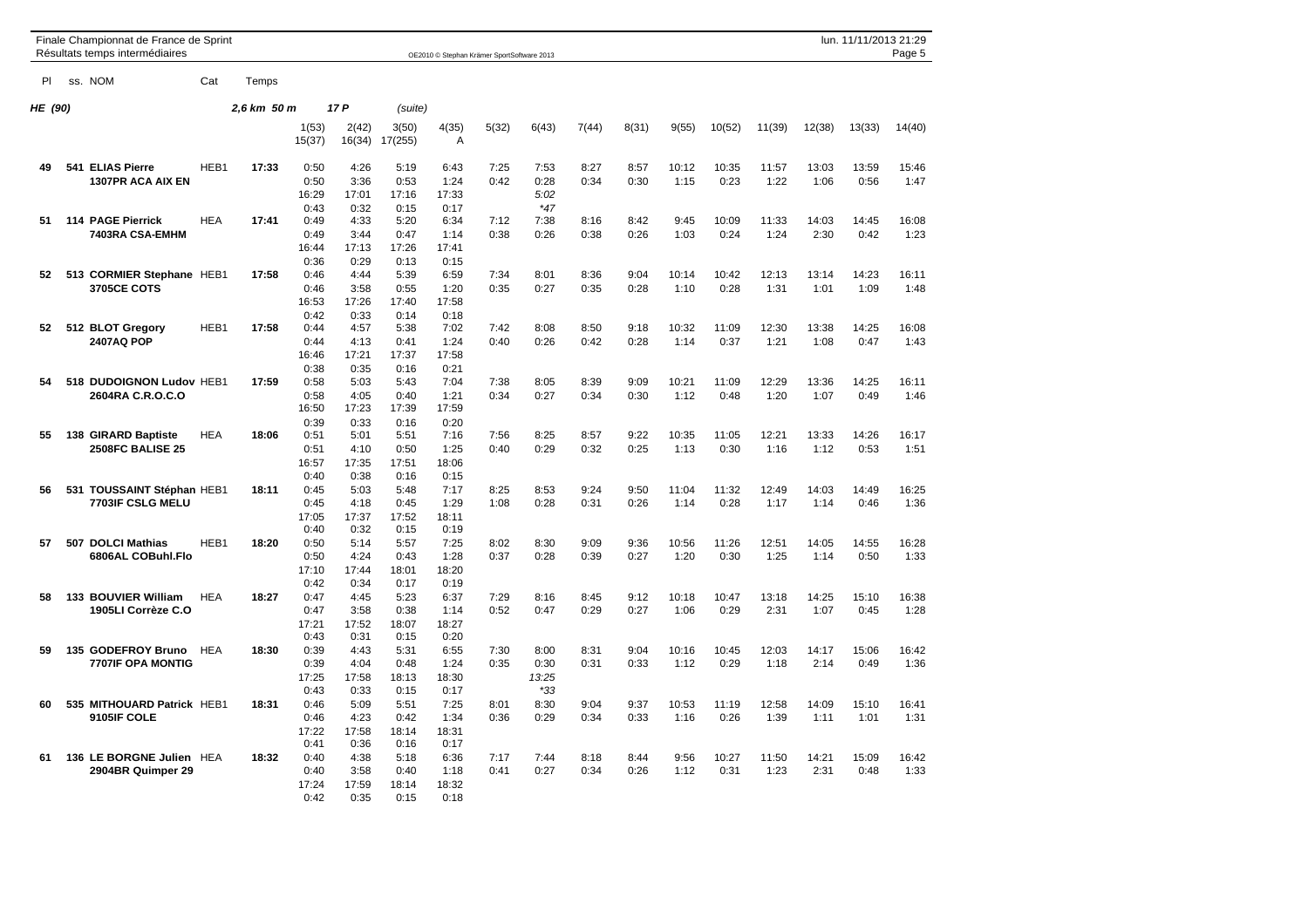Finale Championnat de France de Sprint
Résultats temps intermédiaires

lun. 11/11/2013 21:29

OE2010 © Stephan Krämer SportSoftware 2013

**HE (90)** — 2,6 km 50 m — 17 P (suite)

| Pl | ss. | NOM | Cat | Temps | 1(53) / 15(37) | 2(42) / 16(34) | 3(50) / 17(255) | 4(35) / A | 5(32) | 6(43) | 7(44) | 8(31) | 9(55) | 10(52) | 11(39) | 12(38) | 13(33) | 14(40) |
|---|---|---|---|---|---|---|---|---|---|---|---|---|---|---|---|---|---|---|
| 49 | 541 | **ELIAS Pierre** | HEB1 | 17:33 | 0:50 | 4:26 | 5:19 | 6:43 | 7:25 | 7:53 | 8:27 | 8:57 | 10:12 | 10:35 | 11:57 | 13:03 | 13:59 | 15:46 |
| | | **1307PR ACA AIX EN** | | | 0:50 | 3:36 | 0:53 | 1:24 | 0:42 | 0:28 | 0:34 | 0:30 | 1:15 | 0:23 | 1:22 | 1:06 | 0:56 | 1:47 |
| | | | | | 16:29 | 17:01 | 17:16 | 17:33 | | 5:02 | | | | | | | | |
| | | | | | 0:43 | 0:32 | 0:15 | 0:17 | | *47 | | | | | | | | |
| 51 | 114 | **PAGE Pierrick** | HEA | 17:41 | 0:49 | 4:33 | 5:20 | 6:34 | 7:12 | 7:38 | 8:16 | 8:42 | 9:45 | 10:09 | 11:33 | 14:03 | 14:45 | 16:08 |
| | | **7403RA CSA-EMHM** | | | 0:49 | 3:44 | 0:47 | 1:14 | 0:38 | 0:26 | 0:38 | 0:26 | 1:03 | 0:24 | 1:24 | 2:30 | 0:42 | 1:23 |
| | | | | | 16:44 | 17:13 | 17:26 | 17:41 | | | | | | | | | | |
| | | | | | 0:36 | 0:29 | 0:13 | 0:15 | | | | | | | | | | |
| 52 | 513 | **CORMIER Stephane** | HEB1 | 17:58 | 0:46 | 4:44 | 5:39 | 6:59 | 7:34 | 8:01 | 8:36 | 9:04 | 10:14 | 10:42 | 12:13 | 13:14 | 14:23 | 16:11 |
| | | **3705CE COTS** | | | 0:46 | 3:58 | 0:55 | 1:20 | 0:35 | 0:27 | 0:35 | 0:28 | 1:10 | 0:28 | 1:31 | 1:01 | 1:09 | 1:48 |
| | | | | | 16:53 | 17:26 | 17:40 | 17:58 | | | | | | | | | | |
| | | | | | 0:42 | 0:33 | 0:14 | 0:18 | | | | | | | | | | |
| 52 | 512 | **BLOT Gregory** | HEB1 | 17:58 | 0:44 | 4:57 | 5:38 | 7:02 | 7:42 | 8:08 | 8:50 | 9:18 | 10:32 | 11:09 | 12:30 | 13:38 | 14:25 | 16:08 |
| | | **2407AQ POP** | | | 0:44 | 4:13 | 0:41 | 1:24 | 0:40 | 0:26 | 0:42 | 0:28 | 1:14 | 0:37 | 1:21 | 1:08 | 0:47 | 1:43 |
| | | | | | 16:46 | 17:21 | 17:37 | 17:58 | | | | | | | | | | |
| | | | | | 0:38 | 0:35 | 0:16 | 0:21 | | | | | | | | | | |
| 54 | 518 | **DUDOIGNON Ludov** | HEB1 | 17:59 | 0:58 | 5:03 | 5:43 | 7:04 | 7:38 | 8:05 | 8:39 | 9:09 | 10:21 | 11:09 | 12:29 | 13:36 | 14:25 | 16:11 |
| | | **2604RA C.R.O.C.O** | | | 0:58 | 4:05 | 0:40 | 1:21 | 0:34 | 0:27 | 0:34 | 0:30 | 1:12 | 0:48 | 1:20 | 1:07 | 0:49 | 1:46 |
| | | | | | 16:50 | 17:23 | 17:39 | 17:59 | | | | | | | | | | |
| | | | | | 0:39 | 0:33 | 0:16 | 0:20 | | | | | | | | | | |
| 55 | 138 | **GIRARD Baptiste** | HEA | 18:06 | 0:51 | 5:01 | 5:51 | 7:16 | 7:56 | 8:25 | 8:57 | 9:22 | 10:35 | 11:05 | 12:21 | 13:33 | 14:26 | 16:17 |
| | | **2508FC BALISE 25** | | | 0:51 | 4:10 | 0:50 | 1:25 | 0:40 | 0:29 | 0:32 | 0:25 | 1:13 | 0:30 | 1:16 | 1:12 | 0:53 | 1:51 |
| | | | | | 16:57 | 17:35 | 17:51 | 18:06 | | | | | | | | | | |
| | | | | | 0:40 | 0:38 | 0:16 | 0:15 | | | | | | | | | | |
| 56 | 531 | **TOUSSAINT Stéphan** | HEB1 | 18:11 | 0:45 | 5:03 | 5:48 | 7:17 | 8:25 | 8:53 | 9:24 | 9:50 | 11:04 | 11:32 | 12:49 | 14:03 | 14:49 | 16:25 |
| | | **7703IF CSLG MELU** | | | 0:45 | 4:18 | 0:45 | 1:29 | 1:08 | 0:28 | 0:31 | 0:26 | 1:14 | 0:28 | 1:17 | 1:14 | 0:46 | 1:36 |
| | | | | | 17:05 | 17:37 | 17:52 | 18:11 | | | | | | | | | | |
| | | | | | 0:40 | 0:32 | 0:15 | 0:19 | | | | | | | | | | |
| 57 | 507 | **DOLCI Mathias** | HEB1 | 18:20 | 0:50 | 5:14 | 5:57 | 7:25 | 8:02 | 8:30 | 9:09 | 9:36 | 10:56 | 11:26 | 12:51 | 14:05 | 14:55 | 16:28 |
| | | **6806AL COBuhl.Flo** | | | 0:50 | 4:24 | 0:43 | 1:28 | 0:37 | 0:28 | 0:39 | 0:27 | 1:20 | 0:30 | 1:25 | 1:14 | 0:50 | 1:33 |
| | | | | | 17:10 | 17:44 | 18:01 | 18:20 | | | | | | | | | | |
| | | | | | 0:42 | 0:34 | 0:17 | 0:19 | | | | | | | | | | |
| 58 | 133 | **BOUVIER William** | HEA | 18:27 | 0:47 | 4:45 | 5:23 | 6:37 | 7:29 | 8:16 | 8:45 | 9:12 | 10:18 | 10:47 | 13:18 | 14:25 | 15:10 | 16:38 |
| | | **1905LI Corrèze C.O** | | | 0:47 | 3:58 | 0:38 | 1:14 | 0:52 | 0:47 | 0:29 | 0:27 | 1:06 | 0:29 | 2:31 | 1:07 | 0:45 | 1:28 |
| | | | | | 17:21 | 17:52 | 18:07 | 18:27 | | | | | | | | | | |
| | | | | | 0:43 | 0:31 | 0:15 | 0:20 | | | | | | | | | | |
| 59 | 135 | **GODEFROY Bruno** | HEA | 18:30 | 0:39 | 4:43 | 5:31 | 6:55 | 7:30 | 8:00 | 8:31 | 9:04 | 10:16 | 10:45 | 12:03 | 14:17 | 15:06 | 16:42 |
| | | **7707IF OPA MONTIG** | | | 0:39 | 4:04 | 0:48 | 1:24 | 0:35 | 0:30 | 0:31 | 0:33 | 1:12 | 0:29 | 1:18 | 2:14 | 0:49 | 1:36 |
| | | | | | 17:25 | 17:58 | 18:13 | 18:30 | | 13:25 | | | | | | | | |
| | | | | | 0:43 | 0:33 | 0:15 | 0:17 | | *33 | | | | | | | | |
| 60 | 535 | **MITHOUARD Patrick** | HEB1 | 18:31 | 0:46 | 5:09 | 5:51 | 7:25 | 8:01 | 8:30 | 9:04 | 9:37 | 10:53 | 11:19 | 12:58 | 14:09 | 15:10 | 16:41 |
| | | **9105IF COLE** | | | 0:46 | 4:23 | 0:42 | 1:34 | 0:36 | 0:29 | 0:34 | 0:33 | 1:16 | 0:26 | 1:39 | 1:11 | 1:01 | 1:31 |
| | | | | | 17:22 | 17:58 | 18:14 | 18:31 | | | | | | | | | | |
| | | | | | 0:41 | 0:36 | 0:16 | 0:17 | | | | | | | | | | |
| 61 | 136 | **LE BORGNE Julien** | HEA | 18:32 | 0:40 | 4:38 | 5:18 | 6:36 | 7:17 | 7:44 | 8:18 | 8:44 | 9:56 | 10:27 | 11:50 | 14:21 | 15:09 | 16:42 |
| | | **2904BR Quimper 29** | | | 0:40 | 3:58 | 0:40 | 1:18 | 0:41 | 0:27 | 0:34 | 0:26 | 1:12 | 0:31 | 1:23 | 2:31 | 0:48 | 1:33 |
| | | | | | 17:24 | 17:59 | 18:14 | 18:32 | | | | | | | | | | |
| | | | | | 0:42 | 0:35 | 0:15 | 0:18 | | | | | | | | | | |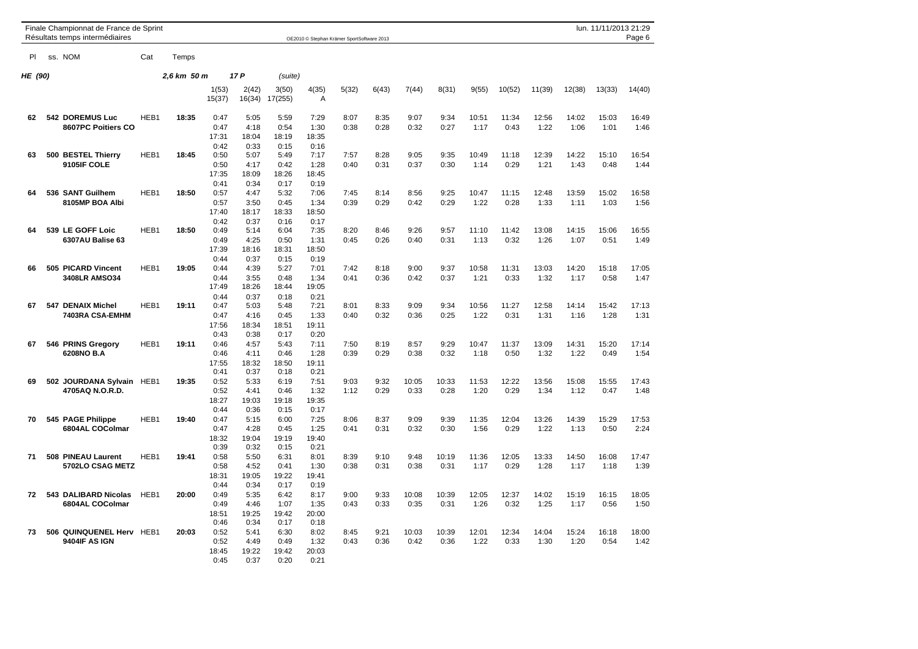Finale Championnat de France de Sprint
Résultats temps intermédiaires

OE2010 © Stephan Krämer SportSoftware 2013

lun. 11/11/2013 21:29

**HE (90)** — 2,6 km 50 m — 17 P (suite)

| Pl | ss. | NOM | Cat | Temps | 1(53) / 15(37) | 2(42) / 16(34) | 3(50) / 17(255) | 4(35) / A | 5(32) | 6(43) | 7(44) | 8(31) | 9(55) | 10(52) | 11(39) | 12(38) | 13(33) | 14(40) |
|---|---|---|---|---|---|---|---|---|---|---|---|---|---|---|---|---|---|---|
| 62 | 542 | **DOREMUS Luc** | HEB1 | 18:35 | 0:47 | 5:05 | 5:59 | 7:29 | 8:07 | 8:35 | 9:07 | 9:34 | 10:51 | 11:34 | 12:56 | 14:02 | 15:03 | 16:49 |
| | | **8607PC Poitiers CO** | | | 0:47 | 4:18 | 0:54 | 1:30 | 0:38 | 0:28 | 0:32 | 0:27 | 1:17 | 0:43 | 1:22 | 1:06 | 1:01 | 1:46 |
| | | | | | 17:31 | 18:04 | 18:19 | 18:35 | | | | | | | | | | |
| | | | | | 0:42 | 0:33 | 0:15 | 0:16 | | | | | | | | | | |
| 63 | 500 | **BESTEL Thierry** | HEB1 | 18:45 | 0:50 | 5:07 | 5:49 | 7:17 | 7:57 | 8:28 | 9:05 | 9:35 | 10:49 | 11:18 | 12:39 | 14:22 | 15:10 | 16:54 |
| | | **9105IF COLE** | | | 0:50 | 4:17 | 0:42 | 1:28 | 0:40 | 0:31 | 0:37 | 0:30 | 1:14 | 0:29 | 1:21 | 1:43 | 0:48 | 1:44 |
| | | | | | 17:35 | 18:09 | 18:26 | 18:45 | | | | | | | | | | |
| | | | | | 0:41 | 0:34 | 0:17 | 0:19 | | | | | | | | | | |
| 64 | 536 | **SANT Guilhem** | HEB1 | 18:50 | 0:57 | 4:47 | 5:32 | 7:06 | 7:45 | 8:14 | 8:56 | 9:25 | 10:47 | 11:15 | 12:48 | 13:59 | 15:02 | 16:58 |
| | | **8105MP BOA Albi** | | | 0:57 | 3:50 | 0:45 | 1:34 | 0:39 | 0:29 | 0:42 | 0:29 | 1:22 | 0:28 | 1:33 | 1:11 | 1:03 | 1:56 |
| | | | | | 17:40 | 18:17 | 18:33 | 18:50 | | | | | | | | | | |
| | | | | | 0:42 | 0:37 | 0:16 | 0:17 | | | | | | | | | | |
| 64 | 539 | **LE GOFF Loic** | HEB1 | 18:50 | 0:49 | 5:14 | 6:04 | 7:35 | 8:20 | 8:46 | 9:26 | 9:57 | 11:10 | 11:42 | 13:08 | 14:15 | 15:06 | 16:55 |
| | | **6307AU Balise 63** | | | 0:49 | 4:25 | 0:50 | 1:31 | 0:45 | 0:26 | 0:40 | 0:31 | 1:13 | 0:32 | 1:26 | 1:07 | 0:51 | 1:49 |
| | | | | | 17:39 | 18:16 | 18:31 | 18:50 | | | | | | | | | | |
| | | | | | 0:44 | 0:37 | 0:15 | 0:19 | | | | | | | | | | |
| 66 | 505 | **PICARD Vincent** | HEB1 | 19:05 | 0:44 | 4:39 | 5:27 | 7:01 | 7:42 | 8:18 | 9:00 | 9:37 | 10:58 | 11:31 | 13:03 | 14:20 | 15:18 | 17:05 |
| | | **3408LR AMSO34** | | | 0:44 | 3:55 | 0:48 | 1:34 | 0:41 | 0:36 | 0:42 | 0:37 | 1:21 | 0:33 | 1:32 | 1:17 | 0:58 | 1:47 |
| | | | | | 17:49 | 18:26 | 18:44 | 19:05 | | | | | | | | | | |
| | | | | | 0:44 | 0:37 | 0:18 | 0:21 | | | | | | | | | | |
| 67 | 547 | **DENAIX Michel** | HEB1 | 19:11 | 0:47 | 5:03 | 5:48 | 7:21 | 8:01 | 8:33 | 9:09 | 9:34 | 10:56 | 11:27 | 12:58 | 14:14 | 15:42 | 17:13 |
| | | **7403RA CSA-EMHM** | | | 0:47 | 4:16 | 0:45 | 1:33 | 0:40 | 0:32 | 0:36 | 0:25 | 1:22 | 0:31 | 1:31 | 1:16 | 1:28 | 1:31 |
| | | | | | 17:56 | 18:34 | 18:51 | 19:11 | | | | | | | | | | |
| | | | | | 0:43 | 0:38 | 0:17 | 0:20 | | | | | | | | | | |
| 67 | 546 | **PRINS Gregory** | HEB1 | 19:11 | 0:46 | 4:57 | 5:43 | 7:11 | 7:50 | 8:19 | 8:57 | 9:29 | 10:47 | 11:37 | 13:09 | 14:31 | 15:20 | 17:14 |
| | | **6208NO B.A** | | | 0:46 | 4:11 | 0:46 | 1:28 | 0:39 | 0:29 | 0:38 | 0:32 | 1:18 | 0:50 | 1:32 | 1:22 | 0:49 | 1:54 |
| | | | | | 17:55 | 18:32 | 18:50 | 19:11 | | | | | | | | | | |
| | | | | | 0:41 | 0:37 | 0:18 | 0:21 | | | | | | | | | | |
| 69 | 502 | **JOURDANA Sylvain** | HEB1 | 19:35 | 0:52 | 5:33 | 6:19 | 7:51 | 9:03 | 9:32 | 10:05 | 10:33 | 11:53 | 12:22 | 13:56 | 15:08 | 15:55 | 17:43 |
| | | **4705AQ N.O.R.D.** | | | 0:52 | 4:41 | 0:46 | 1:32 | 1:12 | 0:29 | 0:33 | 0:28 | 1:20 | 0:29 | 1:34 | 1:12 | 0:47 | 1:48 |
| | | | | | 18:27 | 19:03 | 19:18 | 19:35 | | | | | | | | | | |
| | | | | | 0:44 | 0:36 | 0:15 | 0:17 | | | | | | | | | | |
| 70 | 545 | **PAGE Philippe** | HEB1 | 19:40 | 0:47 | 5:15 | 6:00 | 7:25 | 8:06 | 8:37 | 9:09 | 9:39 | 11:35 | 12:04 | 13:26 | 14:39 | 15:29 | 17:53 |
| | | **6804AL COColmar** | | | 0:47 | 4:28 | 0:45 | 1:25 | 0:41 | 0:31 | 0:32 | 0:30 | 1:56 | 0:29 | 1:22 | 1:13 | 0:50 | 2:24 |
| | | | | | 18:32 | 19:04 | 19:19 | 19:40 | | | | | | | | | | |
| | | | | | 0:39 | 0:32 | 0:15 | 0:21 | | | | | | | | | | |
| 71 | 508 | **PINEAU Laurent** | HEB1 | 19:41 | 0:58 | 5:50 | 6:31 | 8:01 | 8:39 | 9:10 | 9:48 | 10:19 | 11:36 | 12:05 | 13:33 | 14:50 | 16:08 | 17:47 |
| | | **5702LO CSAG METZ** | | | 0:58 | 4:52 | 0:41 | 1:30 | 0:38 | 0:31 | 0:38 | 0:31 | 1:17 | 0:29 | 1:28 | 1:17 | 1:18 | 1:39 |
| | | | | | 18:31 | 19:05 | 19:22 | 19:41 | | | | | | | | | | |
| | | | | | 0:44 | 0:34 | 0:17 | 0:19 | | | | | | | | | | |
| 72 | 543 | **DALIBARD Nicolas** | HEB1 | 20:00 | 0:49 | 5:35 | 6:42 | 8:17 | 9:00 | 9:33 | 10:08 | 10:39 | 12:05 | 12:37 | 14:02 | 15:19 | 16:15 | 18:05 |
| | | **6804AL COColmar** | | | 0:49 | 4:46 | 1:07 | 1:35 | 0:43 | 0:33 | 0:35 | 0:31 | 1:26 | 0:32 | 1:25 | 1:17 | 0:56 | 1:50 |
| | | | | | 18:51 | 19:25 | 19:42 | 20:00 | | | | | | | | | | |
| | | | | | 0:46 | 0:34 | 0:17 | 0:18 | | | | | | | | | | |
| 73 | 506 | **QUINQUENEL Herv** | HEB1 | 20:03 | 0:52 | 5:41 | 6:30 | 8:02 | 8:45 | 9:21 | 10:03 | 10:39 | 12:01 | 12:34 | 14:04 | 15:24 | 16:18 | 18:00 |
| | | **9404IF AS IGN** | | | 0:52 | 4:49 | 0:49 | 1:32 | 0:43 | 0:36 | 0:42 | 0:36 | 1:22 | 0:33 | 1:30 | 1:20 | 0:54 | 1:42 |
| | | | | | 18:45 | 19:22 | 19:42 | 20:03 | | | | | | | | | | |
| | | | | | 0:45 | 0:37 | 0:20 | 0:21 | | | | | | | | | | |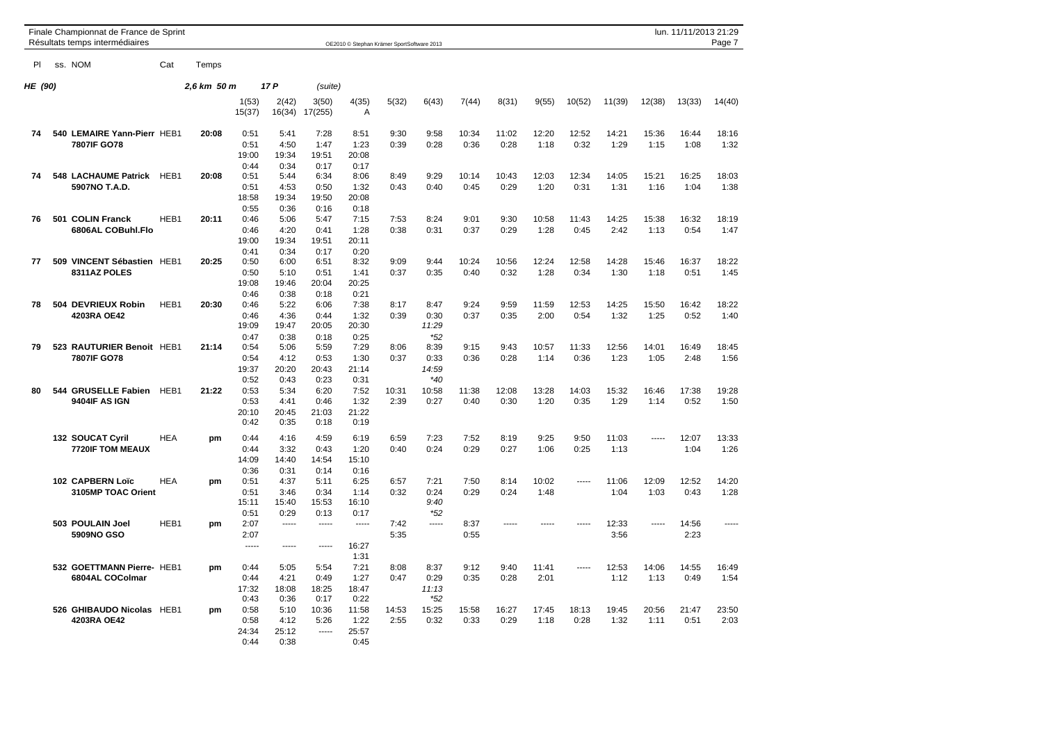Finale Championnat de France de Sprint
Résultats temps intermédiaires

OE2010 © Stephan Krämer SportSoftware 2013

lun. 11/11/2013 21:29

| Pl | ss. NOM | Cat | Temps | 1(53) 15(37) | 2(42) 16(34) | 3(50) 17(255) | 4(35) A | 5(32) | 6(43) | 7(44) | 8(31) | 9(55) | 10(52) | 11(39) | 12(38) | 13(33) | 14(40) |
|---|---|---|---|---|---|---|---|---|---|---|---|---|---|---|---|---|---|
| **HE (90)** | | | **2,6 km 50 m** | | **17 P** | *(suite)* | | | | | | | | | | | |
| **74** | **540 LEMAIRE Yann-Pierr** **7807IF GO78** | HEB1 | **20:08** | 0:51 0:51 19:00 0:44 | 5:41 4:50 19:34 0:34 | 7:28 1:47 19:51 0:17 | 8:51 1:23 20:08 0:17 | 9:30 0:39 | 9:58 0:28 | 10:34 0:36 | 11:02 0:28 | 12:20 1:18 | 12:52 0:32 | 14:21 1:29 | 15:36 1:15 | 16:44 1:08 | 18:16 1:32 |
| **74** | **548 LACHAUME Patrick** **5907NO T.A.D.** | HEB1 | **20:08** | 0:51 0:51 18:58 0:55 | 5:44 4:53 19:34 0:36 | 6:34 0:50 19:50 0:16 | 8:06 1:32 20:08 0:18 | 8:49 0:43 | 9:29 0:40 | 10:14 0:45 | 10:43 0:29 | 12:03 1:20 | 12:34 0:31 | 14:05 1:31 | 15:21 1:16 | 16:25 1:04 | 18:03 1:38 |
| **76** | **501 COLIN Franck** **6806AL COBuhl.Flo** | HEB1 | **20:11** | 0:46 0:46 19:00 0:41 | 5:06 4:20 19:34 0:34 | 5:47 0:41 19:51 0:17 | 7:15 1:28 20:11 0:20 | 7:53 0:38 | 8:24 0:31 | 9:01 0:37 | 9:30 0:29 | 10:58 1:28 | 11:43 0:45 | 14:25 2:42 | 15:38 1:13 | 16:32 0:54 | 18:19 1:47 |
| **77** | **509 VINCENT Sébastien** **8311AZ POLES** | HEB1 | **20:25** | 0:50 0:50 19:08 0:46 | 6:00 5:10 19:46 0:38 | 6:51 0:51 20:04 0:18 | 8:32 1:41 20:25 0:21 | 9:09 0:37 | 9:44 0:35 | 10:24 0:40 | 10:56 0:32 | 12:24 1:28 | 12:58 0:34 | 14:28 1:30 | 15:46 1:18 | 16:37 0:51 | 18:22 1:45 |
| **78** | **504 DEVRIEUX Robin** **4203RA OE42** | HEB1 | **20:30** | 0:46 0:46 19:09 0:47 | 5:22 4:36 19:47 0:38 | 6:06 0:44 20:05 0:18 | 7:38 1:32 20:30 0:25 | 8:17 0:39 | 8:47 0:30 *11:29* *\*52* | 9:24 0:37 | 9:59 0:35 | 11:59 2:00 | 12:53 0:54 | 14:25 1:32 | 15:50 1:25 | 16:42 0:52 | 18:22 1:40 |
| **79** | **523 RAUTURIER Benoit** **7807IF GO78** | HEB1 | **21:14** | 0:54 0:54 19:37 0:52 | 5:06 4:12 20:20 0:43 | 5:59 0:53 20:43 0:23 | 7:29 1:30 21:14 0:31 | 8:06 0:37 | 8:39 0:33 *14:59* *\*40* | 9:15 0:36 | 9:43 0:28 | 10:57 1:14 | 11:33 0:36 | 12:56 1:23 | 14:01 1:05 | 16:49 2:48 | 18:45 1:56 |
| **80** | **544 GRUSELLE Fabien** **9404IF AS IGN** | HEB1 | **21:22** | 0:53 0:53 20:10 0:42 | 5:34 4:41 20:45 0:35 | 6:20 0:46 21:03 0:18 | 7:52 1:32 21:22 0:19 | 10:31 2:39 | 10:58 0:27 | 11:38 0:40 | 12:08 0:30 | 13:28 1:20 | 14:03 0:35 | 15:32 1:29 | 16:46 1:14 | 17:38 0:52 | 19:28 1:50 |
| | **132 SOUCAT Cyril** **7720IF TOM MEAUX** | HEA | **pm** | 0:44 0:44 14:09 0:36 | 4:16 3:32 14:40 0:31 | 4:59 0:43 14:54 0:14 | 6:19 1:20 15:10 0:16 | 6:59 0:40 | 7:23 0:24 | 7:52 0:29 | 8:19 0:27 | 9:25 1:06 | 9:50 0:25 | 11:03 1:13 | ----- | 12:07 1:04 | 13:33 1:26 |
| | **102 CAPBERN Loïc** **3105MP TOAC Orient** | HEA | **pm** | 0:51 0:51 15:11 0:51 | 4:37 3:46 15:40 0:29 | 5:11 0:34 15:53 0:13 | 6:25 1:14 16:10 0:17 | 6:57 0:32 | 7:21 0:24 *9:40* *\*52* | 7:50 0:29 | 8:14 0:24 | 10:02 1:48 | ----- | 11:06 1:04 | 12:09 1:03 | 12:52 0:43 | 14:20 1:28 |
| | **503 POULAIN Joel** **5909NO GSO** | HEB1 | **pm** | 2:07 2:07 ----- | ----- ----- | ----- ----- | ----- 16:27 1:31 | 7:42 5:35 | ----- | 8:37 0:55 | ----- | ----- | ----- | 12:33 3:56 | ----- | 14:56 2:23 | ----- |
| | **532 GOETTMANN Pierre-** **6804AL COColmar** | HEB1 | **pm** | 0:44 0:44 17:32 0:43 | 5:05 4:21 18:08 0:36 | 5:54 0:49 18:25 0:17 | 7:21 1:27 18:47 0:22 | 8:08 0:47 | 8:37 0:29 *11:13* *\*52* | 9:12 0:35 | 9:40 0:28 | 11:41 2:01 | ----- | 12:53 1:12 | 14:06 1:13 | 14:55 0:49 | 16:49 1:54 |
| | **526 GHIBAUDO Nicolas** **4203RA OE42** | HEB1 | **pm** | 0:58 0:58 24:34 0:44 | 5:10 4:12 25:12 0:38 | 10:36 5:26 ----- | 11:58 1:22 25:57 0:45 | 14:53 2:55 | 15:25 0:32 | 15:58 0:33 | 16:27 0:29 | 17:45 1:18 | 18:13 0:28 | 19:45 1:32 | 20:56 1:11 | 21:47 0:51 | 23:50 2:03 |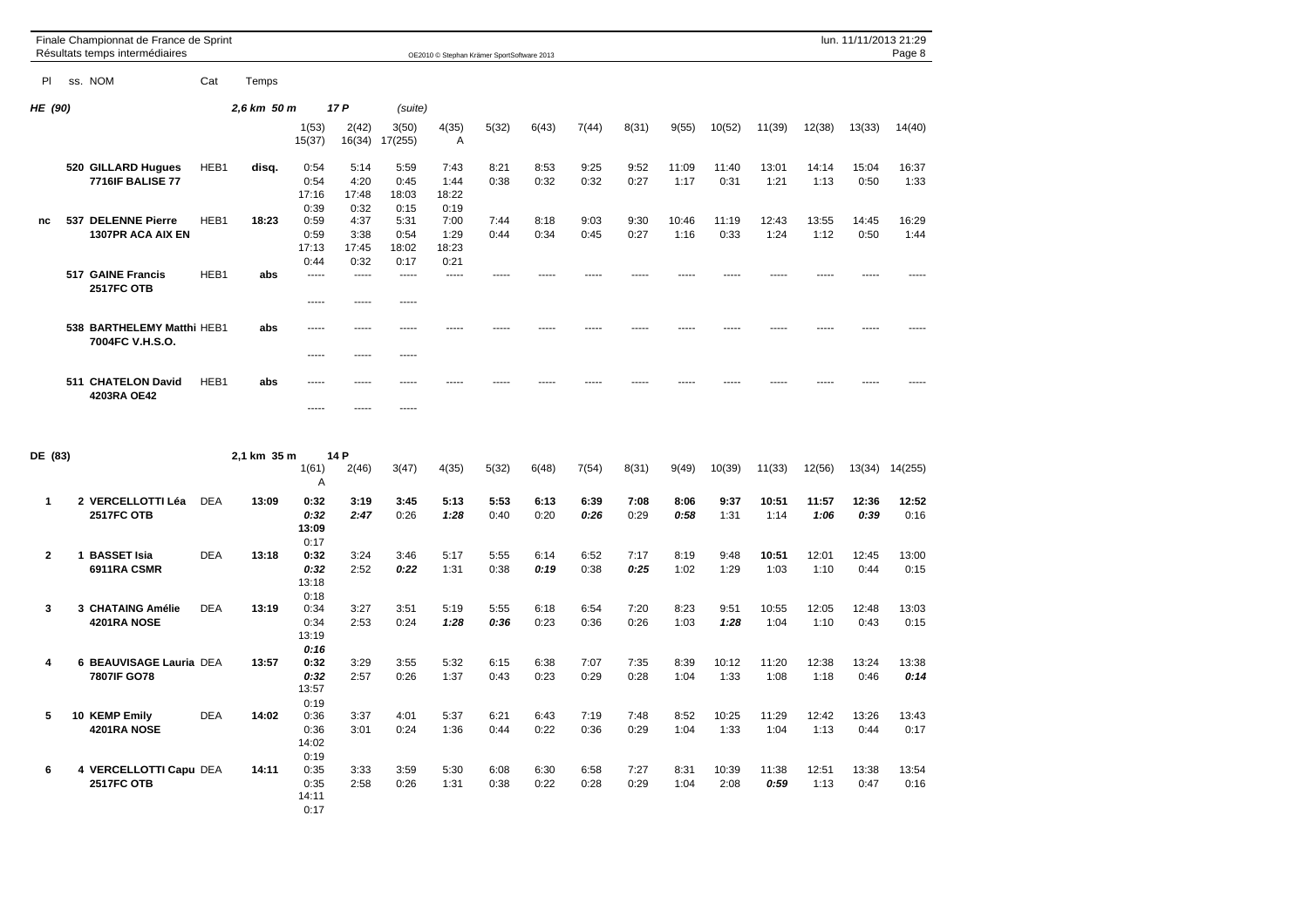Finale Championnat de France de Sprint
Résultats temps intermédiaires

## HE (90) — 2,6 km 50 m — 17 P (suite)

| Pl | ss. NOM | Cat | Temps | 1(53) / 15(37) | 2(42) / 16(34) | 3(50) / 17(255) | 4(35) / A | 5(32) | 6(43) | 7(44) | 8(31) | 9(55) | 10(52) | 11(39) | 12(38) | 13(33) | 14(40) |
|---|---|---|---|---|---|---|---|---|---|---|---|---|---|---|---|---|---|
| | 520 GILLARD Hugues **7716IF BALISE 77** | HEB1 | disq. | 0:54 | 5:14 | 5:59 | 7:43 | 8:21 | 8:53 | 9:25 | 9:52 | 11:09 | 11:40 | 13:01 | 14:14 | 15:04 | 16:37 |
| | | | | 0:54 | 4:20 | 0:45 | 1:44 | 0:38 | 0:32 | 0:32 | 0:27 | 1:17 | 0:31 | 1:21 | 1:13 | 0:50 | 1:33 |
| | | | | 17:16 | 17:48 | 18:03 | 18:22 | | | | | | | | | | |
| | | | | 0:39 | 0:32 | 0:15 | 0:19 | | | | | | | | | | |
| nc | 537 DELENNE Pierre **1307PR ACA AIX EN** | HEB1 | 18:23 | 0:59 | 4:37 | 5:31 | 7:00 | 7:44 | 8:18 | 9:03 | 9:30 | 10:46 | 11:19 | 12:43 | 13:55 | 14:45 | 16:29 |
| | | | | 0:59 | 3:38 | 0:54 | 1:29 | 0:44 | 0:34 | 0:45 | 0:27 | 1:16 | 0:33 | 1:24 | 1:12 | 0:50 | 1:44 |
| | | | | 17:13 | 17:45 | 18:02 | 18:23 | | | | | | | | | | |
| | | | | 0:44 | 0:32 | 0:17 | 0:21 | | | | | | | | | | |
| | 517 GAINE Francis **2517FC OTB** | HEB1 | abs | ----- | ----- | ----- | ----- | ----- | ----- | ----- | ----- | ----- | ----- | ----- | ----- | ----- | ----- |
| | | | | ----- | ----- | ----- | | | | | | | | | | | |
| | 538 BARTHELEMY Matthi **7004FC V.H.S.O.** | HEB1 | abs | ----- | ----- | ----- | ----- | ----- | ----- | ----- | ----- | ----- | ----- | ----- | ----- | ----- | ----- |
| | | | | ----- | ----- | ----- | | | | | | | | | | | |
| | 511 CHATELON David **4203RA OE42** | HEB1 | abs | ----- | ----- | ----- | ----- | ----- | ----- | ----- | ----- | ----- | ----- | ----- | ----- | ----- | ----- |
| | | | | ----- | ----- | ----- | | | | | | | | | | | |

## DE (83) — 2,1 km 35 m — 14 P

| Pl | ss. NOM | Cat | Temps | 1(61) / A | 2(46) | 3(47) | 4(35) | 5(32) | 6(48) | 7(54) | 8(31) | 9(49) | 10(39) | 11(33) | 12(56) | 13(34) | 14(255) |
|---|---|---|---|---|---|---|---|---|---|---|---|---|---|---|---|---|---|
| 1 | 2 VERCELLOTTI Léa **2517FC OTB** | DEA | 13:09 | **0:32** | **3:19** | **3:45** | **5:13** | **5:53** | **6:13** | **6:39** | **7:08** | **8:06** | **9:37** | **10:51** | **11:57** | **12:36** | **12:52** |
| | | | | ***0:32*** | ***2:47*** | 0:26 | ***1:28*** | 0:40 | 0:20 | ***0:26*** | 0:29 | ***0:58*** | 1:31 | 1:14 | ***1:06*** | ***0:39*** | 0:16 |
| | | | | **13:09** | | | | | | | | | | | | | |
| | | | | 0:17 | | | | | | | | | | | | | |
| 2 | 1 BASSET Isia **6911RA CSMR** | DEA | 13:18 | **0:32** | 3:24 | 3:46 | 5:17 | 5:55 | 6:14 | 6:52 | 7:17 | 8:19 | 9:48 | **10:51** | 12:01 | 12:45 | 13:00 |
| | | | | ***0:32*** | 2:52 | ***0:22*** | 1:31 | 0:38 | ***0:19*** | 0:38 | ***0:25*** | 1:02 | 1:29 | 1:03 | 1:10 | 0:44 | 0:15 |
| | | | | 13:18 | | | | | | | | | | | | | |
| | | | | 0:18 | | | | | | | | | | | | | |
| 3 | 3 CHATAING Amélie **4201RA NOSE** | DEA | 13:19 | 0:34 | 3:27 | 3:51 | 5:19 | 5:55 | 6:18 | 6:54 | 7:20 | 8:23 | 9:51 | 10:55 | 12:05 | 12:48 | 13:03 |
| | | | | 0:34 | 2:53 | 0:24 | ***1:28*** | ***0:36*** | 0:23 | 0:36 | 0:26 | 1:03 | ***1:28*** | 1:04 | 1:10 | 0:43 | 0:15 |
| | | | | 13:19 | | | | | | | | | | | | | |
| | | | | ***0:16*** | | | | | | | | | | | | | |
| 4 | 6 BEAUVISAGE Lauria **7807IF GO78** | DEA | 13:57 | **0:32** | 3:29 | 3:55 | 5:32 | 6:15 | 6:38 | 7:07 | 7:35 | 8:39 | 10:12 | 11:20 | 12:38 | 13:24 | 13:38 |
| | | | | ***0:32*** | 2:57 | 0:26 | 1:37 | 0:43 | 0:23 | 0:29 | 0:28 | 1:04 | 1:33 | 1:08 | 1:18 | 0:46 | ***0:14*** |
| | | | | 13:57 | | | | | | | | | | | | | |
| | | | | 0:19 | | | | | | | | | | | | | |
| 5 | 10 KEMP Emily **4201RA NOSE** | DEA | 14:02 | 0:36 | 3:37 | 4:01 | 5:37 | 6:21 | 6:43 | 7:19 | 7:48 | 8:52 | 10:25 | 11:29 | 12:42 | 13:26 | 13:43 |
| | | | | 0:36 | 3:01 | 0:24 | 1:36 | 0:44 | 0:22 | 0:36 | 0:29 | 1:04 | 1:33 | 1:04 | 1:13 | 0:44 | 0:17 |
| | | | | 14:02 | | | | | | | | | | | | | |
| | | | | 0:19 | | | | | | | | | | | | | |
| 6 | 4 VERCELLOTTI Capu **2517FC OTB** | DEA | 14:11 | 0:35 | 3:33 | 3:59 | 5:30 | 6:08 | 6:30 | 6:58 | 7:27 | 8:31 | 10:39 | 11:38 | 12:51 | 13:38 | 13:54 |
| | | | | 0:35 | 2:58 | 0:26 | 1:31 | 0:38 | 0:22 | 0:28 | 0:29 | 1:04 | 2:08 | ***0:59*** | 1:13 | 0:47 | 0:16 |
| | | | | 14:11 | | | | | | | | | | | | | |
| | | | | 0:17 | | | | | | | | | | | | | |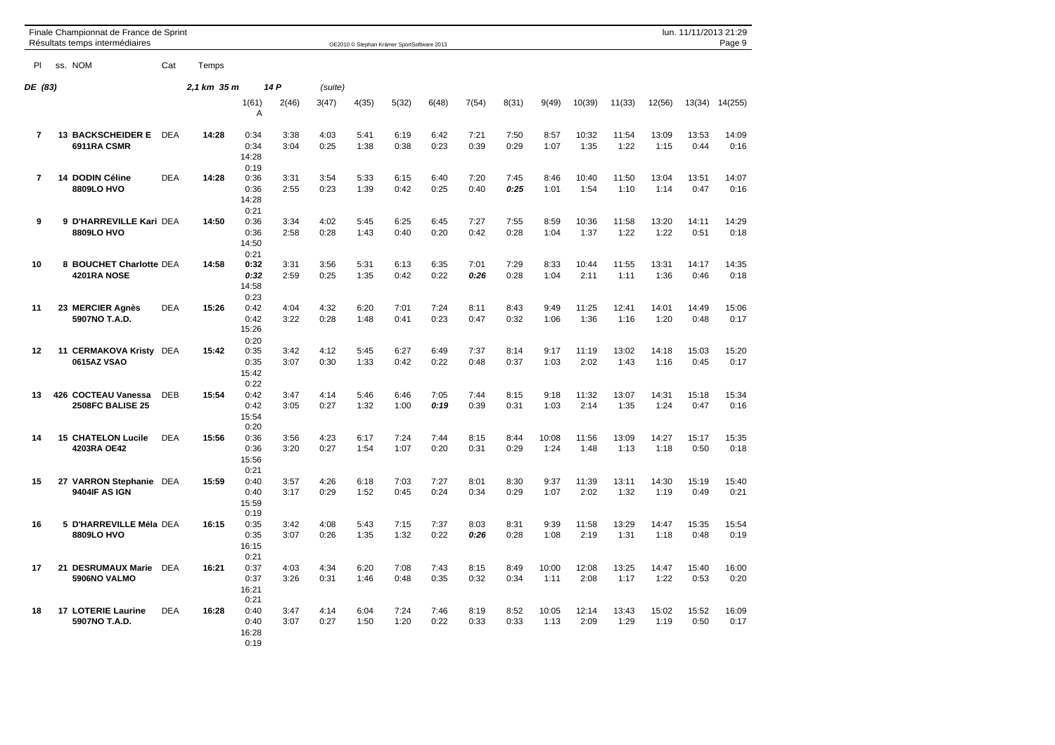Finale Championnat de France de Sprint
Résultats temps intermédiaires

OE2010 © Stephan Krämer SportSoftware 2013

lun. 11/11/2013 21:29

**DE (83)** 2,1 km 35 m 14 P (suite)

| Pl | ss. NOM | Cat | Temps | 1(61) A | 2(46) | 3(47) | 4(35) | 5(32) | 6(48) | 7(54) | 8(31) | 9(49) | 10(39) | 11(33) | 12(56) | 13(34) | 14(255) |
|---|---|---|---|---|---|---|---|---|---|---|---|---|---|---|---|---|---|
| 7 | **13 BACKSCHEIDER E** **6911RA CSMR** | DEA | **14:28** | 0:34 0:34 14:28 0:19 | 3:38 3:04 | 4:03 0:25 | 5:41 1:38 | 6:19 0:38 | 6:42 0:23 | 7:21 0:39 | 7:50 0:29 | 8:57 1:07 | 10:32 1:35 | 11:54 1:22 | 13:09 1:15 | 13:53 0:44 | 14:09 0:16 |
| 7 | **14 DODIN Céline** **8809LO HVO** | DEA | **14:28** | 0:36 0:36 14:28 0:21 | 3:31 2:55 | 3:54 0:23 | 5:33 1:39 | 6:15 0:42 | 6:40 0:25 | 7:20 0:40 | 7:45 ***0:25*** | 8:46 1:01 | 10:40 1:54 | 11:50 1:10 | 13:04 1:14 | 13:51 0:47 | 14:07 0:16 |
| 9 | **9 D'HARREVILLE Kari** **8809LO HVO** | DEA | **14:50** | 0:36 0:36 14:50 0:21 | 3:34 2:58 | 4:02 0:28 | 5:45 1:43 | 6:25 0:40 | 6:45 0:20 | 7:27 0:42 | 7:55 0:28 | 8:59 1:04 | 10:36 1:37 | 11:58 1:22 | 13:20 1:22 | 14:11 0:51 | 14:29 0:18 |
| 10 | **8 BOUCHET Charlotte** **4201RA NOSE** | DEA | **14:58** | **0:32** ***0:32*** 14:58 0:23 | 3:31 2:59 | 3:56 0:25 | 5:31 1:35 | 6:13 0:42 | 6:35 0:22 | 7:01 ***0:26*** | 7:29 0:28 | 8:33 1:04 | 10:44 2:11 | 11:55 1:11 | 13:31 1:36 | 14:17 0:46 | 14:35 0:18 |
| 11 | **23 MERCIER Agnès** **5907NO T.A.D.** | DEA | **15:26** | 0:42 0:42 15:26 0:20 | 4:04 3:22 | 4:32 0:28 | 6:20 1:48 | 7:01 0:41 | 7:24 0:23 | 8:11 0:47 | 8:43 0:32 | 9:49 1:06 | 11:25 1:36 | 12:41 1:16 | 14:01 1:20 | 14:49 0:48 | 15:06 0:17 |
| 12 | **11 CERMAKOVA Kristy** **0615AZ VSAO** | DEA | **15:42** | 0:35 0:35 15:42 0:22 | 3:42 3:07 | 4:12 0:30 | 5:45 1:33 | 6:27 0:42 | 6:49 0:22 | 7:37 0:48 | 8:14 0:37 | 9:17 1:03 | 11:19 2:02 | 13:02 1:43 | 14:18 1:16 | 15:03 0:45 | 15:20 0:17 |
| 13 | **426 COCTEAU Vanessa** **2508FC BALISE 25** | DEB | **15:54** | 0:42 0:42 15:54 0:20 | 3:47 3:05 | 4:14 0:27 | 5:46 1:32 | 6:46 1:00 | 7:05 ***0:19*** | 7:44 0:39 | 8:15 0:31 | 9:18 1:03 | 11:32 2:14 | 13:07 1:35 | 14:31 1:24 | 15:18 0:47 | 15:34 0:16 |
| 14 | **15 CHATELON Lucile** **4203RA OE42** | DEA | **15:56** | 0:36 0:36 15:56 0:21 | 3:56 3:20 | 4:23 0:27 | 6:17 1:54 | 7:24 1:07 | 7:44 0:20 | 8:15 0:31 | 8:44 0:29 | 10:08 1:24 | 11:56 1:48 | 13:09 1:13 | 14:27 1:18 | 15:17 0:50 | 15:35 0:18 |
| 15 | **27 VARRON Stephanie** **9404IF AS IGN** | DEA | **15:59** | 0:40 0:40 15:59 0:19 | 3:57 3:17 | 4:26 0:29 | 6:18 1:52 | 7:03 0:45 | 7:27 0:24 | 8:01 0:34 | 8:30 0:29 | 9:37 1:07 | 11:39 2:02 | 13:11 1:32 | 14:30 1:19 | 15:19 0:49 | 15:40 0:21 |
| 16 | **5 D'HARREVILLE Méla** **8809LO HVO** | DEA | **16:15** | 0:35 0:35 16:15 0:21 | 3:42 3:07 | 4:08 0:26 | 5:43 1:35 | 7:15 1:32 | 7:37 0:22 | 8:03 ***0:26*** | 8:31 0:28 | 9:39 1:08 | 11:58 2:19 | 13:29 1:31 | 14:47 1:18 | 15:35 0:48 | 15:54 0:19 |
| 17 | **21 DESRUMAUX Marie** **5906NO VALMO** | DEA | **16:21** | 0:37 0:37 16:21 0:21 | 4:03 3:26 | 4:34 0:31 | 6:20 1:46 | 7:08 0:48 | 7:43 0:35 | 8:15 0:32 | 8:49 0:34 | 10:00 1:11 | 12:08 2:08 | 13:25 1:17 | 14:47 1:22 | 15:40 0:53 | 16:00 0:20 |
| 18 | **17 LOTERIE Laurine** **5907NO T.A.D.** | DEA | **16:28** | 0:40 0:40 16:28 0:19 | 3:47 3:07 | 4:14 0:27 | 6:04 1:50 | 7:24 1:20 | 7:46 0:22 | 8:19 0:33 | 8:52 0:33 | 10:05 1:13 | 12:14 2:09 | 13:43 1:29 | 15:02 1:19 | 15:52 0:50 | 16:09 0:17 |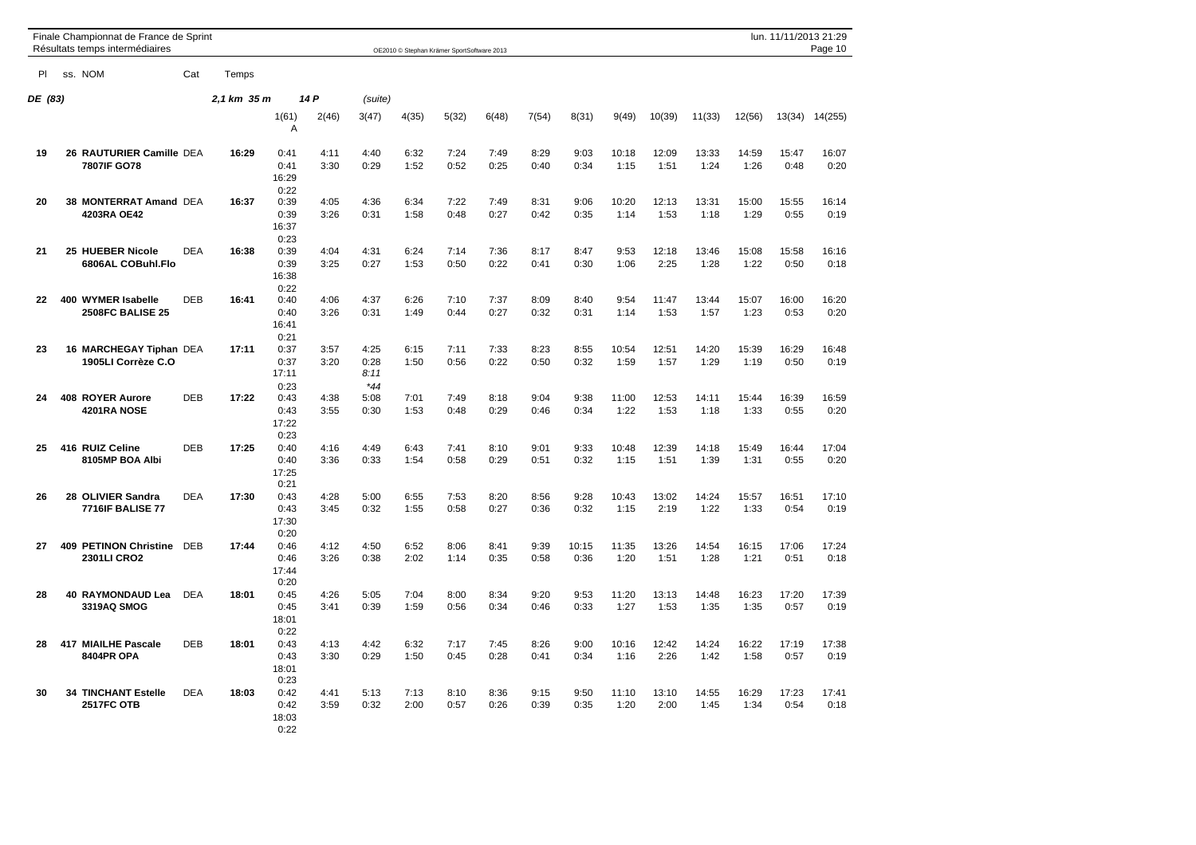Finale Championnat de France de Sprint
Résultats temps intermédiaires

OE2010 © Stephan Krämer SportSoftware 2013

lun. 11/11/2013 21:29

| Pl | ss. NOM | Cat | Temps | 1(61) A | 2(46) | 3(47) | 4(35) | 5(32) | 6(48) | 7(54) | 8(31) | 9(49) | 10(39) | 11(33) | 12(56) | 13(34) | 14(255) |
|---|---|---|---|---|---|---|---|---|---|---|---|---|---|---|---|---|---|
| **DE (83)** | | | **2,1 km 35 m** | **14 P** | | *(suite)* | | | | | | | | | | | |
| **19** | **26 RAUTURIER Camille** **7807IF GO78** | DEA | **16:29** | 0:41 0:41 16:29 0:22 | 4:11 3:30 | 4:40 0:29 | 6:32 1:52 | 7:24 0:52 | 7:49 0:25 | 8:29 0:40 | 9:03 0:34 | 10:18 1:15 | 12:09 1:51 | 13:33 1:24 | 14:59 1:26 | 15:47 0:48 | 16:07 0:20 |
| **20** | **38 MONTERRAT Amand** **4203RA OE42** | DEA | **16:37** | 0:39 0:39 16:37 0:23 | 4:05 3:26 | 4:36 0:31 | 6:34 1:58 | 7:22 0:48 | 7:49 0:27 | 8:31 0:42 | 9:06 0:35 | 10:20 1:14 | 12:13 1:53 | 13:31 1:18 | 15:00 1:29 | 15:55 0:55 | 16:14 0:19 |
| **21** | **25 HUEBER Nicole** **6806AL COBuhl.Flo** | DEA | **16:38** | 0:39 0:39 16:38 0:22 | 4:04 3:25 | 4:31 0:27 | 6:24 1:53 | 7:14 0:50 | 7:36 0:22 | 8:17 0:41 | 8:47 0:30 | 9:53 1:06 | 12:18 2:25 | 13:46 1:28 | 15:08 1:22 | 15:58 0:50 | 16:16 0:18 |
| **22** | **400 WYMER Isabelle** **2508FC BALISE 25** | DEB | **16:41** | 0:40 0:40 16:41 0:21 | 4:06 3:26 | 4:37 0:31 | 6:26 1:49 | 7:10 0:44 | 7:37 0:27 | 8:09 0:32 | 8:40 0:31 | 9:54 1:14 | 11:47 1:53 | 13:44 1:57 | 15:07 1:23 | 16:00 0:53 | 16:20 0:20 |
| **23** | **16 MARCHEGAY Tiphan** **1905LI Corrèze C.O** | DEA | **17:11** | 0:37 0:37 17:11 0:23 | 3:57 3:20 | 4:25 0:28 *8:11* *\*44* | 6:15 1:50 | 7:11 0:56 | 7:33 0:22 | 8:23 0:50 | 8:55 0:32 | 10:54 1:59 | 12:51 1:57 | 14:20 1:29 | 15:39 1:19 | 16:29 0:50 | 16:48 0:19 |
| **24** | **408 ROYER Aurore** **4201RA NOSE** | DEB | **17:22** | 0:43 0:43 17:22 0:23 | 4:38 3:55 | 5:08 0:30 | 7:01 1:53 | 7:49 0:48 | 8:18 0:29 | 9:04 0:46 | 9:38 0:34 | 11:00 1:22 | 12:53 1:53 | 14:11 1:18 | 15:44 1:33 | 16:39 0:55 | 16:59 0:20 |
| **25** | **416 RUIZ Celine** **8105MP BOA Albi** | DEB | **17:25** | 0:40 0:40 17:25 0:21 | 4:16 3:36 | 4:49 0:33 | 6:43 1:54 | 7:41 0:58 | 8:10 0:29 | 9:01 0:51 | 9:33 0:32 | 10:48 1:15 | 12:39 1:51 | 14:18 1:39 | 15:49 1:31 | 16:44 0:55 | 17:04 0:20 |
| **26** | **28 OLIVIER Sandra** **7716IF BALISE 77** | DEA | **17:30** | 0:43 0:43 17:30 0:20 | 4:28 3:45 | 5:00 0:32 | 6:55 1:55 | 7:53 0:58 | 8:20 0:27 | 8:56 0:36 | 9:28 0:32 | 10:43 1:15 | 13:02 2:19 | 14:24 1:22 | 15:57 1:33 | 16:51 0:54 | 17:10 0:19 |
| **27** | **409 PETINON Christine** **2301LI CRO2** | DEB | **17:44** | 0:46 0:46 17:44 0:20 | 4:12 3:26 | 4:50 0:38 | 6:52 2:02 | 8:06 1:14 | 8:41 0:35 | 9:39 0:58 | 10:15 0:36 | 11:35 1:20 | 13:26 1:51 | 14:54 1:28 | 16:15 1:21 | 17:06 0:51 | 17:24 0:18 |
| **28** | **40 RAYMONDAUD Lea** **3319AQ SMOG** | DEA | **18:01** | 0:45 0:45 18:01 0:22 | 4:26 3:41 | 5:05 0:39 | 7:04 1:59 | 8:00 0:56 | 8:34 0:34 | 9:20 0:46 | 9:53 0:33 | 11:20 1:27 | 13:13 1:53 | 14:48 1:35 | 16:23 1:35 | 17:20 0:57 | 17:39 0:19 |
| **28** | **417 MIALHE Pascale** **8404PR OPA** | DEB | **18:01** | 0:43 0:43 18:01 0:23 | 4:13 3:30 | 4:42 0:29 | 6:32 1:50 | 7:17 0:45 | 7:45 0:28 | 8:26 0:41 | 9:00 0:34 | 10:16 1:16 | 12:42 2:26 | 14:24 1:42 | 16:22 1:58 | 17:19 0:57 | 17:38 0:19 |
| **30** | **34 TINCHANT Estelle** **2517FC OTB** | DEA | **18:03** | 0:42 0:42 18:03 0:22 | 4:41 3:59 | 5:13 0:32 | 7:13 2:00 | 8:10 0:57 | 8:36 0:26 | 9:15 0:39 | 9:50 0:35 | 11:10 1:20 | 13:10 2:00 | 14:55 1:45 | 16:29 1:34 | 17:23 0:54 | 17:41 0:18 |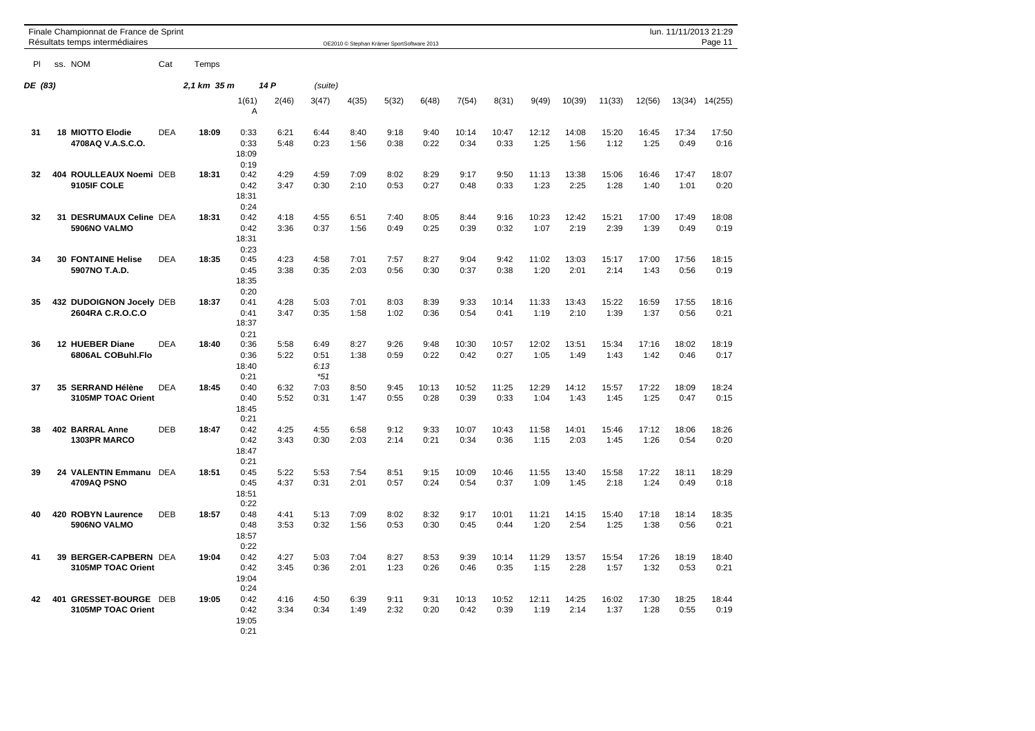Finale Championnat de France de Sprint
Résultats temps intermédiaires

| Pl | ss. NOM | Cat | Temps | 1(61) A | 2(46) | 3(47) | 4(35) | 5(32) | 6(48) | 7(54) | 8(31) | 9(49) | 10(39) | 11(33) | 12(56) | 13(34) | 14(255) |
|---|---|---|---|---|---|---|---|---|---|---|---|---|---|---|---|---|---|
| **DE (83)** | | | **2,1 km 35 m** | **14 P** | | (suite) | | | | | | | | | | | |
| **31** | **18 MIOTTO Elodie** <br> **4708AQ V.A.S.C.O.** | DEA | **18:09** | 0:33 <br> 0:33 <br> 18:09 <br> 0:19 | 6:21 <br> 5:48 | 6:44 <br> 0:23 | 8:40 <br> 1:56 | 9:18 <br> 0:38 | 9:40 <br> 0:22 | 10:14 <br> 0:34 | 10:47 <br> 0:33 | 12:12 <br> 1:25 | 14:08 <br> 1:56 | 15:20 <br> 1:12 | 16:45 <br> 1:25 | 17:34 <br> 0:49 | 17:50 <br> 0:16 |
| **32** | **404 ROULLEAUX Noemi** <br> **9105IF COLE** | DEB | **18:31** | 0:42 <br> 0:42 <br> 18:31 <br> 0:24 | 4:29 <br> 3:47 | 4:59 <br> 0:30 | 7:09 <br> 2:10 | 8:02 <br> 0:53 | 8:29 <br> 0:27 | 9:17 <br> 0:48 | 9:50 <br> 0:33 | 11:13 <br> 1:23 | 13:38 <br> 2:25 | 15:06 <br> 1:28 | 16:46 <br> 1:40 | 17:47 <br> 1:01 | 18:07 <br> 0:20 |
| **32** | **31 DESRUMAUX Celine** <br> **5906NO VALMO** | DEA | **18:31** | 0:42 <br> 0:42 <br> 18:31 <br> 0:23 | 4:18 <br> 3:36 | 4:55 <br> 0:37 | 6:51 <br> 1:56 | 7:40 <br> 0:49 | 8:05 <br> 0:25 | 8:44 <br> 0:39 | 9:16 <br> 0:32 | 10:23 <br> 1:07 | 12:42 <br> 2:19 | 15:21 <br> 2:39 | 17:00 <br> 1:39 | 17:49 <br> 0:49 | 18:08 <br> 0:19 |
| **34** | **30 FONTAINE Helise** <br> **5907NO T.A.D.** | DEA | **18:35** | 0:45 <br> 0:45 <br> 18:35 <br> 0:20 | 4:23 <br> 3:38 | 4:58 <br> 0:35 | 7:01 <br> 2:03 | 7:57 <br> 0:56 | 8:27 <br> 0:30 | 9:04 <br> 0:37 | 9:42 <br> 0:38 | 11:02 <br> 1:20 | 13:03 <br> 2:01 | 15:17 <br> 2:14 | 17:00 <br> 1:43 | 17:56 <br> 0:56 | 18:15 <br> 0:19 |
| **35** | **432 DUDOIGNON Jocely** <br> **2604RA C.R.O.C.O** | DEB | **18:37** | 0:41 <br> 0:41 <br> 18:37 <br> 0:21 | 4:28 <br> 3:47 | 5:03 <br> 0:35 | 7:01 <br> 1:58 | 8:03 <br> 1:02 | 8:39 <br> 0:36 | 9:33 <br> 0:54 | 10:14 <br> 0:41 | 11:33 <br> 1:19 | 13:43 <br> 2:10 | 15:22 <br> 1:39 | 16:59 <br> 1:37 | 17:55 <br> 0:56 | 18:16 <br> 0:21 |
| **36** | **12 HUEBER Diane** <br> **6806AL COBuhl.Flo** | DEA | **18:40** | 0:36 <br> 0:36 <br> 18:40 <br> 0:21 | 5:58 <br> 5:22 | 6:49 <br> 0:51 <br> 6:13 <br> *51 | 8:27 <br> 1:38 | 9:26 <br> 0:59 | 9:48 <br> 0:22 | 10:30 <br> 0:42 | 10:57 <br> 0:27 | 12:02 <br> 1:05 | 13:51 <br> 1:49 | 15:34 <br> 1:43 | 17:16 <br> 1:42 | 18:02 <br> 0:46 | 18:19 <br> 0:17 |
| **37** | **35 SERRAND Hélène** <br> **3105MP TOAC Orient** | DEA | **18:45** | 0:40 <br> 0:40 <br> 18:45 <br> 0:21 | 6:32 <br> 5:52 | 7:03 <br> 0:31 | 8:50 <br> 1:47 | 9:45 <br> 0:55 | 10:13 <br> 0:28 | 10:52 <br> 0:39 | 11:25 <br> 0:33 | 12:29 <br> 1:04 | 14:12 <br> 1:43 | 15:57 <br> 1:45 | 17:22 <br> 1:25 | 18:09 <br> 0:47 | 18:24 <br> 0:15 |
| **38** | **402 BARRAL Anne** <br> **1303PR MARCO** | DEB | **18:47** | 0:42 <br> 0:42 <br> 18:47 <br> 0:21 | 4:25 <br> 3:43 | 4:55 <br> 0:30 | 6:58 <br> 2:03 | 9:12 <br> 2:14 | 9:33 <br> 0:21 | 10:07 <br> 0:34 | 10:43 <br> 0:36 | 11:58 <br> 1:15 | 14:01 <br> 2:03 | 15:46 <br> 1:45 | 17:12 <br> 1:26 | 18:06 <br> 0:54 | 18:26 <br> 0:20 |
| **39** | **24 VALENTIN Emmanu** <br> **4709AQ PSNO** | DEA | **18:51** | 0:45 <br> 0:45 <br> 18:51 <br> 0:22 | 5:22 <br> 4:37 | 5:53 <br> 0:31 | 7:54 <br> 2:01 | 8:51 <br> 0:57 | 9:15 <br> 0:24 | 10:09 <br> 0:54 | 10:46 <br> 0:37 | 11:55 <br> 1:09 | 13:40 <br> 1:45 | 15:58 <br> 2:18 | 17:22 <br> 1:24 | 18:11 <br> 0:49 | 18:29 <br> 0:18 |
| **40** | **420 ROBYN Laurence** <br> **5906NO VALMO** | DEB | **18:57** | 0:48 <br> 0:48 <br> 18:57 <br> 0:22 | 4:41 <br> 3:53 | 5:13 <br> 0:32 | 7:09 <br> 1:56 | 8:02 <br> 0:53 | 8:32 <br> 0:30 | 9:17 <br> 0:45 | 10:01 <br> 0:44 | 11:21 <br> 1:20 | 14:15 <br> 2:54 | 15:40 <br> 1:25 | 17:18 <br> 1:38 | 18:14 <br> 0:56 | 18:35 <br> 0:21 |
| **41** | **39 BERGER-CAPBERN** <br> **3105MP TOAC Orient** | DEA | **19:04** | 0:42 <br> 0:42 <br> 19:04 <br> 0:24 | 4:27 <br> 3:45 | 5:03 <br> 0:36 | 7:04 <br> 2:01 | 8:27 <br> 1:23 | 8:53 <br> 0:26 | 9:39 <br> 0:46 | 10:14 <br> 0:35 | 11:29 <br> 1:15 | 13:57 <br> 2:28 | 15:54 <br> 1:57 | 17:26 <br> 1:32 | 18:19 <br> 0:53 | 18:40 <br> 0:21 |
| **42** | **401 GRESSET-BOURGE** <br> **3105MP TOAC Orient** | DEB | **19:05** | 0:42 <br> 0:42 <br> 19:05 <br> 0:21 | 4:16 <br> 3:34 | 4:50 <br> 0:34 | 6:39 <br> 1:49 | 9:11 <br> 2:32 | 9:31 <br> 0:20 | 10:13 <br> 0:42 | 10:52 <br> 0:39 | 12:11 <br> 1:19 | 14:25 <br> 2:14 | 16:02 <br> 1:37 | 17:30 <br> 1:28 | 18:25 <br> 0:55 | 18:44 <br> 0:19 |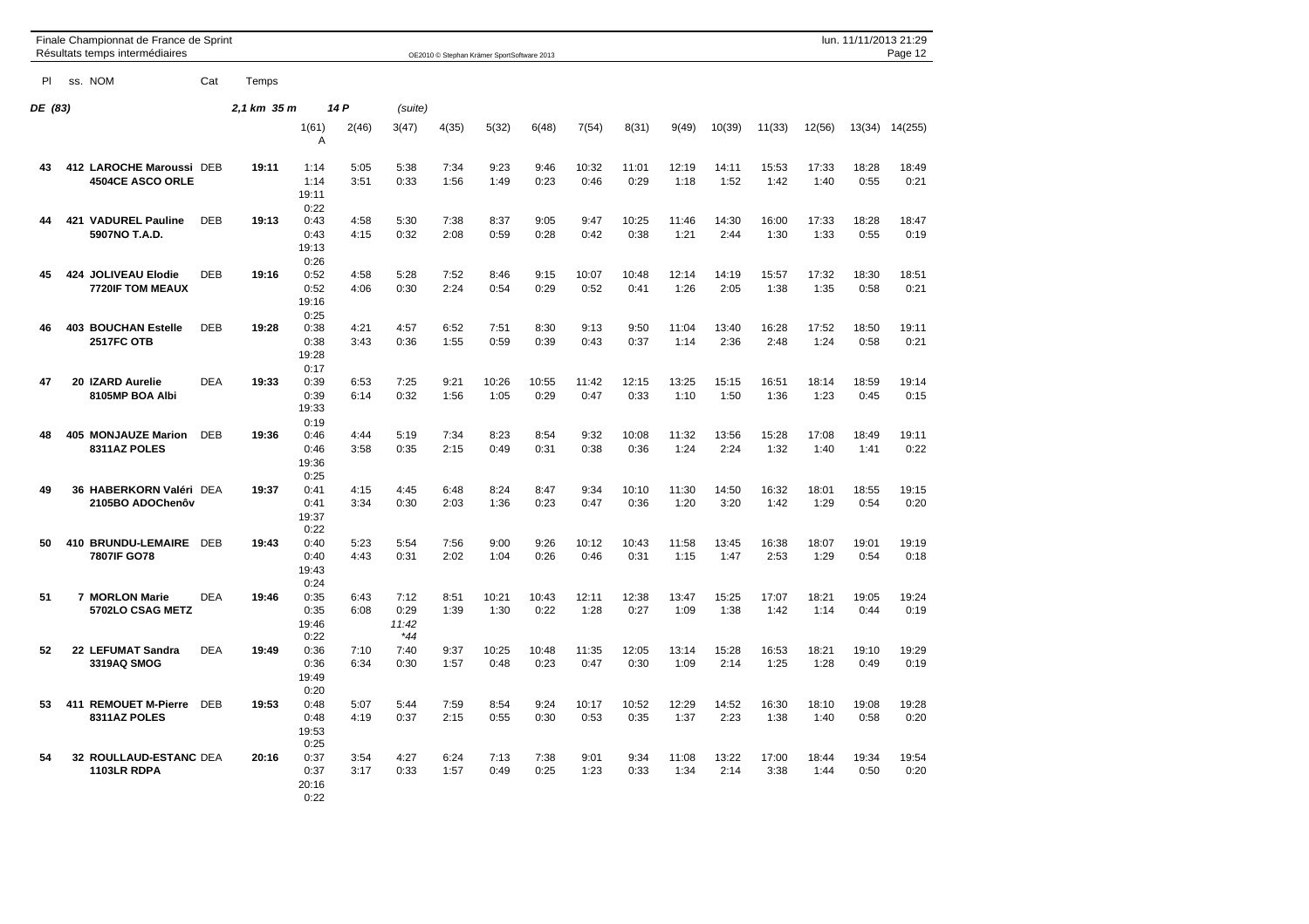Finale Championnat de France de Sprint
Résultats temps intermédiaires

OE2010 © Stephan Krämer SportSoftware 2013

lun. 11/11/2013 21:29

| Pl | ss. NOM | Cat | Temps | | | | | | | | | | | | | | |
|---|---|---|---|---|---|---|---|---|---|---|---|---|---|---|---|---|---|
| **DE (83)** | | | **2,1 km 35 m** | **14 P** | | *(suite)* | | | | | | | | | | | |
| | | | | 1(61) A | 2(46) | 3(47) | 4(35) | 5(32) | 6(48) | 7(54) | 8(31) | 9(49) | 10(39) | 11(33) | 12(56) | 13(34) | 14(255) |
| **43** | **412 LAROCHE Maroussi** **4504CE ASCO ORLE** | DEB | **19:11** | 1:14 1:14 19:11 0:22 | 5:05 3:51 | 5:38 0:33 | 7:34 1:56 | 9:23 1:49 | 9:46 0:23 | 10:32 0:46 | 11:01 0:29 | 12:19 1:18 | 14:11 1:52 | 15:53 1:42 | 17:33 1:40 | 18:28 0:55 | 18:49 0:21 |
| **44** | **421 VADUREL Pauline** **5907NO T.A.D.** | DEB | **19:13** | 0:43 0:43 19:13 0:26 | 4:58 4:15 | 5:30 0:32 | 7:38 2:08 | 8:37 0:59 | 9:05 0:28 | 9:47 0:42 | 10:25 0:38 | 11:46 1:21 | 14:30 2:44 | 16:00 1:30 | 17:33 1:33 | 18:28 0:55 | 18:47 0:19 |
| **45** | **424 JOLIVEAU Elodie** **7720IF TOM MEAUX** | DEB | **19:16** | 0:52 0:52 19:16 0:25 | 4:58 4:06 | 5:28 0:30 | 7:52 2:24 | 8:46 0:54 | 9:15 0:29 | 10:07 0:52 | 10:48 0:41 | 12:14 1:26 | 14:19 2:05 | 15:57 1:38 | 17:32 1:35 | 18:30 0:58 | 18:51 0:21 |
| **46** | **403 BOUCHAN Estelle** **2517FC OTB** | DEB | **19:28** | 0:38 0:38 19:28 0:17 | 4:21 3:43 | 4:57 0:36 | 6:52 1:55 | 7:51 0:59 | 8:30 0:39 | 9:13 0:43 | 9:50 0:37 | 11:04 1:14 | 13:40 2:36 | 16:28 2:48 | 17:52 1:24 | 18:50 0:58 | 19:11 0:21 |
| **47** | **20 IZARD Aurelie** **8105MP BOA Albi** | DEA | **19:33** | 0:39 0:39 19:33 0:19 | 6:53 6:14 | 7:25 0:32 | 9:21 1:56 | 10:26 1:05 | 10:55 0:29 | 11:42 0:47 | 12:15 0:33 | 13:25 1:10 | 15:15 1:50 | 16:51 1:36 | 18:14 1:23 | 18:59 0:45 | 19:14 0:15 |
| **48** | **405 MONJAUZE Marion** **8311AZ POLES** | DEB | **19:36** | 0:46 0:46 19:36 0:25 | 4:44 3:58 | 5:19 0:35 | 7:34 2:15 | 8:23 0:49 | 8:54 0:31 | 9:32 0:38 | 10:08 0:36 | 11:32 1:24 | 13:56 2:24 | 15:28 1:32 | 17:08 1:40 | 18:49 1:41 | 19:11 0:22 |
| **49** | **36 HABERKORN Valéri** **2105BO ADOChenôv** | DEA | **19:37** | 0:41 0:41 19:37 0:22 | 4:15 3:34 | 4:45 0:30 | 6:48 2:03 | 8:24 1:36 | 8:47 0:23 | 9:34 0:47 | 10:10 0:36 | 11:30 1:20 | 14:50 3:20 | 16:32 1:42 | 18:01 1:29 | 18:55 0:54 | 19:15 0:20 |
| **50** | **410 BRUNDU-LEMAIRE** **7807IF GO78** | DEB | **19:43** | 0:40 0:40 19:43 0:24 | 5:23 4:43 | 5:54 0:31 | 7:56 2:02 | 9:00 1:04 | 9:26 0:26 | 10:12 0:46 | 10:43 0:31 | 11:58 1:15 | 13:45 1:47 | 16:38 2:53 | 18:07 1:29 | 19:01 0:54 | 19:19 0:18 |
| **51** | **7 MORLON Marie** **5702LO CSAG METZ** | DEA | **19:46** | 0:35 0:35 19:46 0:22 | 6:43 6:08 | 7:12 0:29 *11:42* *\*44* | 8:51 1:39 | 10:21 1:30 | 10:43 0:22 | 12:11 1:28 | 12:38 0:27 | 13:47 1:09 | 15:25 1:38 | 17:07 1:42 | 18:21 1:14 | 19:05 0:44 | 19:24 0:19 |
| **52** | **22 LEFUMAT Sandra** **3319AQ SMOG** | DEA | **19:49** | 0:36 0:36 19:49 0:20 | 7:10 6:34 | 7:40 0:30 | 9:37 1:57 | 10:25 0:48 | 10:48 0:23 | 11:35 0:47 | 12:05 0:30 | 13:14 1:09 | 15:28 2:14 | 16:53 1:25 | 18:21 1:28 | 19:10 0:49 | 19:29 0:19 |
| **53** | **411 REMOUET M-Pierre** **8311AZ POLES** | DEB | **19:53** | 0:48 0:48 19:53 0:25 | 5:07 4:19 | 5:44 0:37 | 7:59 2:15 | 8:54 0:55 | 9:24 0:30 | 10:17 0:53 | 10:52 0:35 | 12:29 1:37 | 14:52 2:23 | 16:30 1:38 | 18:10 1:40 | 19:08 0:58 | 19:28 0:20 |
| **54** | **32 ROULLAUD-ESTANC** **1103LR RDPA** | DEA | **20:16** | 0:37 0:37 20:16 0:22 | 3:54 3:17 | 4:27 0:33 | 6:24 1:57 | 7:13 0:49 | 7:38 0:25 | 9:01 1:23 | 9:34 0:33 | 11:08 1:34 | 13:22 2:14 | 17:00 3:38 | 18:44 1:44 | 19:34 0:50 | 19:54 0:20 |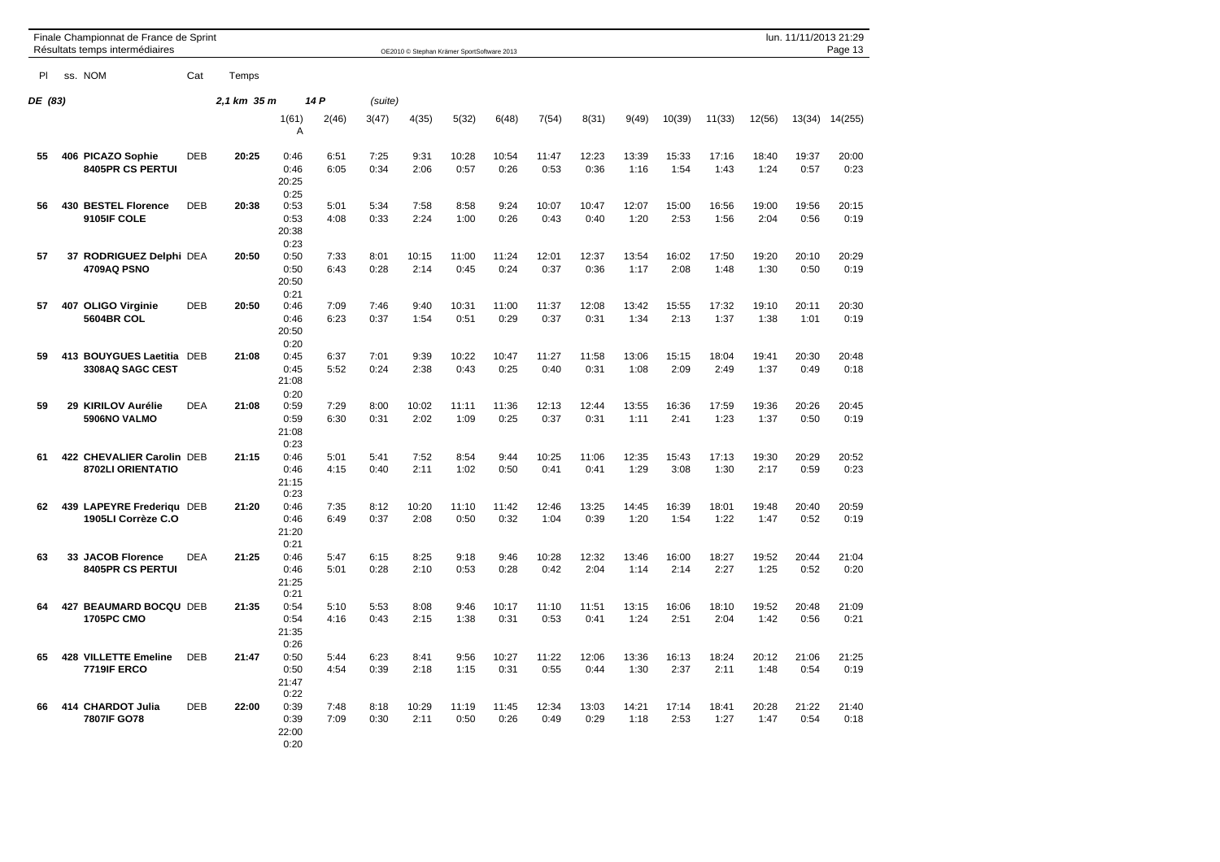Finale Championnat de France de Sprint
Résultats temps intermédiaires

OE2010 © Stephan Krämer SportSoftware 2013

lun. 11/11/2013 21:29

**DE (83)** — 2,1 km 35 m — 14 P — (suite)

| Pl | ss. | NOM | Cat | Temps | 1(61) A | 2(46) | 3(47) | 4(35) | 5(32) | 6(48) | 7(54) | 8(31) | 9(49) | 10(39) | 11(33) | 12(56) | 13(34) | 14(255) |
|---|---|---|---|---|---|---|---|---|---|---|---|---|---|---|---|---|---|---|
| 55 | 406 | **PICAZO Sophie** | DEB | 20:25 | 0:46 | 6:51 | 7:25 | 9:31 | 10:28 | 10:54 | 11:47 | 12:23 | 13:39 | 15:33 | 17:16 | 18:40 | 19:37 | 20:00 |
| | | **8405PR CS PERTUI** | | | 0:46 | 6:05 | 0:34 | 2:06 | 0:57 | 0:26 | 0:53 | 0:36 | 1:16 | 1:54 | 1:43 | 1:24 | 0:57 | 0:23 |
| | | | | | 20:25 | | | | | | | | | | | | | |
| | | | | | 0:25 | | | | | | | | | | | | | |
| 56 | 430 | **BESTEL Florence** | DEB | 20:38 | 0:53 | 5:01 | 5:34 | 7:58 | 8:58 | 9:24 | 10:07 | 10:47 | 12:07 | 15:00 | 16:56 | 19:00 | 19:56 | 20:15 |
| | | **9105IF COLE** | | | 0:53 | 4:08 | 0:33 | 2:24 | 1:00 | 0:26 | 0:43 | 0:40 | 1:20 | 2:53 | 1:56 | 2:04 | 0:56 | 0:19 |
| | | | | | 20:38 | | | | | | | | | | | | | |
| | | | | | 0:23 | | | | | | | | | | | | | |
| 57 | 37 | **RODRIGUEZ Delphi** | DEA | 20:50 | 0:50 | 7:33 | 8:01 | 10:15 | 11:00 | 11:24 | 12:01 | 12:37 | 13:54 | 16:02 | 17:50 | 19:20 | 20:10 | 20:29 |
| | | **4709AQ PSNO** | | | 0:50 | 6:43 | 0:28 | 2:14 | 0:45 | 0:24 | 0:37 | 0:36 | 1:17 | 2:08 | 1:48 | 1:30 | 0:50 | 0:19 |
| | | | | | 20:50 | | | | | | | | | | | | | |
| | | | | | 0:21 | | | | | | | | | | | | | |
| 57 | 407 | **OLIGO Virginie** | DEB | 20:50 | 0:46 | 7:09 | 7:46 | 9:40 | 10:31 | 11:00 | 11:37 | 12:08 | 13:42 | 15:55 | 17:32 | 19:10 | 20:11 | 20:30 |
| | | **5604BR COL** | | | 0:46 | 6:23 | 0:37 | 1:54 | 0:51 | 0:29 | 0:37 | 0:31 | 1:34 | 2:13 | 1:37 | 1:38 | 1:01 | 0:19 |
| | | | | | 20:50 | | | | | | | | | | | | | |
| | | | | | 0:20 | | | | | | | | | | | | | |
| 59 | 413 | **BOUYGUES Laetitia** | DEB | 21:08 | 0:45 | 6:37 | 7:01 | 9:39 | 10:22 | 10:47 | 11:27 | 11:58 | 13:06 | 15:15 | 18:04 | 19:41 | 20:30 | 20:48 |
| | | **3308AQ SAGC CEST** | | | 0:45 | 5:52 | 0:24 | 2:38 | 0:43 | 0:25 | 0:40 | 0:31 | 1:08 | 2:09 | 2:49 | 1:37 | 0:49 | 0:18 |
| | | | | | 21:08 | | | | | | | | | | | | | |
| | | | | | 0:20 | | | | | | | | | | | | | |
| 59 | 29 | **KIRILOV Aurélie** | DEA | 21:08 | 0:59 | 7:29 | 8:00 | 10:02 | 11:11 | 11:36 | 12:13 | 12:44 | 13:55 | 16:36 | 17:59 | 19:36 | 20:26 | 20:45 |
| | | **5906NO VALMO** | | | 0:59 | 6:30 | 0:31 | 2:02 | 1:09 | 0:25 | 0:37 | 0:31 | 1:11 | 2:41 | 1:23 | 1:37 | 0:50 | 0:19 |
| | | | | | 21:08 | | | | | | | | | | | | | |
| | | | | | 0:23 | | | | | | | | | | | | | |
| 61 | 422 | **CHEVALIER Carolin** | DEB | 21:15 | 0:46 | 5:01 | 5:41 | 7:52 | 8:54 | 9:44 | 10:25 | 11:06 | 12:35 | 15:43 | 17:13 | 19:30 | 20:29 | 20:52 |
| | | **8702LI ORIENTATIO** | | | 0:46 | 4:15 | 0:40 | 2:11 | 1:02 | 0:50 | 0:41 | 0:41 | 1:29 | 3:08 | 1:30 | 2:17 | 0:59 | 0:23 |
| | | | | | 21:15 | | | | | | | | | | | | | |
| | | | | | 0:23 | | | | | | | | | | | | | |
| 62 | 439 | **LAPEYRE Frederiqu** | DEB | 21:20 | 0:46 | 7:35 | 8:12 | 10:20 | 11:10 | 11:42 | 12:46 | 13:25 | 14:45 | 16:39 | 18:01 | 19:48 | 20:40 | 20:59 |
| | | **1905LI Corrèze C.O** | | | 0:46 | 6:49 | 0:37 | 2:08 | 0:50 | 0:32 | 1:04 | 0:39 | 1:20 | 1:54 | 1:22 | 1:47 | 0:52 | 0:19 |
| | | | | | 21:20 | | | | | | | | | | | | | |
| | | | | | 0:21 | | | | | | | | | | | | | |
| 63 | 33 | **JACOB Florence** | DEA | 21:25 | 0:46 | 5:47 | 6:15 | 8:25 | 9:18 | 9:46 | 10:28 | 12:32 | 13:46 | 16:00 | 18:27 | 19:52 | 20:44 | 21:04 |
| | | **8405PR CS PERTUI** | | | 0:46 | 5:01 | 0:28 | 2:10 | 0:53 | 0:28 | 0:42 | 2:04 | 1:14 | 2:14 | 2:27 | 1:25 | 0:52 | 0:20 |
| | | | | | 21:25 | | | | | | | | | | | | | |
| | | | | | 0:21 | | | | | | | | | | | | | |
| 64 | 427 | **BEAUMARD BOCQU** | DEB | 21:35 | 0:54 | 5:10 | 5:53 | 8:08 | 9:46 | 10:17 | 11:10 | 11:51 | 13:15 | 16:06 | 18:10 | 19:52 | 20:48 | 21:09 |
| | | **1705PC CMO** | | | 0:54 | 4:16 | 0:43 | 2:15 | 1:38 | 0:31 | 0:53 | 0:41 | 1:24 | 2:51 | 2:04 | 1:42 | 0:56 | 0:21 |
| | | | | | 21:35 | | | | | | | | | | | | | |
| | | | | | 0:26 | | | | | | | | | | | | | |
| 65 | 428 | **VILLETTE Emeline** | DEB | 21:47 | 0:50 | 5:44 | 6:23 | 8:41 | 9:56 | 10:27 | 11:22 | 12:06 | 13:36 | 16:13 | 18:24 | 20:12 | 21:06 | 21:25 |
| | | **7719IF ERCO** | | | 0:50 | 4:54 | 0:39 | 2:18 | 1:15 | 0:31 | 0:55 | 0:44 | 1:30 | 2:37 | 2:11 | 1:48 | 0:54 | 0:19 |
| | | | | | 21:47 | | | | | | | | | | | | | |
| | | | | | 0:22 | | | | | | | | | | | | | |
| 66 | 414 | **CHARDOT Julia** | DEB | 22:00 | 0:39 | 7:48 | 8:18 | 10:29 | 11:19 | 11:45 | 12:34 | 13:03 | 14:21 | 17:14 | 18:41 | 20:28 | 21:22 | 21:40 |
| | | **7807IF GO78** | | | 0:39 | 7:09 | 0:30 | 2:11 | 0:50 | 0:26 | 0:49 | 0:29 | 1:18 | 2:53 | 1:27 | 1:47 | 0:54 | 0:18 |
| | | | | | 22:00 | | | | | | | | | | | | | |
| | | | | | 0:20 | | | | | | | | | | | | | |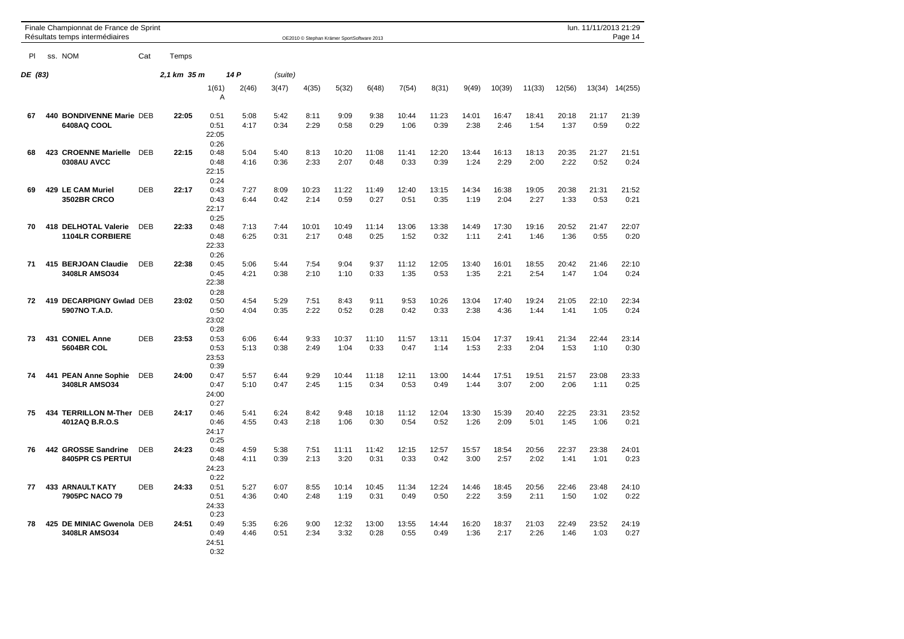Finale Championnat de France de Sprint
Résultats temps intermédiaires

OE2010 © Stephan Krämer SportSoftware 2013

lun. 11/11/2013 21:29

**DE (83)** — 2,1 km 35 m — 14 P (suite)

| Pl | ss. | NOM | Cat | Temps | 1(61) A | 2(46) | 3(47) | 4(35) | 5(32) | 6(48) | 7(54) | 8(31) | 9(49) | 10(39) | 11(33) | 12(56) | 13(34) | 14(255) |
|---|---|---|---|---|---|---|---|---|---|---|---|---|---|---|---|---|---|---|
| 67 | 440 | **BONDIVENNE Marie** **6408AQ COOL** | DEB | 22:05 | 0:51 | 5:08 | 5:42 | 8:11 | 9:09 | 9:38 | 10:44 | 11:23 | 14:01 | 16:47 | 18:41 | 20:18 | 21:17 | 21:39 |
| | | | | | 0:51 | 4:17 | 0:34 | 2:29 | 0:58 | 0:29 | 1:06 | 0:39 | 2:38 | 2:46 | 1:54 | 1:37 | 0:59 | 0:22 |
| | | | | | 22:05 | | | | | | | | | | | | | |
| | | | | | 0:26 | | | | | | | | | | | | | |
| 68 | 423 | **CROENNE Marielle** **0308AU AVCC** | DEB | 22:15 | 0:48 | 5:04 | 5:40 | 8:13 | 10:20 | 11:08 | 11:41 | 12:20 | 13:44 | 16:13 | 18:13 | 20:35 | 21:27 | 21:51 |
| | | | | | 0:48 | 4:16 | 0:36 | 2:33 | 2:07 | 0:48 | 0:33 | 0:39 | 1:24 | 2:29 | 2:00 | 2:22 | 0:52 | 0:24 |
| | | | | | 22:15 | | | | | | | | | | | | | |
| | | | | | 0:24 | | | | | | | | | | | | | |
| 69 | 429 | **LE CAM Muriel** **3502BR CRCO** | DEB | 22:17 | 0:43 | 7:27 | 8:09 | 10:23 | 11:22 | 11:49 | 12:40 | 13:15 | 14:34 | 16:38 | 19:05 | 20:38 | 21:31 | 21:52 |
| | | | | | 0:43 | 6:44 | 0:42 | 2:14 | 0:59 | 0:27 | 0:51 | 0:35 | 1:19 | 2:04 | 2:27 | 1:33 | 0:53 | 0:21 |
| | | | | | 22:17 | | | | | | | | | | | | | |
| | | | | | 0:25 | | | | | | | | | | | | | |
| 70 | 418 | **DELHOTAL Valerie** **1104LR CORBIERE** | DEB | 22:33 | 0:48 | 7:13 | 7:44 | 10:01 | 10:49 | 11:14 | 13:06 | 13:38 | 14:49 | 17:30 | 19:16 | 20:52 | 21:47 | 22:07 |
| | | | | | 0:48 | 6:25 | 0:31 | 2:17 | 0:48 | 0:25 | 1:52 | 0:32 | 1:11 | 2:41 | 1:46 | 1:36 | 0:55 | 0:20 |
| | | | | | 22:33 | | | | | | | | | | | | | |
| | | | | | 0:26 | | | | | | | | | | | | | |
| 71 | 415 | **BERJOAN Claudie** **3408LR AMSO34** | DEB | 22:38 | 0:45 | 5:06 | 5:44 | 7:54 | 9:04 | 9:37 | 11:12 | 12:05 | 13:40 | 16:01 | 18:55 | 20:42 | 21:46 | 22:10 |
| | | | | | 0:45 | 4:21 | 0:38 | 2:10 | 1:10 | 0:33 | 1:35 | 0:53 | 1:35 | 2:21 | 2:54 | 1:47 | 1:04 | 0:24 |
| | | | | | 22:38 | | | | | | | | | | | | | |
| | | | | | 0:28 | | | | | | | | | | | | | |
| 72 | 419 | **DECARPIGNY Gwlad** **5907NO T.A.D.** | DEB | 23:02 | 0:50 | 4:54 | 5:29 | 7:51 | 8:43 | 9:11 | 9:53 | 10:26 | 13:04 | 17:40 | 19:24 | 21:05 | 22:10 | 22:34 |
| | | | | | 0:50 | 4:04 | 0:35 | 2:22 | 0:52 | 0:28 | 0:42 | 0:33 | 2:38 | 4:36 | 1:44 | 1:41 | 1:05 | 0:24 |
| | | | | | 23:02 | | | | | | | | | | | | | |
| | | | | | 0:28 | | | | | | | | | | | | | |
| 73 | 431 | **CONIEL Anne** **5604BR COL** | DEB | 23:53 | 0:53 | 6:06 | 6:44 | 9:33 | 10:37 | 11:10 | 11:57 | 13:11 | 15:04 | 17:37 | 19:41 | 21:34 | 22:44 | 23:14 |
| | | | | | 0:53 | 5:13 | 0:38 | 2:49 | 1:04 | 0:33 | 0:47 | 1:14 | 1:53 | 2:33 | 2:04 | 1:53 | 1:10 | 0:30 |
| | | | | | 23:53 | | | | | | | | | | | | | |
| | | | | | 0:39 | | | | | | | | | | | | | |
| 74 | 441 | **PEAN Anne Sophie** **3408LR AMSO34** | DEB | 24:00 | 0:47 | 5:57 | 6:44 | 9:29 | 10:44 | 11:18 | 12:11 | 13:00 | 14:44 | 17:51 | 19:51 | 21:57 | 23:08 | 23:33 |
| | | | | | 0:47 | 5:10 | 0:47 | 2:45 | 1:15 | 0:34 | 0:53 | 0:49 | 1:44 | 3:07 | 2:00 | 2:06 | 1:11 | 0:25 |
| | | | | | 24:00 | | | | | | | | | | | | | |
| | | | | | 0:27 | | | | | | | | | | | | | |
| 75 | 434 | **TERRILLON M-Ther** **4012AQ B.R.O.S** | DEB | 24:17 | 0:46 | 5:41 | 6:24 | 8:42 | 9:48 | 10:18 | 11:12 | 12:04 | 13:30 | 15:39 | 20:40 | 22:25 | 23:31 | 23:52 |
| | | | | | 0:46 | 4:55 | 0:43 | 2:18 | 1:06 | 0:30 | 0:54 | 0:52 | 1:26 | 2:09 | 5:01 | 1:45 | 1:06 | 0:21 |
| | | | | | 24:17 | | | | | | | | | | | | | |
| | | | | | 0:25 | | | | | | | | | | | | | |
| 76 | 442 | **GROSSE Sandrine** **8405PR CS PERTUI** | DEB | 24:23 | 0:48 | 4:59 | 5:38 | 7:51 | 11:11 | 11:42 | 12:15 | 12:57 | 15:57 | 18:54 | 20:56 | 22:37 | 23:38 | 24:01 |
| | | | | | 0:48 | 4:11 | 0:39 | 2:13 | 3:20 | 0:31 | 0:33 | 0:42 | 3:00 | 2:57 | 2:02 | 1:41 | 1:01 | 0:23 |
| | | | | | 24:23 | | | | | | | | | | | | | |
| | | | | | 0:22 | | | | | | | | | | | | | |
| 77 | 433 | **ARNAULT KATY** **7905PC NACO 79** | DEB | 24:33 | 0:51 | 5:27 | 6:07 | 8:55 | 10:14 | 10:45 | 11:34 | 12:24 | 14:46 | 18:45 | 20:56 | 22:46 | 23:48 | 24:10 |
| | | | | | 0:51 | 4:36 | 0:40 | 2:48 | 1:19 | 0:31 | 0:49 | 0:50 | 2:22 | 3:59 | 2:11 | 1:50 | 1:02 | 0:22 |
| | | | | | 24:33 | | | | | | | | | | | | | |
| | | | | | 0:23 | | | | | | | | | | | | | |
| 78 | 425 | **DE MINIAC Gwenola** **3408LR AMSO34** | DEB | 24:51 | 0:49 | 5:35 | 6:26 | 9:00 | 12:32 | 13:00 | 13:55 | 14:44 | 16:20 | 18:37 | 21:03 | 22:49 | 23:52 | 24:19 |
| | | | | | 0:49 | 4:46 | 0:51 | 2:34 | 3:32 | 0:28 | 0:55 | 0:49 | 1:36 | 2:17 | 2:26 | 1:46 | 1:03 | 0:27 |
| | | | | | 24:51 | | | | | | | | | | | | | |
| | | | | | 0:32 | | | | | | | | | | | | | |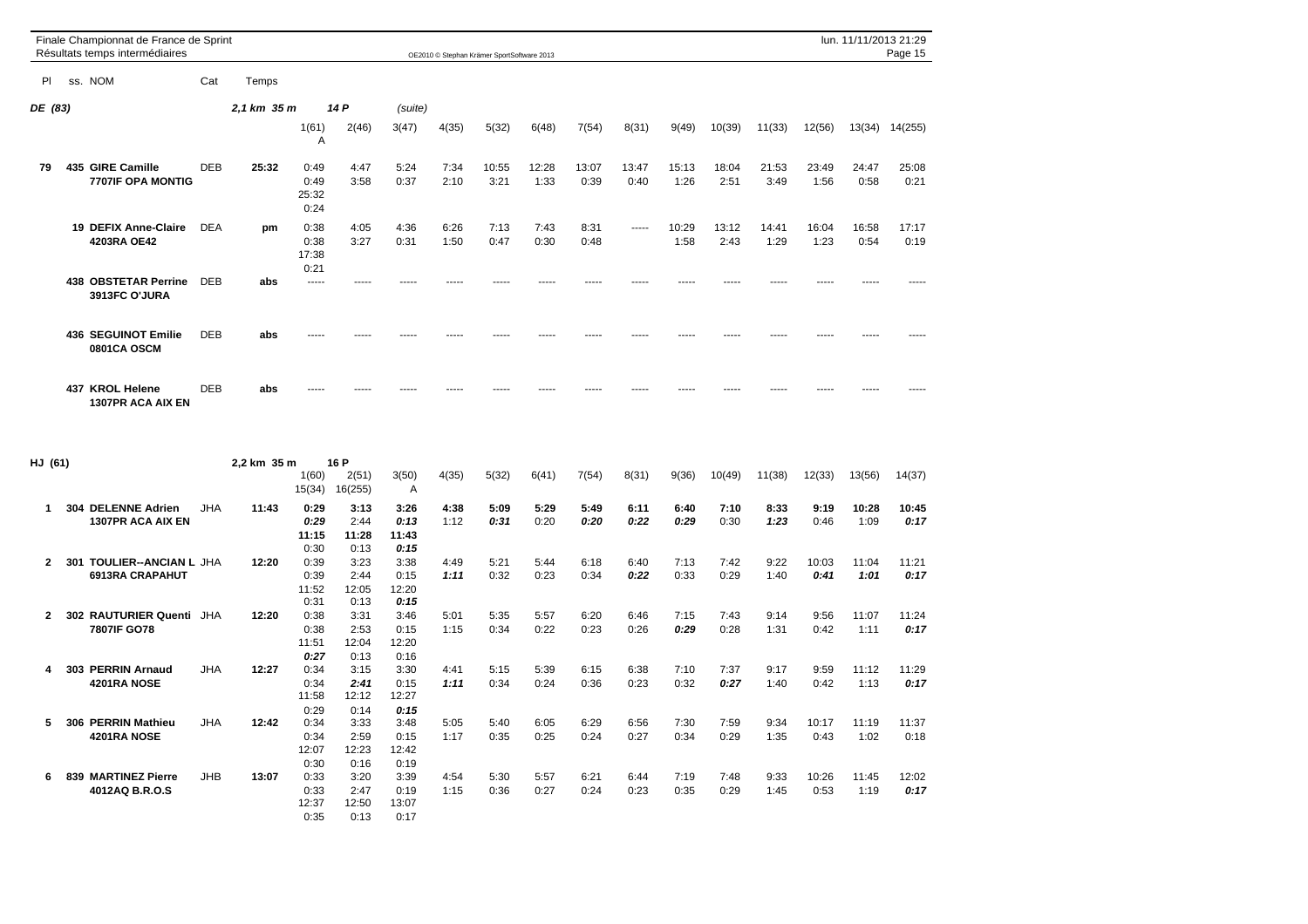Finale Championnat de France de Sprint
Résultats temps intermédiaires

OE2010 © Stephan Krämer SportSoftware 2013

lun. 11/11/2013 21:29

## DE (83) — 2,1 km 35 m — 14 P (suite)

| Pl | ss. NOM | Cat | Temps | 1(61) A | 2(46) | 3(47) | 4(35) | 5(32) | 6(48) | 7(54) | 8(31) | 9(49) | 10(39) | 11(33) | 12(56) | 13(34) | 14(255) |
|---|---|---|---|---|---|---|---|---|---|---|---|---|---|---|---|---|---|
| 79 | 435 GIRE Camille 7707IF OPA MONTIG | DEB | 25:32 | 0:49 / 0:49 / 25:32 / 0:24 | 4:47 / 3:58 | 5:24 / 0:37 | 7:34 / 2:10 | 10:55 / 3:21 | 12:28 / 1:33 | 13:07 / 0:39 | 13:47 / 0:40 | 15:13 / 1:26 | 18:04 / 2:51 | 21:53 / 3:49 | 23:49 / 1:56 | 24:47 / 0:58 | 25:08 / 0:21 |
| | 19 DEFIX Anne-Claire 4203RA OE42 | DEA | pm | 0:38 / 0:38 / 17:38 / 0:21 | 4:05 / 3:27 | 4:36 / 0:31 | 6:26 / 1:50 | 7:13 / 0:47 | 7:43 / 0:30 | 8:31 / 0:48 | ----- | 10:29 / 1:58 | 13:12 / 2:43 | 14:41 / 1:29 | 16:04 / 1:23 | 16:58 / 0:54 | 17:17 / 0:19 |
| | 438 OBSTETAR Perrine 3913FC O'JURA | DEB | abs | ----- | ----- | ----- | ----- | ----- | ----- | ----- | ----- | ----- | ----- | ----- | ----- | ----- | ----- |
| | 436 SEGUINOT Emilie 0801CA OSCM | DEB | abs | ----- | ----- | ----- | ----- | ----- | ----- | ----- | ----- | ----- | ----- | ----- | ----- | ----- | ----- |
| | 437 KROL Helene 1307PR ACA AIX EN | DEB | abs | ----- | ----- | ----- | ----- | ----- | ----- | ----- | ----- | ----- | ----- | ----- | ----- | ----- | ----- |

## HJ (61) — 2,2 km 35 m — 16 P

| Pl | ss. NOM | Cat | Temps | 1(60) / 15(34) | 2(51) / 16(255) | 3(50) / A | 4(35) | 5(32) | 6(41) | 7(54) | 8(31) | 9(36) | 10(49) | 11(38) | 12(33) | 13(56) | 14(37) |
|---|---|---|---|---|---|---|---|---|---|---|---|---|---|---|---|---|---|
| 1 | 304 DELENNE Adrien 1307PR ACA AIX EN | JHA | 11:43 | 0:29 / 0:29 / 11:15 / 0:30 | 3:13 / 2:44 / 11:28 / 0:13 | 3:26 / 0:13 / 11:43 / 0:15 | 4:38 / 1:12 | 5:09 / 0:31 | 5:29 / 0:20 | 5:49 / 0:20 | 6:11 / 0:22 | 6:40 / 0:29 | 7:10 / 0:30 | 8:33 / 1:23 | 9:19 / 0:46 | 10:28 / 1:09 | 10:45 / 0:17 |
| 2 | 301 TOULIER--ANCIAN L 6913RA CRAPAHUT | JHA | 12:20 | 0:39 / 0:39 / 11:52 / 0:31 | 3:23 / 2:44 / 12:05 / 0:13 | 3:38 / 0:15 / 12:20 / 0:15 | 4:49 / 1:11 | 5:21 / 0:32 | 5:44 / 0:23 | 6:18 / 0:34 | 6:40 / 0:22 | 7:13 / 0:33 | 7:42 / 0:29 | 9:22 / 1:40 | 10:03 / 0:41 | 11:04 / 1:01 | 11:21 / 0:17 |
| 2 | 302 RAUTURIER Quenti 7807IF GO78 | JHA | 12:20 | 0:38 / 0:38 / 11:51 / 0:27 | 3:31 / 2:53 / 12:04 / 0:13 | 3:46 / 0:15 / 12:20 / 0:16 | 5:01 / 1:15 | 5:35 / 0:34 | 5:57 / 0:22 | 6:20 / 0:23 | 6:46 / 0:26 | 7:15 / 0:29 | 7:43 / 0:28 | 9:14 / 1:31 | 9:56 / 0:42 | 11:07 / 1:11 | 11:24 / 0:17 |
| 4 | 303 PERRIN Arnaud 4201RA NOSE | JHA | 12:27 | 0:34 / 0:34 / 11:58 / 0:29 | 3:15 / 2:41 / 12:12 / 0:14 | 3:30 / 0:15 / 12:27 / 0:15 | 4:41 / 1:11 | 5:15 / 0:34 | 5:39 / 0:24 | 6:15 / 0:36 | 6:38 / 0:23 | 7:10 / 0:32 | 7:37 / 0:27 | 9:17 / 1:40 | 9:59 / 0:42 | 11:12 / 1:13 | 11:29 / 0:17 |
| 5 | 306 PERRIN Mathieu 4201RA NOSE | JHA | 12:42 | 0:34 / 0:34 / 12:07 / 0:30 | 3:33 / 2:59 / 12:23 / 0:16 | 3:48 / 0:15 / 12:42 / 0:19 | 5:05 / 1:17 | 5:40 / 0:35 | 6:05 / 0:25 | 6:29 / 0:24 | 6:56 / 0:27 | 7:30 / 0:34 | 7:59 / 0:29 | 9:34 / 1:35 | 10:17 / 0:43 | 11:19 / 1:02 | 11:37 / 0:18 |
| 6 | 839 MARTINEZ Pierre 4012AQ B.R.O.S | JHB | 13:07 | 0:33 / 0:33 / 12:37 / 0:35 | 3:20 / 2:47 / 12:50 / 0:13 | 3:39 / 0:19 / 13:07 / 0:17 | 4:54 / 1:15 | 5:30 / 0:36 | 5:57 / 0:27 | 6:21 / 0:24 | 6:44 / 0:23 | 7:19 / 0:35 | 7:48 / 0:29 | 9:33 / 1:45 | 10:26 / 0:53 | 11:45 / 1:19 | 12:02 / 0:17 |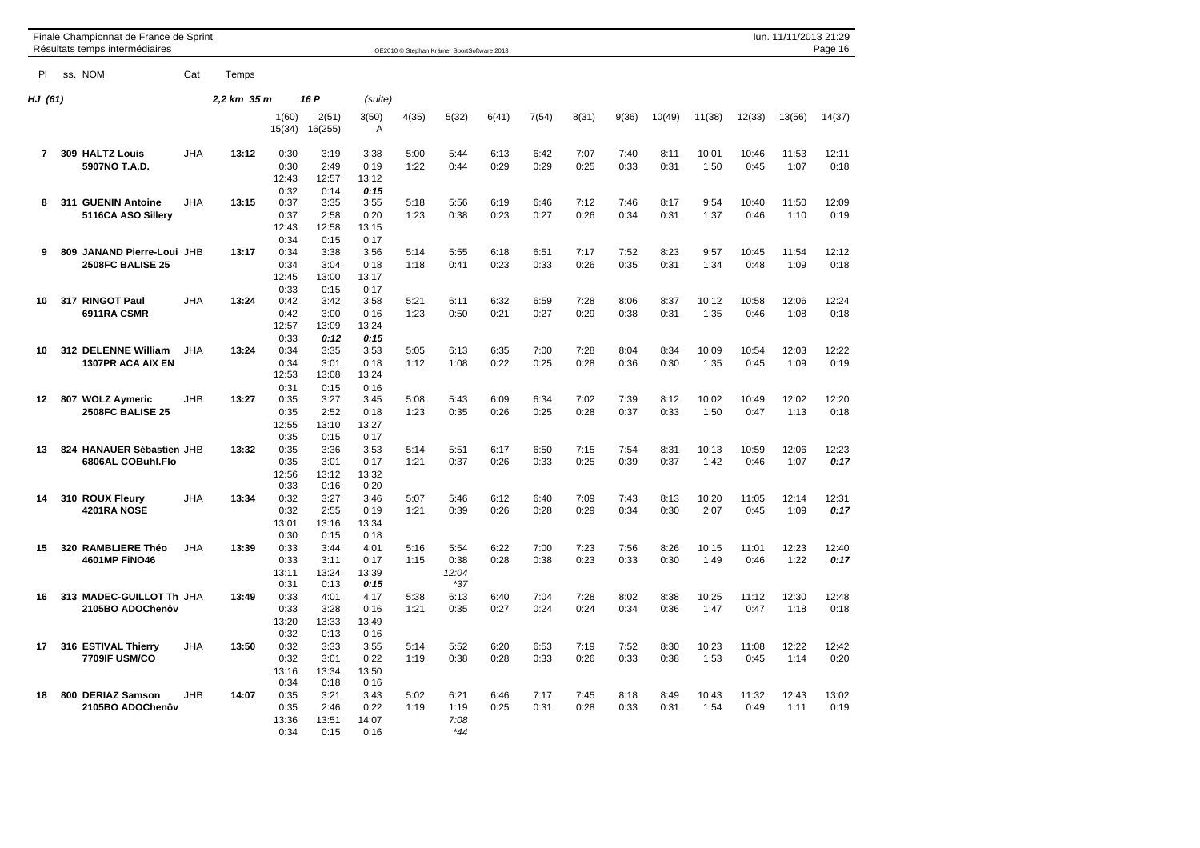**HJ (61)** — 2,2 km 35 m — 16 P — *(suite)*

| Pl | ss. | NOM | Cat | Temps | 1(60) | 2(51) | 3(50) | 4(35) | 5(32) | 6(41) | 7(54) | 8(31) | 9(36) | 10(49) | 11(38) | 12(33) | 13(56) | 14(37) |
|---|---|---|---|---|---|---|---|---|---|---|---|---|---|---|---|---|---|---|
| | | | | | 15(34) | 16(255) | A | | | | | | | | | | | |
| **7** | **309** | **HALTZ Louis** | JHA | **13:12** | 0:30 | 3:19 | 3:38 | 5:00 | 5:44 | 6:13 | 6:42 | 7:07 | 7:40 | 8:11 | 10:01 | 10:46 | 11:53 | 12:11 |
| | | **5907NO T.A.D.** | | | 0:30 | 2:49 | 0:19 | 1:22 | 0:44 | 0:29 | 0:29 | 0:25 | 0:33 | 0:31 | 1:50 | 0:45 | 1:07 | 0:18 |
| | | | | | 12:43 | 12:57 | 13:12 | | | | | | | | | | | |
| | | | | | 0:32 | 0:14 | ***0:15*** | | | | | | | | | | | |
| **8** | **311** | **GUENIN Antoine** | JHA | **13:15** | 0:37 | 3:35 | 3:55 | 5:18 | 5:56 | 6:19 | 6:46 | 7:12 | 7:46 | 8:17 | 9:54 | 10:40 | 11:50 | 12:09 |
| | | **5116CA ASO Sillery** | | | 0:37 | 2:58 | 0:20 | 1:23 | 0:38 | 0:23 | 0:27 | 0:26 | 0:34 | 0:31 | 1:37 | 0:46 | 1:10 | 0:19 |
| | | | | | 12:43 | 12:58 | 13:15 | | | | | | | | | | | |
| | | | | | 0:34 | 0:15 | 0:17 | | | | | | | | | | | |
| **9** | **809** | **JANAND Pierre-Loui** | JHB | **13:17** | 0:34 | 3:38 | 3:56 | 5:14 | 5:55 | 6:18 | 6:51 | 7:17 | 7:52 | 8:23 | 9:57 | 10:45 | 11:54 | 12:12 |
| | | **2508FC BALISE 25** | | | 0:34 | 3:04 | 0:18 | 1:18 | 0:41 | 0:23 | 0:33 | 0:26 | 0:35 | 0:31 | 1:34 | 0:48 | 1:09 | 0:18 |
| | | | | | 12:45 | 13:00 | 13:17 | | | | | | | | | | | |
| | | | | | 0:33 | 0:15 | 0:17 | | | | | | | | | | | |
| **10** | **317** | **RINGOT Paul** | JHA | **13:24** | 0:42 | 3:42 | 3:58 | 5:21 | 6:11 | 6:32 | 6:59 | 7:28 | 8:06 | 8:37 | 10:12 | 10:58 | 12:06 | 12:24 |
| | | **6911RA CSMR** | | | 0:42 | 3:00 | 0:16 | 1:23 | 0:50 | 0:21 | 0:27 | 0:29 | 0:38 | 0:31 | 1:35 | 0:46 | 1:08 | 0:18 |
| | | | | | 12:57 | 13:09 | 13:24 | | | | | | | | | | | |
| | | | | | 0:33 | ***0:12*** | ***0:15*** | | | | | | | | | | | |
| **10** | **312** | **DELENNE William** | JHA | **13:24** | 0:34 | 3:35 | 3:53 | 5:05 | 6:13 | 6:35 | 7:00 | 7:28 | 8:04 | 8:34 | 10:09 | 10:54 | 12:03 | 12:22 |
| | | **1307PR ACA AIX EN** | | | 0:34 | 3:01 | 0:18 | 1:12 | 1:08 | 0:22 | 0:25 | 0:28 | 0:36 | 0:30 | 1:35 | 0:45 | 1:09 | 0:19 |
| | | | | | 12:53 | 13:08 | 13:24 | | | | | | | | | | | |
| | | | | | 0:31 | 0:15 | 0:16 | | | | | | | | | | | |
| **12** | **807** | **WOLZ Aymeric** | JHB | **13:27** | 0:35 | 3:27 | 3:45 | 5:08 | 5:43 | 6:09 | 6:34 | 7:02 | 7:39 | 8:12 | 10:02 | 10:49 | 12:02 | 12:20 |
| | | **2508FC BALISE 25** | | | 0:35 | 2:52 | 0:18 | 1:23 | 0:35 | 0:26 | 0:25 | 0:28 | 0:37 | 0:33 | 1:50 | 0:47 | 1:13 | 0:18 |
| | | | | | 12:55 | 13:10 | 13:27 | | | | | | | | | | | |
| | | | | | 0:35 | 0:15 | 0:17 | | | | | | | | | | | |
| **13** | **824** | **HANAUER Sébastien** | JHB | **13:32** | 0:35 | 3:36 | 3:53 | 5:14 | 5:51 | 6:17 | 6:50 | 7:15 | 7:54 | 8:31 | 10:13 | 10:59 | 12:06 | 12:23 |
| | | **6806AL COBuhl.Flo** | | | 0:35 | 3:01 | 0:17 | 1:21 | 0:37 | 0:26 | 0:33 | 0:25 | 0:39 | 0:37 | 1:42 | 0:46 | 1:07 | ***0:17*** |
| | | | | | 12:56 | 13:12 | 13:32 | | | | | | | | | | | |
| | | | | | 0:33 | 0:16 | 0:20 | | | | | | | | | | | |
| **14** | **310** | **ROUX Fleury** | JHA | **13:34** | 0:32 | 3:27 | 3:46 | 5:07 | 5:46 | 6:12 | 6:40 | 7:09 | 7:43 | 8:13 | 10:20 | 11:05 | 12:14 | 12:31 |
| | | **4201RA NOSE** | | | 0:32 | 2:55 | 0:19 | 1:21 | 0:39 | 0:26 | 0:28 | 0:29 | 0:34 | 0:30 | 2:07 | 0:45 | 1:09 | ***0:17*** |
| | | | | | 13:01 | 13:16 | 13:34 | | | | | | | | | | | |
| | | | | | 0:30 | 0:15 | 0:18 | | | | | | | | | | | |
| **15** | **320** | **RAMBLIERE Théo** | JHA | **13:39** | 0:33 | 3:44 | 4:01 | 5:16 | 5:54 | 6:22 | 7:00 | 7:23 | 7:56 | 8:26 | 10:15 | 11:01 | 12:23 | 12:40 |
| | | **4601MP FiNO46** | | | 0:33 | 3:11 | 0:17 | 1:15 | 0:38 | 0:28 | 0:38 | 0:23 | 0:33 | 0:30 | 1:49 | 0:46 | 1:22 | ***0:17*** |
| | | | | | 13:11 | 13:24 | 13:39 | | *12:04* | | | | | | | | | |
| | | | | | 0:31 | 0:13 | ***0:15*** | | *37 | | | | | | | | | |
| **16** | **313** | **MADEC-GUILLOT Th** | JHA | **13:49** | 0:33 | 4:01 | 4:17 | 5:38 | 6:13 | 6:40 | 7:04 | 7:28 | 8:02 | 8:38 | 10:25 | 11:12 | 12:30 | 12:48 |
| | | **2105BO ADOChenôv** | | | 0:33 | 3:28 | 0:16 | 1:21 | 0:35 | 0:27 | 0:24 | 0:24 | 0:34 | 0:36 | 1:47 | 0:47 | 1:18 | 0:18 |
| | | | | | 13:20 | 13:33 | 13:49 | | | | | | | | | | | |
| | | | | | 0:32 | 0:13 | 0:16 | | | | | | | | | | | |
| **17** | **316** | **ESTIVAL Thierry** | JHA | **13:50** | 0:32 | 3:33 | 3:55 | 5:14 | 5:52 | 6:20 | 6:53 | 7:19 | 7:52 | 8:30 | 10:23 | 11:08 | 12:22 | 12:42 |
| | | **7709IF USM/CO** | | | 0:32 | 3:01 | 0:22 | 1:19 | 0:38 | 0:28 | 0:33 | 0:26 | 0:33 | 0:38 | 1:53 | 0:45 | 1:14 | 0:20 |
| | | | | | 13:16 | 13:34 | 13:50 | | | | | | | | | | | |
| | | | | | 0:34 | 0:18 | 0:16 | | | | | | | | | | | |
| **18** | **800** | **DERIAZ Samson** | JHB | **14:07** | 0:35 | 3:21 | 3:43 | 5:02 | 6:21 | 6:46 | 7:17 | 7:45 | 8:18 | 8:49 | 10:43 | 11:32 | 12:43 | 13:02 |
| | | **2105BO ADOChenôv** | | | 0:35 | 2:46 | 0:22 | 1:19 | 1:19 | 0:25 | 0:31 | 0:28 | 0:33 | 0:31 | 1:54 | 0:49 | 1:11 | 0:19 |
| | | | | | 13:36 | 13:51 | 14:07 | | *7:08* | | | | | | | | | |
| | | | | | 0:34 | 0:15 | 0:16 | | *44 | | | | | | | | | |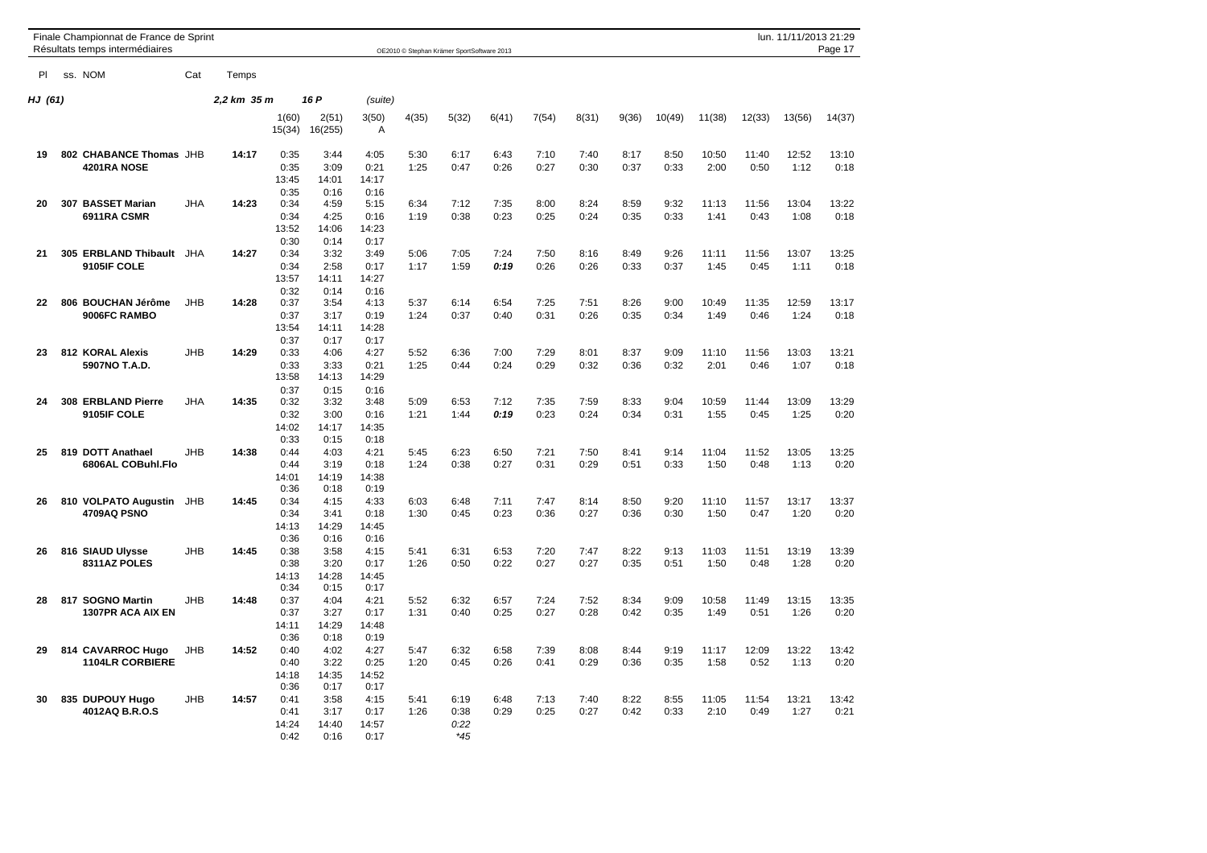Finale Championnat de France de Sprint
Résultats temps intermédiaires

OE2010 © Stephan Krämer SportSoftware 2013

lun. 11/11/2013 21:29

**HJ (61)** — 2,2 km 35 m — 16 P (suite)

| Pl | ss. NOM | Cat | Temps | 1(60) | 2(51) | 3(50) | 4(35) | 5(32) | 6(41) | 7(54) | 8(31) | 9(36) | 10(49) | 11(38) | 12(33) | 13(56) | 14(37) |
|---|---|---|---|---|---|---|---|---|---|---|---|---|---|---|---|---|---|
| | | | | 15(34) | 16(255) | A | | | | | | | | | | | |
| 19 | 802 CHABANCE Thomas 4201RA NOSE | JHB | 14:17 | 0:35 | 3:44 | 4:05 | 5:30 | 6:17 | 6:43 | 7:10 | 7:40 | 8:17 | 8:50 | 10:50 | 11:40 | 12:52 | 13:10 |
| | | | | 0:35 | 3:09 | 0:21 | 1:25 | 0:47 | 0:26 | 0:27 | 0:30 | 0:37 | 0:33 | 2:00 | 0:50 | 1:12 | 0:18 |
| | | | | 13:45 | 14:01 | 14:17 | | | | | | | | | | | |
| | | | | 0:35 | 0:16 | 0:16 | | | | | | | | | | | |
| 20 | 307 BASSET Marian 6911RA CSMR | JHA | 14:23 | 0:34 | 4:59 | 5:15 | 6:34 | 7:12 | 7:35 | 8:00 | 8:24 | 8:59 | 9:32 | 11:13 | 11:56 | 13:04 | 13:22 |
| | | | | 0:34 | 4:25 | 0:16 | 1:19 | 0:38 | 0:23 | 0:25 | 0:24 | 0:35 | 0:33 | 1:41 | 0:43 | 1:08 | 0:18 |
| | | | | 13:52 | 14:06 | 14:23 | | | | | | | | | | | |
| | | | | 0:30 | 0:14 | 0:17 | | | | | | | | | | | |
| 21 | 305 ERBLAND Thibault 9105IF COLE | JHA | 14:27 | 0:34 | 3:32 | 3:49 | 5:06 | 7:05 | 7:24 | 7:50 | 8:16 | 8:49 | 9:26 | 11:11 | 11:56 | 13:07 | 13:25 |
| | | | | 0:34 | 2:58 | 0:17 | 1:17 | 1:59 | *0:19* | 0:26 | 0:26 | 0:33 | 0:37 | 1:45 | 0:45 | 1:11 | 0:18 |
| | | | | 13:57 | 14:11 | 14:27 | | | | | | | | | | | |
| | | | | 0:32 | 0:14 | 0:16 | | | | | | | | | | | |
| 22 | 806 BOUCHAN Jérôme 9006FC RAMBO | JHB | 14:28 | 0:37 | 3:54 | 4:13 | 5:37 | 6:14 | 6:54 | 7:25 | 7:51 | 8:26 | 9:00 | 10:49 | 11:35 | 12:59 | 13:17 |
| | | | | 0:37 | 3:17 | 0:19 | 1:24 | 0:37 | 0:40 | 0:31 | 0:26 | 0:35 | 0:34 | 1:49 | 0:46 | 1:24 | 0:18 |
| | | | | 13:54 | 14:11 | 14:28 | | | | | | | | | | | |
| | | | | 0:37 | 0:17 | 0:17 | | | | | | | | | | | |
| 23 | 812 KORAL Alexis 5907NO T.A.D. | JHB | 14:29 | 0:33 | 4:06 | 4:27 | 5:52 | 6:36 | 7:00 | 7:29 | 8:01 | 8:37 | 9:09 | 11:10 | 11:56 | 13:03 | 13:21 |
| | | | | 0:33 | 3:33 | 0:21 | 1:25 | 0:44 | 0:24 | 0:29 | 0:32 | 0:36 | 0:32 | 2:01 | 0:46 | 1:07 | 0:18 |
| | | | | 13:58 | 14:13 | 14:29 | | | | | | | | | | | |
| | | | | 0:37 | 0:15 | 0:16 | | | | | | | | | | | |
| 24 | 308 ERBLAND Pierre 9105IF COLE | JHA | 14:35 | 0:32 | 3:32 | 3:48 | 5:09 | 6:53 | 7:12 | 7:35 | 7:59 | 8:33 | 9:04 | 10:59 | 11:44 | 13:09 | 13:29 |
| | | | | 0:32 | 3:00 | 0:16 | 1:21 | 1:44 | *0:19* | 0:23 | 0:24 | 0:34 | 0:31 | 1:55 | 0:45 | 1:25 | 0:20 |
| | | | | 14:02 | 14:17 | 14:35 | | | | | | | | | | | |
| | | | | 0:33 | 0:15 | 0:18 | | | | | | | | | | | |
| 25 | 819 DOTT Anathael 6806AL COBuhl.Flo | JHB | 14:38 | 0:44 | 4:03 | 4:21 | 5:45 | 6:23 | 6:50 | 7:21 | 7:50 | 8:41 | 9:14 | 11:04 | 11:52 | 13:05 | 13:25 |
| | | | | 0:44 | 3:19 | 0:18 | 1:24 | 0:38 | 0:27 | 0:31 | 0:29 | 0:51 | 0:33 | 1:50 | 0:48 | 1:13 | 0:20 |
| | | | | 14:01 | 14:19 | 14:38 | | | | | | | | | | | |
| | | | | 0:36 | 0:18 | 0:19 | | | | | | | | | | | |
| 26 | 810 VOLPATO Augustin 4709AQ PSNO | JHB | 14:45 | 0:34 | 4:15 | 4:33 | 6:03 | 6:48 | 7:11 | 7:47 | 8:14 | 8:50 | 9:20 | 11:10 | 11:57 | 13:17 | 13:37 |
| | | | | 0:34 | 3:41 | 0:18 | 1:30 | 0:45 | 0:23 | 0:36 | 0:27 | 0:36 | 0:30 | 1:50 | 0:47 | 1:20 | 0:20 |
| | | | | 14:13 | 14:29 | 14:45 | | | | | | | | | | | |
| | | | | 0:36 | 0:16 | 0:16 | | | | | | | | | | | |
| 26 | 816 SIAUD Ulysse 8311AZ POLES | JHB | 14:45 | 0:38 | 3:58 | 4:15 | 5:41 | 6:31 | 6:53 | 7:20 | 7:47 | 8:22 | 9:13 | 11:03 | 11:51 | 13:19 | 13:39 |
| | | | | 0:38 | 3:20 | 0:17 | 1:26 | 0:50 | 0:22 | 0:27 | 0:27 | 0:35 | 0:51 | 1:50 | 0:48 | 1:28 | 0:20 |
| | | | | 14:13 | 14:28 | 14:45 | | | | | | | | | | | |
| | | | | 0:34 | 0:15 | 0:17 | | | | | | | | | | | |
| 28 | 817 SOGNO Martin 1307PR ACA AIX EN | JHB | 14:48 | 0:37 | 4:04 | 4:21 | 5:52 | 6:32 | 6:57 | 7:24 | 7:52 | 8:34 | 9:09 | 10:58 | 11:49 | 13:15 | 13:35 |
| | | | | 0:37 | 3:27 | 0:17 | 1:31 | 0:40 | 0:25 | 0:27 | 0:28 | 0:42 | 0:35 | 1:49 | 0:51 | 1:26 | 0:20 |
| | | | | 14:11 | 14:29 | 14:48 | | | | | | | | | | | |
| | | | | 0:36 | 0:18 | 0:19 | | | | | | | | | | | |
| 29 | 814 CAVARROC Hugo 1104LR CORBIERE | JHB | 14:52 | 0:40 | 4:02 | 4:27 | 5:47 | 6:32 | 6:58 | 7:39 | 8:08 | 8:44 | 9:19 | 11:17 | 12:09 | 13:22 | 13:42 |
| | | | | 0:40 | 3:22 | 0:25 | 1:20 | 0:45 | 0:26 | 0:41 | 0:29 | 0:36 | 0:35 | 1:58 | 0:52 | 1:13 | 0:20 |
| | | | | 14:18 | 14:35 | 14:52 | | | | | | | | | | | |
| | | | | 0:36 | 0:17 | 0:17 | | | | | | | | | | | |
| 30 | 835 DUPOUY Hugo 4012AQ B.R.O.S | JHB | 14:57 | 0:41 | 3:58 | 4:15 | 5:41 | 6:19 | 6:48 | 7:13 | 7:40 | 8:22 | 8:55 | 11:05 | 11:54 | 13:21 | 13:42 |
| | | | | 0:41 | 3:17 | 0:17 | 1:26 | 0:38 | 0:29 | 0:25 | 0:27 | 0:42 | 0:33 | 2:10 | 0:49 | 1:27 | 0:21 |
| | | | | 14:24 | 14:40 | 14:57 | | *0:22* | | | | | | | | | |
| | | | | 0:42 | 0:16 | 0:17 | | *\*45* | | | | | | | | | |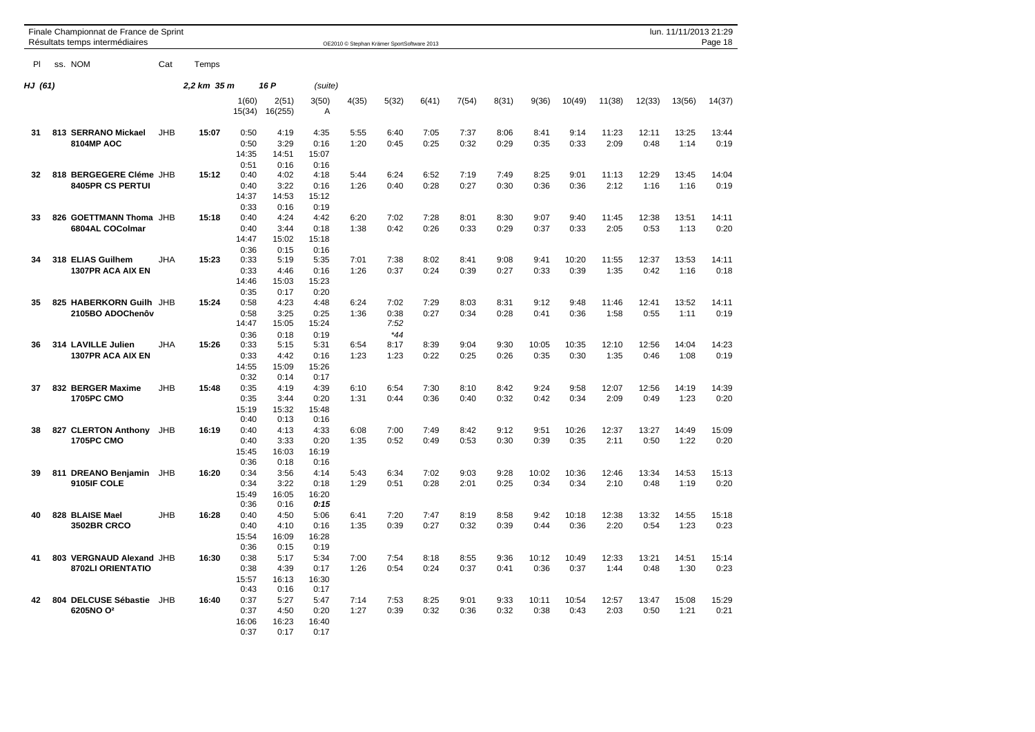**HJ (61)** 2,2 km 35 m 16 P *(suite)*

| Pl | ss. | NOM | Cat | Temps | 1(60) 15(34) | 2(51) 16(255) | 3(50) A | 4(35) | 5(32) | 6(41) | 7(54) | 8(31) | 9(36) | 10(49) | 11(38) | 12(33) | 13(56) | 14(37) |
|---|---|---|---|---|---|---|---|---|---|---|---|---|---|---|---|---|---|---|
| 31 | 813 | **SERRANO Mickael** | JHB | 15:07 | 0:50 | 4:19 | 4:35 | 5:55 | 6:40 | 7:05 | 7:37 | 8:06 | 8:41 | 9:14 | 11:23 | 12:11 | 13:25 | 13:44 |
| | | **8104MP AOC** | | | 0:50 | 3:29 | 0:16 | 1:20 | 0:45 | 0:25 | 0:32 | 0:29 | 0:35 | 0:33 | 2:09 | 0:48 | 1:14 | 0:19 |
| | | | | | 14:35 | 14:51 | 15:07 | | | | | | | | | | | |
| | | | | | 0:51 | 0:16 | 0:16 | | | | | | | | | | | |
| 32 | 818 | **BERGEGERE Cléme** | JHB | 15:12 | 0:40 | 4:02 | 4:18 | 5:44 | 6:24 | 6:52 | 7:19 | 7:49 | 8:25 | 9:01 | 11:13 | 12:29 | 13:45 | 14:04 |
| | | **8405PR CS PERTUI** | | | 0:40 | 3:22 | 0:16 | 1:26 | 0:40 | 0:28 | 0:27 | 0:30 | 0:36 | 0:36 | 2:12 | 1:16 | 1:16 | 0:19 |
| | | | | | 14:37 | 14:53 | 15:12 | | | | | | | | | | | |
| | | | | | 0:33 | 0:16 | 0:19 | | | | | | | | | | | |
| 33 | 826 | **GOETTMANN Thoma** | JHB | 15:18 | 0:40 | 4:24 | 4:42 | 6:20 | 7:02 | 7:28 | 8:01 | 8:30 | 9:07 | 9:40 | 11:45 | 12:38 | 13:51 | 14:11 |
| | | **6804AL COColmar** | | | 0:40 | 3:44 | 0:18 | 1:38 | 0:42 | 0:26 | 0:33 | 0:29 | 0:37 | 0:33 | 2:05 | 0:53 | 1:13 | 0:20 |
| | | | | | 14:47 | 15:02 | 15:18 | | | | | | | | | | | |
| | | | | | 0:36 | 0:15 | 0:16 | | | | | | | | | | | |
| 34 | 318 | **ELIAS Guilhem** | JHA | 15:23 | 0:33 | 5:19 | 5:35 | 7:01 | 7:38 | 8:02 | 8:41 | 9:08 | 9:41 | 10:20 | 11:55 | 12:37 | 13:53 | 14:11 |
| | | **1307PR ACA AIX EN** | | | 0:33 | 4:46 | 0:16 | 1:26 | 0:37 | 0:24 | 0:39 | 0:27 | 0:33 | 0:39 | 1:35 | 0:42 | 1:16 | 0:18 |
| | | | | | 14:46 | 15:03 | 15:23 | | | | | | | | | | | |
| | | | | | 0:35 | 0:17 | 0:20 | | | | | | | | | | | |
| 35 | 825 | **HABERKORN Guilh** | JHB | 15:24 | 0:58 | 4:23 | 4:48 | 6:24 | 7:02 | 7:29 | 8:03 | 8:31 | 9:12 | 9:48 | 11:46 | 12:41 | 13:52 | 14:11 |
| | | **2105BO ADOChenôv** | | | 0:58 | 3:25 | 0:25 | 1:36 | 0:38 | 0:27 | 0:34 | 0:28 | 0:41 | 0:36 | 1:58 | 0:55 | 1:11 | 0:19 |
| | | | | | 14:47 | 15:05 | 15:24 | | *7:52* | | | | | | | | | |
| | | | | | 0:36 | 0:18 | 0:19 | | *\*44* | | | | | | | | | |
| 36 | 314 | **LAVILLE Julien** | JHA | 15:26 | 0:33 | 5:15 | 5:31 | 6:54 | 8:17 | 8:39 | 9:04 | 9:30 | 10:05 | 10:35 | 12:10 | 12:56 | 14:04 | 14:23 |
| | | **1307PR ACA AIX EN** | | | 0:33 | 4:42 | 0:16 | 1:23 | 1:23 | 0:22 | 0:25 | 0:26 | 0:35 | 0:30 | 1:35 | 0:46 | 1:08 | 0:19 |
| | | | | | 14:55 | 15:09 | 15:26 | | | | | | | | | | | |
| | | | | | 0:32 | 0:14 | 0:17 | | | | | | | | | | | |
| 37 | 832 | **BERGER Maxime** | JHB | 15:48 | 0:35 | 4:19 | 4:39 | 6:10 | 6:54 | 7:30 | 8:10 | 8:42 | 9:24 | 9:58 | 12:07 | 12:56 | 14:19 | 14:39 |
| | | **1705PC CMO** | | | 0:35 | 3:44 | 0:20 | 1:31 | 0:44 | 0:36 | 0:40 | 0:32 | 0:42 | 0:34 | 2:09 | 0:49 | 1:23 | 0:20 |
| | | | | | 15:19 | 15:32 | 15:48 | | | | | | | | | | | |
| | | | | | 0:40 | 0:13 | 0:16 | | | | | | | | | | | |
| 38 | 827 | **CLERTON Anthony** | JHB | 16:19 | 0:40 | 4:13 | 4:33 | 6:08 | 7:00 | 7:49 | 8:42 | 9:12 | 9:51 | 10:26 | 12:37 | 13:27 | 14:49 | 15:09 |
| | | **1705PC CMO** | | | 0:40 | 3:33 | 0:20 | 1:35 | 0:52 | 0:49 | 0:53 | 0:30 | 0:39 | 0:35 | 2:11 | 0:50 | 1:22 | 0:20 |
| | | | | | 15:45 | 16:03 | 16:19 | | | | | | | | | | | |
| | | | | | 0:36 | 0:18 | 0:16 | | | | | | | | | | | |
| 39 | 811 | **DREANO Benjamin** | JHB | 16:20 | 0:34 | 3:56 | 4:14 | 5:43 | 6:34 | 7:02 | 9:03 | 9:28 | 10:02 | 10:36 | 12:46 | 13:34 | 14:53 | 15:13 |
| | | **9105IF COLE** | | | 0:34 | 3:22 | 0:18 | 1:29 | 0:51 | 0:28 | 2:01 | 0:25 | 0:34 | 0:34 | 2:10 | 0:48 | 1:19 | 0:20 |
| | | | | | 15:49 | 16:05 | 16:20 | | | | | | | | | | | |
| | | | | | 0:36 | 0:16 | ***0:15*** | | | | | | | | | | | |
| 40 | 828 | **BLAISE Mael** | JHB | 16:28 | 0:40 | 4:50 | 5:06 | 6:41 | 7:20 | 7:47 | 8:19 | 8:58 | 9:42 | 10:18 | 12:38 | 13:32 | 14:55 | 15:18 |
| | | **3502BR CRCO** | | | 0:40 | 4:10 | 0:16 | 1:35 | 0:39 | 0:27 | 0:32 | 0:39 | 0:44 | 0:36 | 2:20 | 0:54 | 1:23 | 0:23 |
| | | | | | 15:54 | 16:09 | 16:28 | | | | | | | | | | | |
| | | | | | 0:36 | 0:15 | 0:19 | | | | | | | | | | | |
| 41 | 803 | **VERGNAUD Alexand** | JHB | 16:30 | 0:38 | 5:17 | 5:34 | 7:00 | 7:54 | 8:18 | 8:55 | 9:36 | 10:12 | 10:49 | 12:33 | 13:21 | 14:51 | 15:14 |
| | | **8702LI ORIENTATIO** | | | 0:38 | 4:39 | 0:17 | 1:26 | 0:54 | 0:24 | 0:37 | 0:41 | 0:36 | 0:37 | 1:44 | 0:48 | 1:30 | 0:23 |
| | | | | | 15:57 | 16:13 | 16:30 | | | | | | | | | | | |
| | | | | | 0:43 | 0:16 | 0:17 | | | | | | | | | | | |
| 42 | 804 | **DELCUSE Sébastie** | JHB | 16:40 | 0:37 | 5:27 | 5:47 | 7:14 | 7:53 | 8:25 | 9:01 | 9:33 | 10:11 | 10:54 | 12:57 | 13:47 | 15:08 | 15:29 |
| | | **6205NO O$^2$** | | | 0:37 | 4:50 | 0:20 | 1:27 | 0:39 | 0:32 | 0:36 | 0:32 | 0:38 | 0:43 | 2:03 | 0:50 | 1:21 | 0:21 |
| | | | | | 16:06 | 16:23 | 16:40 | | | | | | | | | | | |
| | | | | | 0:37 | 0:17 | 0:17 | | | | | | | | | | | |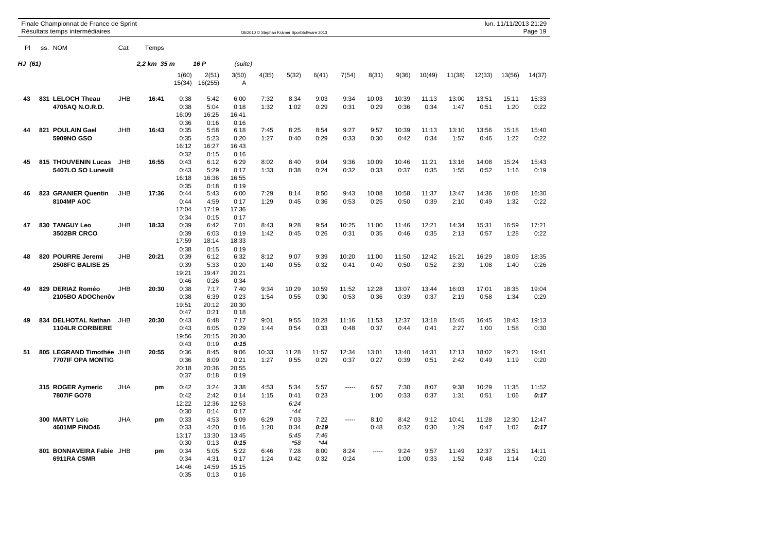Finale Championnat de France de Sprint
Résultats temps intermédiaires

OE2010 © Stephan Krämer SportSoftware 2013

| Pl | ss. NOM | Cat | Temps | | | | | | | | | | | | | | |
|---|---|---|---|---|---|---|---|---|---|---|---|---|---|---|---|---|---|
| HJ (61) | | | 2,2 km 35 m | 16 P | | (suite) | | | | | | | | | | | |
| | | | | 1(60) 15(34) | 2(51) 16(255) | 3(50) A | 4(35) | 5(32) | 6(41) | 7(54) | 8(31) | 9(36) | 10(49) | 11(38) | 12(33) | 13(56) | 14(37) |
| 43 | 831 LELOCH Theau 4705AQ N.O.R.D. | JHB | 16:41 | 0:38 0:38 16:09 0:36 | 5:42 5:04 16:25 0:16 | 6:00 0:18 16:41 0:16 | 7:32 1:32 | 8:34 1:02 | 9:03 0:29 | 9:34 0:31 | 10:03 0:29 | 10:39 0:36 | 11:13 0:34 | 13:00 1:47 | 13:51 0:51 | 15:11 1:20 | 15:33 0:22 |
| 44 | 821 POULAIN Gael 5909NO GSO | JHB | 16:43 | 0:35 0:35 16:12 0:32 | 5:58 5:23 16:27 0:15 | 6:18 0:20 16:43 0:16 | 7:45 1:27 | 8:25 0:40 | 8:54 0:29 | 9:27 0:33 | 9:57 0:30 | 10:39 0:42 | 11:13 0:34 | 13:10 1:57 | 13:56 0:46 | 15:18 1:22 | 15:40 0:22 |
| 45 | 815 THOUVENIN Lucas 5407LO SO Lunevill | JHB | 16:55 | 0:43 0:43 16:18 0:35 | 6:12 5:29 16:36 0:18 | 6:29 0:17 16:55 0:19 | 8:02 1:33 | 8:40 0:38 | 9:04 0:24 | 9:36 0:32 | 10:09 0:33 | 10:46 0:37 | 11:21 0:35 | 13:16 1:55 | 14:08 0:52 | 15:24 1:16 | 15:43 0:19 |
| 46 | 823 GRANIER Quentin 8104MP AOC | JHB | 17:36 | 0:44 0:44 17:04 0:34 | 5:43 4:59 17:19 0:15 | 6:00 0:17 17:36 0:17 | 7:29 1:29 | 8:14 0:45 | 8:50 0:36 | 9:43 0:53 | 10:08 0:25 | 10:58 0:50 | 11:37 0:39 | 13:47 2:10 | 14:36 0:49 | 16:08 1:32 | 16:30 0:22 |
| 47 | 830 TANGUY Leo 3502BR CRCO | JHB | 18:33 | 0:39 0:39 17:59 0:38 | 6:42 6:03 18:14 0:15 | 7:01 0:19 18:33 0:19 | 8:43 1:42 | 9:28 0:45 | 9:54 0:26 | 10:25 0:31 | 11:00 0:35 | 11:46 0:46 | 12:21 0:35 | 14:34 2:13 | 15:31 0:57 | 16:59 1:28 | 17:21 0:22 |
| 48 | 820 POURRE Jeremi 2508FC BALISE 25 | JHB | 20:21 | 0:39 0:39 19:21 0:46 | 6:12 5:33 19:47 0:26 | 6:32 0:20 20:21 0:34 | 8:12 1:40 | 9:07 0:55 | 9:39 0:32 | 10:20 0:41 | 11:00 0:40 | 11:50 0:50 | 12:42 0:52 | 15:21 2:39 | 16:29 1:08 | 18:09 1:40 | 18:35 0:26 |
| 49 | 829 DERIAZ Roméo 2105BO ADOChenôv | JHB | 20:30 | 0:38 0:38 19:51 0:47 | 7:17 6:39 20:12 0:21 | 7:40 0:23 20:30 0:18 | 9:34 1:54 | 10:29 0:55 | 10:59 0:30 | 11:52 0:53 | 12:28 0:36 | 13:07 0:39 | 13:44 0:37 | 16:03 2:19 | 17:01 0:58 | 18:35 1:34 | 19:04 0:29 |
| 49 | 834 DELHOTAL Nathan 1104LR CORBIERE | JHB | 20:30 | 0:43 0:43 19:56 0:43 | 6:48 6:05 20:15 0:19 | 7:17 0:29 20:30 ***0:15*** | 9:01 1:44 | 9:55 0:54 | 10:28 0:33 | 11:16 0:48 | 11:53 0:37 | 12:37 0:44 | 13:18 0:41 | 15:45 2:27 | 16:45 1:00 | 18:43 1:58 | 19:13 0:30 |
| 51 | 805 LEGRAND Timothée 7707IF OPA MONTIG | JHB | 20:55 | 0:36 0:36 20:18 0:37 | 8:45 8:09 20:36 0:18 | 9:06 0:21 20:55 0:19 | 10:33 1:27 | 11:28 0:55 | 11:57 0:29 | 12:34 0:37 | 13:01 0:27 | 13:40 0:39 | 14:31 0:51 | 17:13 2:42 | 18:02 0:49 | 19:21 1:19 | 19:41 0:20 |
| | 315 ROGER Aymeric 7807IF GO78 | JHA | pm | 0:42 0:42 12:22 0:30 | 3:24 2:42 12:36 0:14 | 3:38 0:14 12:53 0:17 | 4:53 1:15 | 5:34 0:41 *6:24* *\*44* | 5:57 0:23 | ----- | 6:57 1:00 | 7:30 0:33 | 8:07 0:37 | 9:38 1:31 | 10:29 0:51 | 11:35 1:06 | 11:52 ***0:17*** |
| | 300 MARTY Loïc 4601MP FiNO46 | JHA | pm | 0:33 0:33 13:17 0:30 | 4:53 4:20 13:30 0:13 | 5:09 0:16 13:45 ***0:15*** | 6:29 1:20 | 7:03 0:34 *5:45* *\*58* | 7:22 ***0:19*** *7:46* *\*44* | ----- | 8:10 0:48 | 8:42 0:32 | 9:12 0:30 | 10:41 1:29 | 11:28 0:47 | 12:30 1:02 | 12:47 ***0:17*** |
| | 801 BONNAVEIRA Fabie 6911RA CSMR | JHB | pm | 0:34 0:34 14:46 0:35 | 5:05 4:31 14:59 0:13 | 5:22 0:17 15:15 0:16 | 6:46 1:24 | 7:28 0:42 | 8:00 0:32 | 8:24 0:24 | ----- | 9:24 1:00 | 9:57 0:33 | 11:49 1:52 | 12:37 0:48 | 13:51 1:14 | 14:11 0:20 |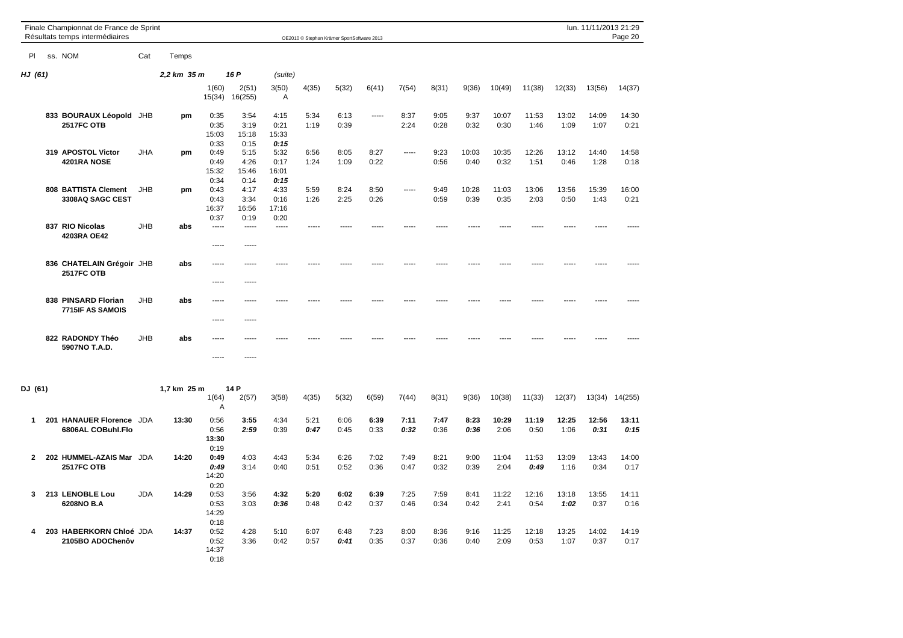Finale Championnat de France de Sprint
Résultats temps intermédiaires

OE2010 © Stephan Krämer SportSoftware 2013

lun. 11/11/2013 21:29

## HJ (61)

2,2 km 35 m — 16 P (suite)

| Pl | ss. NOM | Cat | Temps | 1(60) | 2(51) | 3(50) | 4(35) | 5(32) | 6(41) | 7(54) | 8(31) | 9(36) | 10(49) | 11(38) | 12(33) | 13(56) | 14(37) |
|---|---|---|---|---|---|---|---|---|---|---|---|---|---|---|---|---|---|
| | | | | 15(34) | 16(255) | A | | | | | | | | | | | |
| | 833 BOURAUX Léopold 2517FC OTB | JHB | pm | 0:35 | 3:54 | 4:15 | 5:34 | 6:13 | ----- | 8:37 | 9:05 | 9:37 | 10:07 | 11:53 | 13:02 | 14:09 | 14:30 |
| | | | | 0:35 | 3:19 | 0:21 | 1:19 | 0:39 | | 2:24 | 0:28 | 0:32 | 0:30 | 1:46 | 1:09 | 1:07 | 0:21 |
| | | | | 15:03 | 15:18 | 15:33 | | | | | | | | | | | |
| | | | | 0:33 | 0:15 | *0:15* | | | | | | | | | | | |
| | 319 APOSTOL Victor 4201RA NOSE | JHA | pm | 0:49 | 5:15 | 5:32 | 6:56 | 8:05 | 8:27 | ----- | 9:23 | 10:03 | 10:35 | 12:26 | 13:12 | 14:40 | 14:58 |
| | | | | 0:49 | 4:26 | 0:17 | 1:24 | 1:09 | 0:22 | | 0:56 | 0:40 | 0:32 | 1:51 | 0:46 | 1:28 | 0:18 |
| | | | | 15:32 | 15:46 | 16:01 | | | | | | | | | | | |
| | | | | 0:34 | 0:14 | *0:15* | | | | | | | | | | | |
| | 808 BATTISTA Clement 3308AQ SAGC CEST | JHB | pm | 0:43 | 4:17 | 4:33 | 5:59 | 8:24 | 8:50 | ----- | 9:49 | 10:28 | 11:03 | 13:06 | 13:56 | 15:39 | 16:00 |
| | | | | 0:43 | 3:34 | 0:16 | 1:26 | 2:25 | 0:26 | | 0:59 | 0:39 | 0:35 | 2:03 | 0:50 | 1:43 | 0:21 |
| | | | | 16:37 | 16:56 | 17:16 | | | | | | | | | | | |
| | | | | 0:37 | 0:19 | 0:20 | | | | | | | | | | | |
| | 837 RIO Nicolas 4203RA OE42 | JHB | abs | ----- | ----- | ----- | ----- | ----- | ----- | ----- | ----- | ----- | ----- | ----- | ----- | ----- | ----- |
| | | | | ----- | ----- | | | | | | | | | | | | |
| | 836 CHATELAIN Grégoir 2517FC OTB | JHB | abs | ----- | ----- | ----- | ----- | ----- | ----- | ----- | ----- | ----- | ----- | ----- | ----- | ----- | ----- |
| | | | | ----- | ----- | | | | | | | | | | | | |
| | 838 PINSARD Florian 7715IF AS SAMOIS | JHB | abs | ----- | ----- | ----- | ----- | ----- | ----- | ----- | ----- | ----- | ----- | ----- | ----- | ----- | ----- |
| | | | | ----- | ----- | | | | | | | | | | | | |
| | 822 RADONDY Théo 5907NO T.A.D. | JHB | abs | ----- | ----- | ----- | ----- | ----- | ----- | ----- | ----- | ----- | ----- | ----- | ----- | ----- | ----- |
| | | | | ----- | ----- | | | | | | | | | | | | |

## DJ (61)

1,7 km 25 m — 14 P

| Pl | ss. NOM | Cat | Temps | 1(64) | 2(57) | 3(58) | 4(35) | 5(32) | 6(59) | 7(44) | 8(31) | 9(36) | 10(38) | 11(33) | 12(37) | 13(34) | 14(255) |
|---|---|---|---|---|---|---|---|---|---|---|---|---|---|---|---|---|---|
| | | | | A | | | | | | | | | | | | | |
| 1 | 201 HANAUER Florence 6806AL COBuhl.Flo | JDA | 13:30 | 0:56 | **3:55** | 4:34 | 5:21 | 6:06 | **6:39** | **7:11** | **7:47** | **8:23** | 10:29 | **11:19** | **12:25** | **12:56** | **13:11** |
| | | | | 0:56 | ***2:59*** | 0:39 | ***0:47*** | 0:45 | 0:33 | ***0:32*** | 0:36 | ***0:36*** | 2:06 | 0:50 | 1:06 | ***0:31*** | ***0:15*** |
| | | | | **13:30** | | | | | | | | | | | | | |
| | | | | 0:19 | | | | | | | | | | | | | |
| 2 | 202 HUMMEL-AZAIS Mar 2517FC OTB | JDA | 14:20 | **0:49** | 4:03 | 4:43 | 5:34 | 6:26 | 7:02 | 7:49 | 8:21 | 9:00 | 11:04 | 11:53 | 13:09 | 13:43 | 14:00 |
| | | | | ***0:49*** | 3:14 | 0:40 | 0:51 | 0:52 | 0:36 | 0:47 | 0:32 | 0:39 | 2:04 | ***0:49*** | 1:16 | 0:34 | 0:17 |
| | | | | 14:20 | | | | | | | | | | | | | |
| | | | | 0:20 | | | | | | | | | | | | | |
| 3 | 213 LENOBLE Lou 6208NO B.A | JDA | 14:29 | 0:53 | 3:56 | **4:32** | **5:20** | **6:02** | **6:39** | 7:25 | 7:59 | 8:41 | 11:22 | 12:16 | 13:18 | 13:55 | 14:11 |
| | | | | 0:53 | 3:03 | ***0:36*** | 0:48 | 0:42 | 0:37 | 0:46 | 0:34 | 0:42 | 2:41 | 0:54 | ***1:02*** | 0:37 | 0:16 |
| | | | | 14:29 | | | | | | | | | | | | | |
| | | | | 0:18 | | | | | | | | | | | | | |
| 4 | 203 HABERKORN Chloé 2105BO ADOChenôv | JDA | 14:37 | 0:52 | 4:28 | 5:10 | 6:07 | 6:48 | 7:23 | 8:00 | 8:36 | 9:16 | 11:25 | 12:18 | 13:25 | 14:02 | 14:19 |
| | | | | 0:52 | 3:36 | 0:42 | 0:57 | ***0:41*** | 0:35 | 0:37 | 0:36 | 0:40 | 2:09 | 0:53 | 1:07 | 0:37 | 0:17 |
| | | | | 14:37 | | | | | | | | | | | | | |
| | | | | 0:18 | | | | | | | | | | | | | |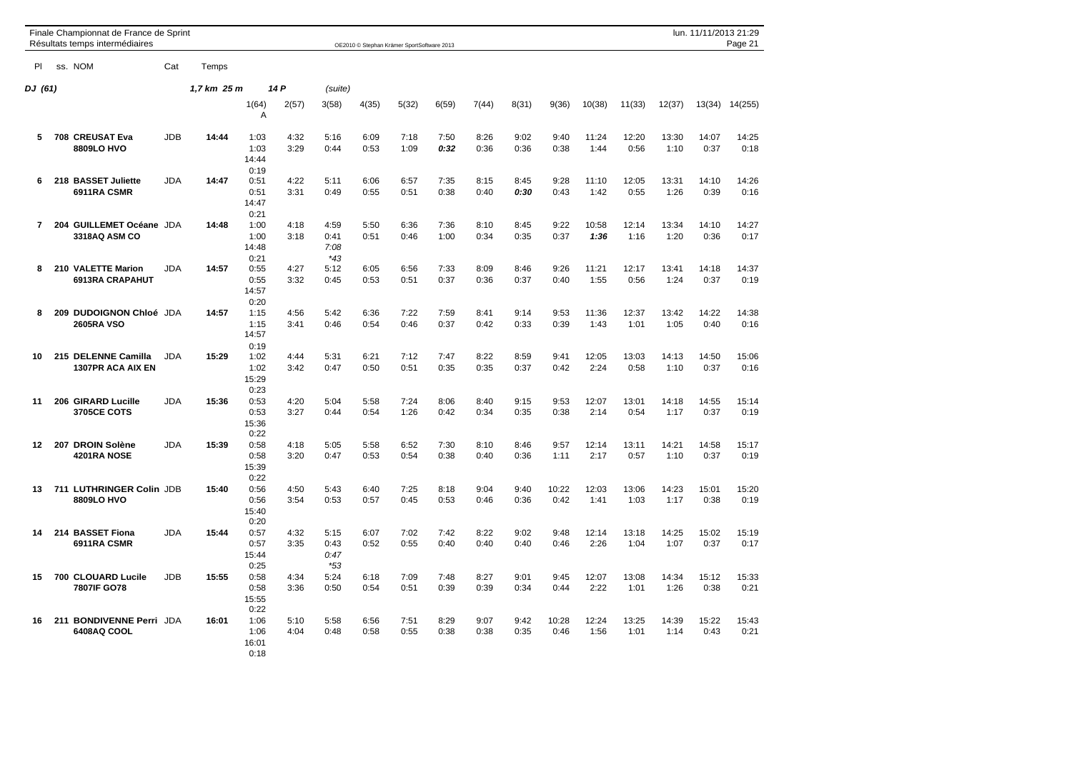Finale Championnat de France de Sprint
Résultats temps intermédiaires

OE2010 © Stephan Krämer SportSoftware 2013

lun. 11/11/2013 21:29

| Pl | ss. NOM | Cat | Temps | | | | | | | | | | | | | | |
|---|---|---|---|---|---|---|---|---|---|---|---|---|---|---|---|---|---|
| DJ (61) | | | 1,7 km 25 m | 14 P | | (suite) | | | | | | | | | | | |
| | | | | 1(64) A | 2(57) | 3(58) | 4(35) | 5(32) | 6(59) | 7(44) | 8(31) | 9(36) | 10(38) | 11(33) | 12(37) | 13(34) | 14(255) |
| 5 | 708 **CREUSAT Eva** **8809LO HVO** | JDB | **14:44** | 1:03 1:03 14:44 0:19 | 4:32 3:29 | 5:16 0:44 | 6:09 0:53 | 7:18 1:09 | 7:50 ***0:32*** | 8:26 0:36 | 9:02 0:36 | 9:40 0:38 | 11:24 1:44 | 12:20 0:56 | 13:30 1:10 | 14:07 0:37 | 14:25 0:18 |
| 6 | 218 **BASSET Juliette** **6911RA CSMR** | JDA | **14:47** | 0:51 0:51 14:47 0:21 | 4:22 3:31 | 5:11 0:49 | 6:06 0:55 | 6:57 0:51 | 7:35 0:38 | 8:15 0:40 | 8:45 ***0:30*** | 9:28 0:43 | 11:10 1:42 | 12:05 0:55 | 13:31 1:26 | 14:10 0:39 | 14:26 0:16 |
| 7 | 204 **GUILLEMET Océane** **3318AQ ASM CO** | JDA | **14:48** | 1:00 1:00 14:48 0:21 | 4:18 3:18 | 4:59 0:41 *7:08* *\*43* | 5:50 0:51 | 6:36 0:46 | 7:36 1:00 | 8:10 0:34 | 8:45 0:35 | 9:22 0:37 | 10:58 ***1:36*** | 12:14 1:16 | 13:34 1:20 | 14:10 0:36 | 14:27 0:17 |
| 8 | 210 **VALETTE Marion** **6913RA CRAPAHUT** | JDA | **14:57** | 0:55 0:55 14:57 0:20 | 4:27 3:32 | 5:12 0:45 | 6:05 0:53 | 6:56 0:51 | 7:33 0:37 | 8:09 0:36 | 8:46 0:37 | 9:26 0:40 | 11:21 1:55 | 12:17 0:56 | 13:41 1:24 | 14:18 0:37 | 14:37 0:19 |
| 8 | 209 **DUDOIGNON Chloé** **2605RA VSO** | JDA | **14:57** | 1:15 1:15 14:57 0:19 | 4:56 3:41 | 5:42 0:46 | 6:36 0:54 | 7:22 0:46 | 7:59 0:37 | 8:41 0:42 | 9:14 0:33 | 9:53 0:39 | 11:36 1:43 | 12:37 1:01 | 13:42 1:05 | 14:22 0:40 | 14:38 0:16 |
| 10 | 215 **DELENNE Camilla** **1307PR ACA AIX EN** | JDA | **15:29** | 1:02 1:02 15:29 0:23 | 4:44 3:42 | 5:31 0:47 | 6:21 0:50 | 7:12 0:51 | 7:47 0:35 | 8:22 0:35 | 8:59 0:37 | 9:41 0:42 | 12:05 2:24 | 13:03 0:58 | 14:13 1:10 | 14:50 0:37 | 15:06 0:16 |
| 11 | 206 **GIRARD Lucille** **3705CE COTS** | JDA | **15:36** | 0:53 0:53 15:36 0:22 | 4:20 3:27 | 5:04 0:44 | 5:58 0:54 | 7:24 1:26 | 8:06 0:42 | 8:40 0:34 | 9:15 0:35 | 9:53 0:38 | 12:07 2:14 | 13:01 0:54 | 14:18 1:17 | 14:55 0:37 | 15:14 0:19 |
| 12 | 207 **DROIN Solène** **4201RA NOSE** | JDA | **15:39** | 0:58 0:58 15:39 0:22 | 4:18 3:20 | 5:05 0:47 | 5:58 0:53 | 6:52 0:54 | 7:30 0:38 | 8:10 0:40 | 8:46 0:36 | 9:57 1:11 | 12:14 2:17 | 13:11 0:57 | 14:21 1:10 | 14:58 0:37 | 15:17 0:19 |
| 13 | 711 **LUTHRINGER Colin** **8809LO HVO** | JDB | **15:40** | 0:56 0:56 15:40 0:20 | 4:50 3:54 | 5:43 0:53 | 6:40 0:57 | 7:25 0:45 | 8:18 0:53 | 9:04 0:46 | 9:40 0:36 | 10:22 0:42 | 12:03 1:41 | 13:06 1:03 | 14:23 1:17 | 15:01 0:38 | 15:20 0:19 |
| 14 | 214 **BASSET Fiona** **6911RA CSMR** | JDA | **15:44** | 0:57 0:57 15:44 0:25 | 4:32 3:35 | 5:15 0:43 *0:47* *\*53* | 6:07 0:52 | 7:02 0:55 | 7:42 0:40 | 8:22 0:40 | 9:02 0:40 | 9:48 0:46 | 12:14 2:26 | 13:18 1:04 | 14:25 1:07 | 15:02 0:37 | 15:19 0:17 |
| 15 | 700 **CLOUARD Lucile** **7807IF GO78** | JDB | **15:55** | 0:58 0:58 15:55 0:22 | 4:34 3:36 | 5:24 0:50 | 6:18 0:54 | 7:09 0:51 | 7:48 0:39 | 8:27 0:39 | 9:01 0:34 | 9:45 0:44 | 12:07 2:22 | 13:08 1:01 | 14:34 1:26 | 15:12 0:38 | 15:33 0:21 |
| 16 | 211 **BONDIVENNE Perri** **6408AQ COOL** | JDA | **16:01** | 1:06 1:06 16:01 0:18 | 5:10 4:04 | 5:58 0:48 | 6:56 0:58 | 7:51 0:55 | 8:29 0:38 | 9:07 0:38 | 9:42 0:35 | 10:28 0:46 | 12:24 1:56 | 13:25 1:01 | 14:39 1:14 | 15:22 0:43 | 15:43 0:21 |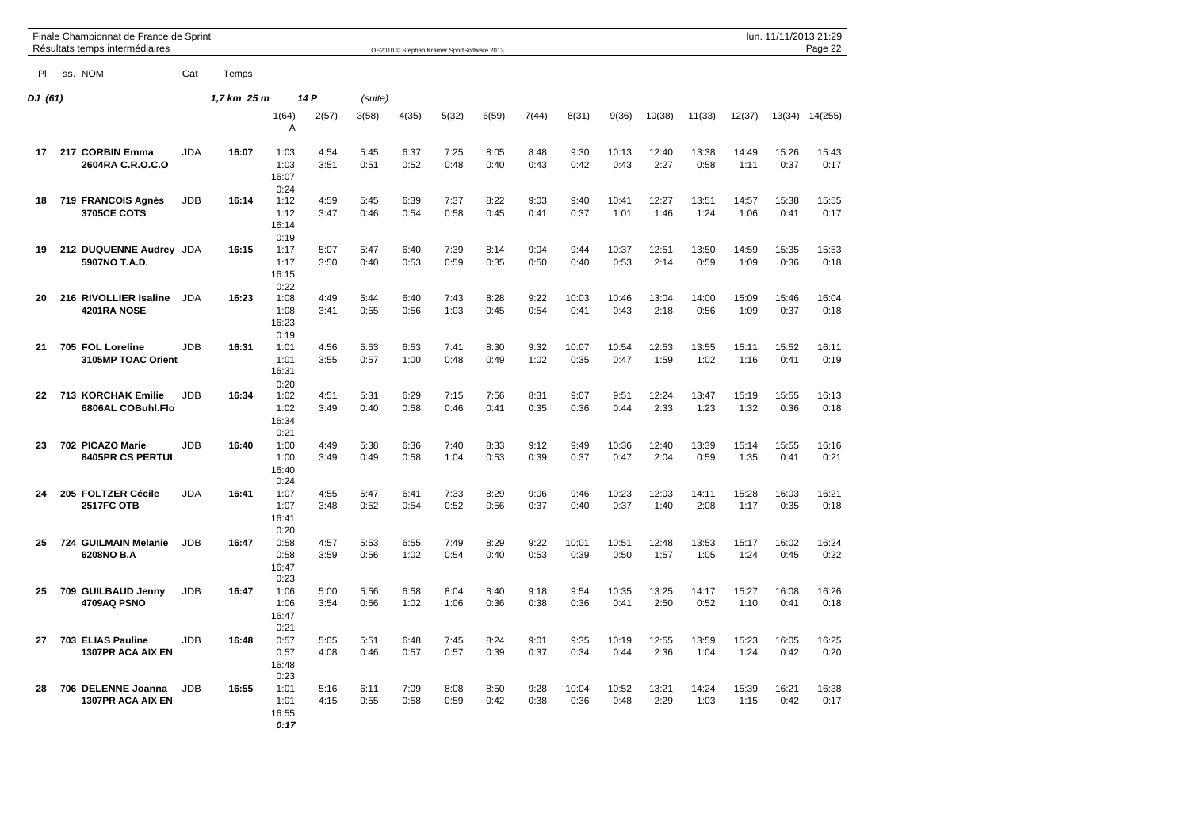Finale Championnat de France de Sprint
Résultats temps intermédiaires

OE2010 © Stephan Krämer SportSoftware 2013

lun. 11/11/2013 21:29

**DJ (61)** — 1,7 km 25 m — 14 P — (suite)

| Pl | ss. NOM | Cat | Temps | 1(64) A | 2(57) | 3(58) | 4(35) | 5(32) | 6(59) | 7(44) | 8(31) | 9(36) | 10(38) | 11(33) | 12(37) | 13(34) | 14(255) |
|---|---|---|---|---|---|---|---|---|---|---|---|---|---|---|---|---|---|
| 17 | **217 CORBIN Emma** **2604RA C.R.O.C.O** | JDA | **16:07** | 1:03<br>1:03<br>16:07<br>0:24 | 4:54<br>3:51 | 5:45<br>0:51 | 6:37<br>0:52 | 7:25<br>0:48 | 8:05<br>0:40 | 8:48<br>0:43 | 9:30<br>0:42 | 10:13<br>0:43 | 12:40<br>2:27 | 13:38<br>0:58 | 14:49<br>1:11 | 15:26<br>0:37 | 15:43<br>0:17 |
| 18 | **719 FRANCOIS Agnès** **3705CE COTS** | JDB | **16:14** | 1:12<br>1:12<br>16:14<br>0:19 | 4:59<br>3:47 | 5:45<br>0:46 | 6:39<br>0:54 | 7:37<br>0:58 | 8:22<br>0:45 | 9:03<br>0:41 | 9:40<br>0:37 | 10:41<br>1:01 | 12:27<br>1:46 | 13:51<br>1:24 | 14:57<br>1:06 | 15:38<br>0:41 | 15:55<br>0:17 |
| 19 | **212 DUQUENNE Audrey** **5907NO T.A.D.** | JDA | **16:15** | 1:17<br>1:17<br>16:15<br>0:22 | 5:07<br>3:50 | 5:47<br>0:40 | 6:40<br>0:53 | 7:39<br>0:59 | 8:14<br>0:35 | 9:04<br>0:50 | 9:44<br>0:40 | 10:37<br>0:53 | 12:51<br>2:14 | 13:50<br>0:59 | 14:59<br>1:09 | 15:35<br>0:36 | 15:53<br>0:18 |
| 20 | **216 RIVOLLIER Isaline** **4201RA NOSE** | JDA | **16:23** | 1:08<br>1:08<br>16:23<br>0:19 | 4:49<br>3:41 | 5:44<br>0:55 | 6:40<br>0:56 | 7:43<br>1:03 | 8:28<br>0:45 | 9:22<br>0:54 | 10:03<br>0:41 | 10:46<br>0:43 | 13:04<br>2:18 | 14:00<br>0:56 | 15:09<br>1:09 | 15:46<br>0:37 | 16:04<br>0:18 |
| 21 | **705 FOL Loreline** **3105MP TOAC Orient** | JDB | **16:31** | 1:01<br>1:01<br>16:31<br>0:20 | 4:56<br>3:55 | 5:53<br>0:57 | 6:53<br>1:00 | 7:41<br>0:48 | 8:30<br>0:49 | 9:32<br>1:02 | 10:07<br>0:35 | 10:54<br>0:47 | 12:53<br>1:59 | 13:55<br>1:02 | 15:11<br>1:16 | 15:52<br>0:41 | 16:11<br>0:19 |
| 22 | **713 KORCHAK Emilie** **6806AL COBuhl.Flo** | JDB | **16:34** | 1:02<br>1:02<br>16:34<br>0:21 | 4:51<br>3:49 | 5:31<br>0:40 | 6:29<br>0:58 | 7:15<br>0:46 | 7:56<br>0:41 | 8:31<br>0:35 | 9:07<br>0:36 | 9:51<br>0:44 | 12:24<br>2:33 | 13:47<br>1:23 | 15:19<br>1:32 | 15:55<br>0:36 | 16:13<br>0:18 |
| 23 | **702 PICAZO Marie** **8405PR CS PERTUI** | JDB | **16:40** | 1:00<br>1:00<br>16:40<br>0:24 | 4:49<br>3:49 | 5:38<br>0:49 | 6:36<br>0:58 | 7:40<br>1:04 | 8:33<br>0:53 | 9:12<br>0:39 | 9:49<br>0:37 | 10:36<br>0:47 | 12:40<br>2:04 | 13:39<br>0:59 | 15:14<br>1:35 | 15:55<br>0:41 | 16:16<br>0:21 |
| 24 | **205 FOLTZER Cécile** **2517FC OTB** | JDA | **16:41** | 1:07<br>1:07<br>16:41<br>0:20 | 4:55<br>3:48 | 5:47<br>0:52 | 6:41<br>0:54 | 7:33<br>0:52 | 8:29<br>0:56 | 9:06<br>0:37 | 9:46<br>0:40 | 10:23<br>0:37 | 12:03<br>1:40 | 14:11<br>2:08 | 15:28<br>1:17 | 16:03<br>0:35 | 16:21<br>0:18 |
| 25 | **724 GUILMAIN Melanie** **6208NO B.A** | JDB | **16:47** | 0:58<br>0:58<br>16:47<br>0:23 | 4:57<br>3:59 | 5:53<br>0:56 | 6:55<br>1:02 | 7:49<br>0:54 | 8:29<br>0:40 | 9:22<br>0:53 | 10:01<br>0:39 | 10:51<br>0:50 | 12:48<br>1:57 | 13:53<br>1:05 | 15:17<br>1:24 | 16:02<br>0:45 | 16:24<br>0:22 |
| 25 | **709 GUILBAUD Jenny** **4709AQ PSNO** | JDB | **16:47** | 1:06<br>1:06<br>16:47<br>0:21 | 5:00<br>3:54 | 5:56<br>0:56 | 6:58<br>1:02 | 8:04<br>1:06 | 8:40<br>0:36 | 9:18<br>0:38 | 9:54<br>0:36 | 10:35<br>0:41 | 13:25<br>2:50 | 14:17<br>0:52 | 15:27<br>1:10 | 16:08<br>0:41 | 16:26<br>0:18 |
| 27 | **703 ELIAS Pauline** **1307PR ACA AIX EN** | JDB | **16:48** | 0:57<br>0:57<br>16:48<br>0:23 | 5:05<br>4:08 | 5:51<br>0:46 | 6:48<br>0:57 | 7:45<br>0:57 | 8:24<br>0:39 | 9:01<br>0:37 | 9:35<br>0:34 | 10:19<br>0:44 | 12:55<br>2:36 | 13:59<br>1:04 | 15:23<br>1:24 | 16:05<br>0:42 | 16:25<br>0:20 |
| 28 | **706 DELENNE Joanna** **1307PR ACA AIX EN** | JDB | **16:55** | 1:01<br>1:01<br>16:55<br>*0:17* | 5:16<br>4:15 | 6:11<br>0:55 | 7:09<br>0:58 | 8:08<br>0:59 | 8:50<br>0:42 | 9:28<br>0:38 | 10:04<br>0:36 | 10:52<br>0:48 | 13:21<br>2:29 | 14:24<br>1:03 | 15:39<br>1:15 | 16:21<br>0:42 | 16:38<br>0:17 |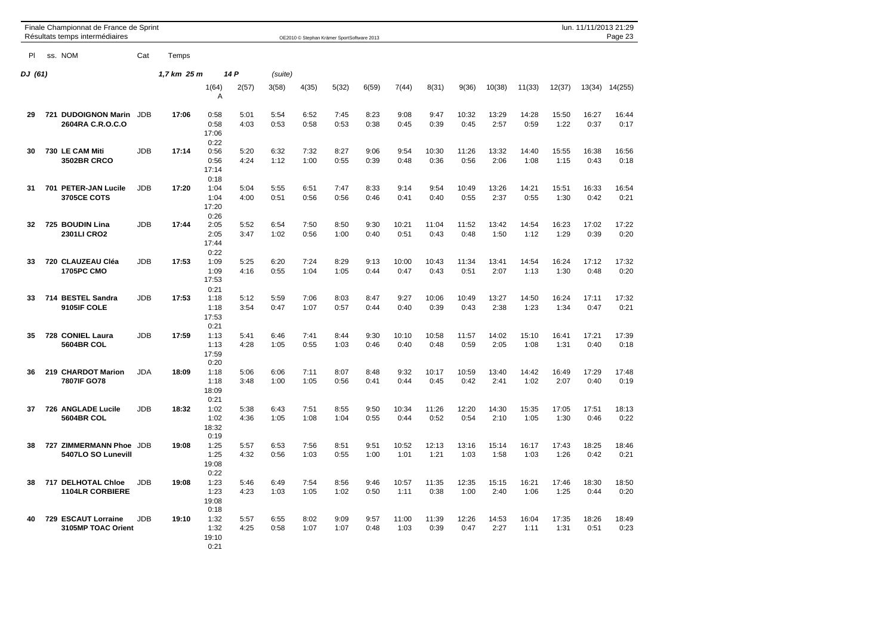Finale Championnat de France de Sprint
Résultats temps intermédiaires

OE2010 © Stephan Krämer SportSoftware 2013

lun. 11/11/2013 21:29

| Pl | ss. NOM | Cat | Temps | 1(64) A | 2(57) | 3(58) | 4(35) | 5(32) | 6(59) | 7(44) | 8(31) | 9(36) | 10(38) | 11(33) | 12(37) | 13(34) | 14(255) |
|---|---|---|---|---|---|---|---|---|---|---|---|---|---|---|---|---|---|
| ***DJ (61)*** | | | ***1,7 km 25 m*** | ***14 P*** | *(suite)* | | | | | | | | | | | | |
| **29** | **721 DUDOIGNON Marin 2604RA C.R.O.C.O** | JDB | **17:06** | 0:58 0:58 17:06 0:22 | 5:01 4:03 | 5:54 0:53 | 6:52 0:58 | 7:45 0:53 | 8:23 0:38 | 9:08 0:45 | 9:47 0:39 | 10:32 0:45 | 13:29 2:57 | 14:28 0:59 | 15:50 1:22 | 16:27 0:37 | 16:44 0:17 |
| **30** | **730 LE CAM Miti 3502BR CRCO** | JDB | **17:14** | 0:56 0:56 17:14 0:18 | 5:20 4:24 | 6:32 1:12 | 7:32 1:00 | 8:27 0:55 | 9:06 0:39 | 9:54 0:48 | 10:30 0:36 | 11:26 0:56 | 13:32 2:06 | 14:40 1:08 | 15:55 1:15 | 16:38 0:43 | 16:56 0:18 |
| **31** | **701 PETER-JAN Lucile 3705CE COTS** | JDB | **17:20** | 1:04 1:04 17:20 0:26 | 5:04 4:00 | 5:55 0:51 | 6:51 0:56 | 7:47 0:56 | 8:33 0:46 | 9:14 0:41 | 9:54 0:40 | 10:49 0:55 | 13:26 2:37 | 14:21 0:55 | 15:51 1:30 | 16:33 0:42 | 16:54 0:21 |
| **32** | **725 BOUDIN Lina 2301LI CRO2** | JDB | **17:44** | 2:05 2:05 17:44 0:22 | 5:52 3:47 | 6:54 1:02 | 7:50 0:56 | 8:50 1:00 | 9:30 0:40 | 10:21 0:51 | 11:04 0:43 | 11:52 0:48 | 13:42 1:50 | 14:54 1:12 | 16:23 1:29 | 17:02 0:39 | 17:22 0:20 |
| **33** | **720 CLAUZEAU Cléa 1705PC CMO** | JDB | **17:53** | 1:09 1:09 17:53 0:21 | 5:25 4:16 | 6:20 0:55 | 7:24 1:04 | 8:29 1:05 | 9:13 0:44 | 10:00 0:47 | 10:43 0:43 | 11:34 0:51 | 13:41 2:07 | 14:54 1:13 | 16:24 1:30 | 17:12 0:48 | 17:32 0:20 |
| **33** | **714 BESTEL Sandra 9105IF COLE** | JDB | **17:53** | 1:18 1:18 17:53 0:21 | 5:12 3:54 | 5:59 0:47 | 7:06 1:07 | 8:03 0:57 | 8:47 0:44 | 9:27 0:40 | 10:06 0:39 | 10:49 0:43 | 13:27 2:38 | 14:50 1:23 | 16:24 1:34 | 17:11 0:47 | 17:32 0:21 |
| **35** | **728 CONIEL Laura 5604BR COL** | JDB | **17:59** | 1:13 1:13 17:59 0:20 | 5:41 4:28 | 6:46 1:05 | 7:41 0:55 | 8:44 1:03 | 9:30 0:46 | 10:10 0:40 | 10:58 0:48 | 11:57 0:59 | 14:02 2:05 | 15:10 1:08 | 16:41 1:31 | 17:21 0:40 | 17:39 0:18 |
| **36** | **219 CHARDOT Marion 7807IF GO78** | JDA | **18:09** | 1:18 1:18 18:09 0:21 | 5:06 3:48 | 6:06 1:00 | 7:11 1:05 | 8:07 0:56 | 8:48 0:41 | 9:32 0:44 | 10:17 0:45 | 10:59 0:42 | 13:40 2:41 | 14:42 1:02 | 16:49 2:07 | 17:29 0:40 | 17:48 0:19 |
| **37** | **726 ANGLADE Lucile 5604BR COL** | JDB | **18:32** | 1:02 1:02 18:32 0:19 | 5:38 4:36 | 6:43 1:05 | 7:51 1:08 | 8:55 1:04 | 9:50 0:55 | 10:34 0:44 | 11:26 0:52 | 12:20 0:54 | 14:30 2:10 | 15:35 1:05 | 17:05 1:30 | 17:51 0:46 | 18:13 0:22 |
| **38** | **727 ZIMMERMANN Phoe 5407LO SO Lunevill** | JDB | **19:08** | 1:25 1:25 19:08 0:22 | 5:57 4:32 | 6:53 0:56 | 7:56 1:03 | 8:51 0:55 | 9:51 1:00 | 10:52 1:01 | 12:13 1:21 | 13:16 1:03 | 15:14 1:58 | 16:17 1:03 | 17:43 1:26 | 18:25 0:42 | 18:46 0:21 |
| **38** | **717 DELHOTAL Chloe 1104LR CORBIERE** | JDB | **19:08** | 1:23 1:23 19:08 0:18 | 5:46 4:23 | 6:49 1:03 | 7:54 1:05 | 8:56 1:02 | 9:46 0:50 | 10:57 1:11 | 11:35 0:38 | 12:35 1:00 | 15:15 2:40 | 16:21 1:06 | 17:46 1:25 | 18:30 0:44 | 18:50 0:20 |
| **40** | **729 ESCAUT Lorraine 3105MP TOAC Orient** | JDB | **19:10** | 1:32 1:32 19:10 0:21 | 5:57 4:25 | 6:55 0:58 | 8:02 1:07 | 9:09 1:07 | 9:57 0:48 | 11:00 1:03 | 11:39 0:39 | 12:26 0:47 | 14:53 2:27 | 16:04 1:11 | 17:35 1:31 | 18:26 0:51 | 18:49 0:23 |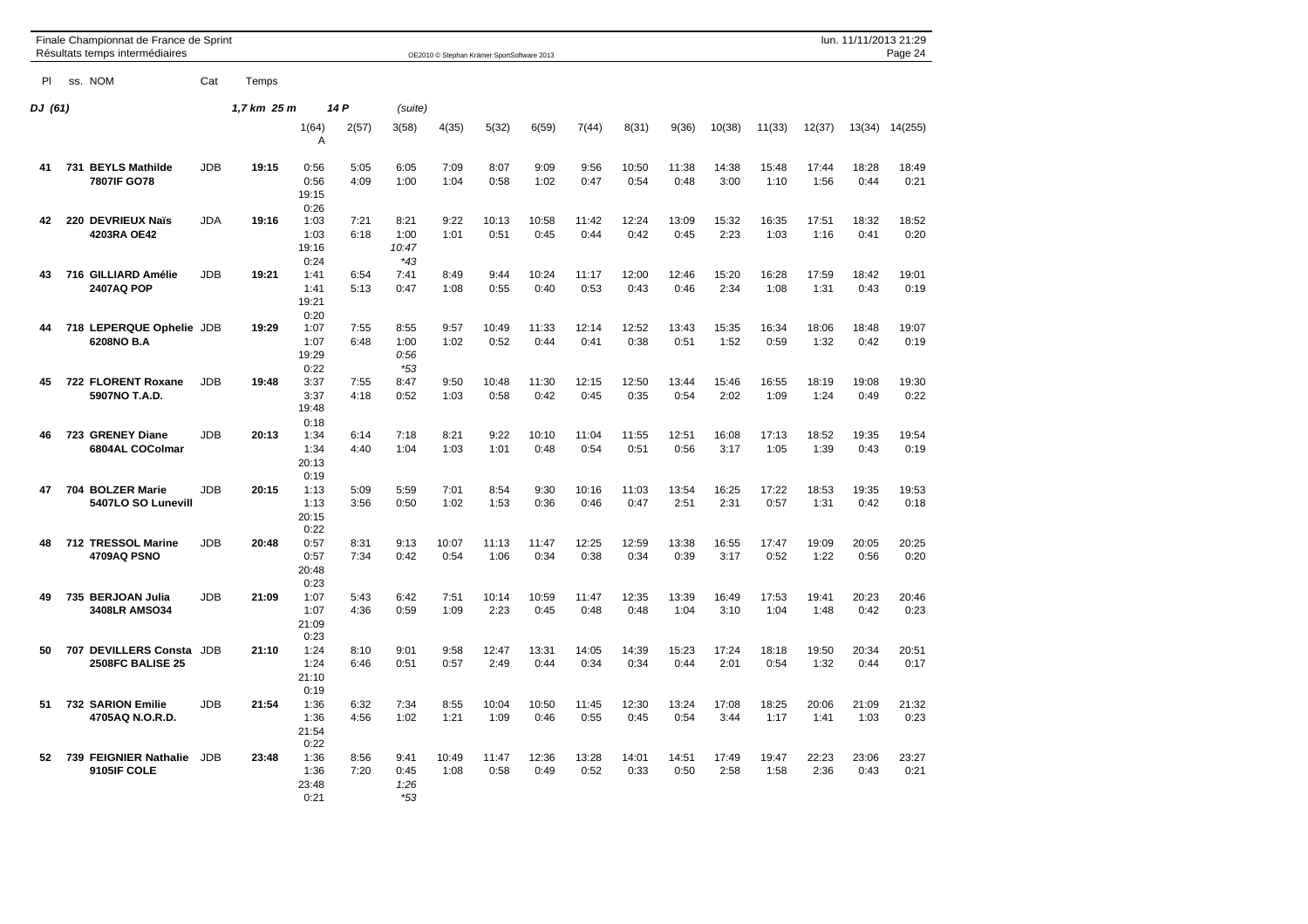Finale Championnat de France de Sprint
Résultats temps intermédiaires

OE2010 © Stephan Krämer SportSoftware 2013

| Pl | ss. NOM | Cat | Temps | 1(64) A | 2(57) | 3(58) | 4(35) | 5(32) | 6(59) | 7(44) | 8(31) | 9(36) | 10(38) | 11(33) | 12(37) | 13(34) | 14(255) |
|---|---|---|---|---|---|---|---|---|---|---|---|---|---|---|---|---|---|
| **DJ (61)** | | | **1,7 km 25 m** | **14 P** | | *(suite)* | | | | | | | | | | | |
| **41** | **731 BEYLS Mathilde** | JDB | **19:15** | 0:56 | 5:05 | 6:05 | 7:09 | 8:07 | 9:09 | 9:56 | 10:50 | 11:38 | 14:38 | 15:48 | 17:44 | 18:28 | 18:49 |
| | **7807IF GO78** | | | 0:56 | 4:09 | 1:00 | 1:04 | 0:58 | 1:02 | 0:47 | 0:54 | 0:48 | 3:00 | 1:10 | 1:56 | 0:44 | 0:21 |
| | | | | 19:15 | | | | | | | | | | | | | |
| | | | | 0:26 | | | | | | | | | | | | | |
| **42** | **220 DEVRIEUX Naïs** | JDA | **19:16** | 1:03 | 7:21 | 8:21 | 9:22 | 10:13 | 10:58 | 11:42 | 12:24 | 13:09 | 15:32 | 16:35 | 17:51 | 18:32 | 18:52 |
| | **4203RA OE42** | | | 1:03 | 6:18 | 1:00 | 1:01 | 0:51 | 0:45 | 0:44 | 0:42 | 0:45 | 2:23 | 1:03 | 1:16 | 0:41 | 0:20 |
| | | | | 19:16 | | *10:47* | | | | | | | | | | | |
| | | | | 0:24 | | *\*43* | | | | | | | | | | | |
| **43** | **716 GILLIARD Amélie** | JDB | **19:21** | 1:41 | 6:54 | 7:41 | 8:49 | 9:44 | 10:24 | 11:17 | 12:00 | 12:46 | 15:20 | 16:28 | 17:59 | 18:42 | 19:01 |
| | **2407AQ POP** | | | 1:41 | 5:13 | 0:47 | 1:08 | 0:55 | 0:40 | 0:53 | 0:43 | 0:46 | 2:34 | 1:08 | 1:31 | 0:43 | 0:19 |
| | | | | 19:21 | | | | | | | | | | | | | |
| | | | | 0:20 | | | | | | | | | | | | | |
| **44** | **718 LEPERQUE Ophelie** | JDB | **19:29** | 1:07 | 7:55 | 8:55 | 9:57 | 10:49 | 11:33 | 12:14 | 12:52 | 13:43 | 15:35 | 16:34 | 18:06 | 18:48 | 19:07 |
| | **6208NO B.A** | | | 1:07 | 6:48 | 1:00 | 1:02 | 0:52 | 0:44 | 0:41 | 0:38 | 0:51 | 1:52 | 0:59 | 1:32 | 0:42 | 0:19 |
| | | | | 19:29 | | *0:56* | | | | | | | | | | | |
| | | | | 0:22 | | *\*53* | | | | | | | | | | | |
| **45** | **722 FLORENT Roxane** | JDB | **19:48** | 3:37 | 7:55 | 8:47 | 9:50 | 10:48 | 11:30 | 12:15 | 12:50 | 13:44 | 15:46 | 16:55 | 18:19 | 19:08 | 19:30 |
| | **5907NO T.A.D.** | | | 3:37 | 4:18 | 0:52 | 1:03 | 0:58 | 0:42 | 0:45 | 0:35 | 0:54 | 2:02 | 1:09 | 1:24 | 0:49 | 0:22 |
| | | | | 19:48 | | | | | | | | | | | | | |
| | | | | 0:18 | | | | | | | | | | | | | |
| **46** | **723 GRENEY Diane** | JDB | **20:13** | 1:34 | 6:14 | 7:18 | 8:21 | 9:22 | 10:10 | 11:04 | 11:55 | 12:51 | 16:08 | 17:13 | 18:52 | 19:35 | 19:54 |
| | **6804AL COColmar** | | | 1:34 | 4:40 | 1:04 | 1:03 | 1:01 | 0:48 | 0:54 | 0:51 | 0:56 | 3:17 | 1:05 | 1:39 | 0:43 | 0:19 |
| | | | | 20:13 | | | | | | | | | | | | | |
| | | | | 0:19 | | | | | | | | | | | | | |
| **47** | **704 BOLZER Marie** | JDB | **20:15** | 1:13 | 5:09 | 5:59 | 7:01 | 8:54 | 9:30 | 10:16 | 11:03 | 13:54 | 16:25 | 17:22 | 18:53 | 19:35 | 19:53 |
| | **5407LO SO Lunevill** | | | 1:13 | 3:56 | 0:50 | 1:02 | 1:53 | 0:36 | 0:46 | 0:47 | 2:51 | 2:31 | 0:57 | 1:31 | 0:42 | 0:18 |
| | | | | 20:15 | | | | | | | | | | | | | |
| | | | | 0:22 | | | | | | | | | | | | | |
| **48** | **712 TRESSOL Marine** | JDB | **20:48** | 0:57 | 8:31 | 9:13 | 10:07 | 11:13 | 11:47 | 12:25 | 12:59 | 13:38 | 16:55 | 17:47 | 19:09 | 20:05 | 20:25 |
| | **4709AQ PSNO** | | | 0:57 | 7:34 | 0:42 | 0:54 | 1:06 | 0:34 | 0:38 | 0:34 | 0:39 | 3:17 | 0:52 | 1:22 | 0:56 | 0:20 |
| | | | | 20:48 | | | | | | | | | | | | | |
| | | | | 0:23 | | | | | | | | | | | | | |
| **49** | **735 BERJOAN Julia** | JDB | **21:09** | 1:07 | 5:43 | 6:42 | 7:51 | 10:14 | 10:59 | 11:47 | 12:35 | 13:39 | 16:49 | 17:53 | 19:41 | 20:23 | 20:46 |
| | **3408LR AMSO34** | | | 1:07 | 4:36 | 0:59 | 1:09 | 2:23 | 0:45 | 0:48 | 0:48 | 1:04 | 3:10 | 1:04 | 1:48 | 0:42 | 0:23 |
| | | | | 21:09 | | | | | | | | | | | | | |
| | | | | 0:23 | | | | | | | | | | | | | |
| **50** | **707 DEVILLERS Consta** | JDB | **21:10** | 1:24 | 8:10 | 9:01 | 9:58 | 12:47 | 13:31 | 14:05 | 14:39 | 15:23 | 17:24 | 18:18 | 19:50 | 20:34 | 20:51 |
| | **2508FC BALISE 25** | | | 1:24 | 6:46 | 0:51 | 0:57 | 2:49 | 0:44 | 0:34 | 0:34 | 0:44 | 2:01 | 0:54 | 1:32 | 0:44 | 0:17 |
| | | | | 21:10 | | | | | | | | | | | | | |
| | | | | 0:19 | | | | | | | | | | | | | |
| **51** | **732 SARION Emilie** | JDB | **21:54** | 1:36 | 6:32 | 7:34 | 8:55 | 10:04 | 10:50 | 11:45 | 12:30 | 13:24 | 17:08 | 18:25 | 20:06 | 21:09 | 21:32 |
| | **4705AQ N.O.R.D.** | | | 1:36 | 4:56 | 1:02 | 1:21 | 1:09 | 0:46 | 0:55 | 0:45 | 0:54 | 3:44 | 1:17 | 1:41 | 1:03 | 0:23 |
| | | | | 21:54 | | | | | | | | | | | | | |
| | | | | 0:22 | | | | | | | | | | | | | |
| **52** | **739 FEIGNIER Nathalie** | JDB | **23:48** | 1:36 | 8:56 | 9:41 | 10:49 | 11:47 | 12:36 | 13:28 | 14:01 | 14:51 | 17:49 | 19:47 | 22:23 | 23:06 | 23:27 |
| | **9105IF COLE** | | | 1:36 | 7:20 | 0:45 | 1:08 | 0:58 | 0:49 | 0:52 | 0:33 | 0:50 | 2:58 | 1:58 | 2:36 | 0:43 | 0:21 |
| | | | | 23:48 | | *1:26* | | | | | | | | | | | |
| | | | | 0:21 | | *\*53* | | | | | | | | | | | |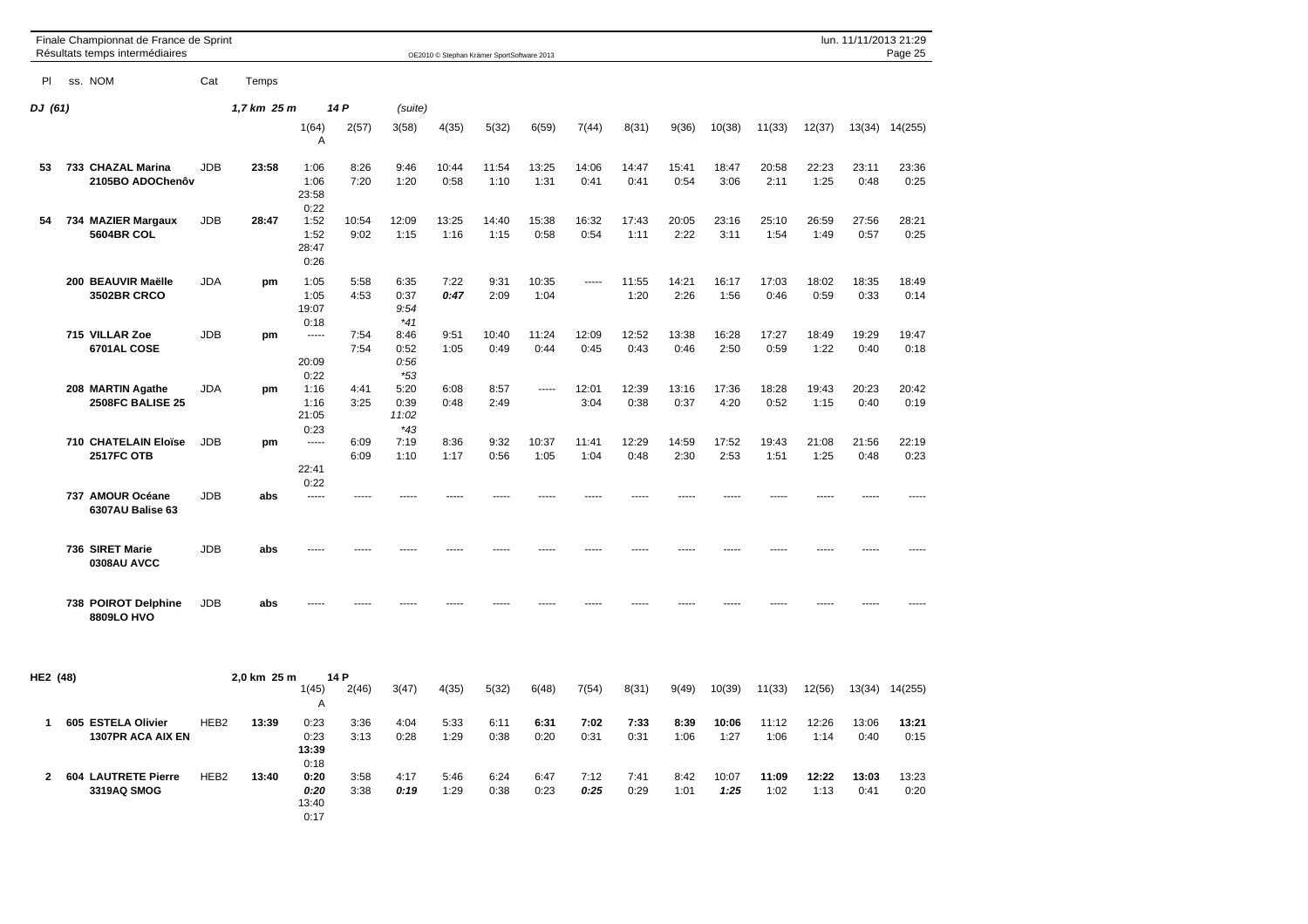Finale Championnat de France de Sprint
Résultats temps intermédiaires

OE2010 © Stephan Krämer SportSoftware 2013

lun. 11/11/2013 21:29

## DJ (61) — 1,7 km 25 m — 14 P (suite)

| Pl | ss. NOM | Cat | Temps | 1(64) A | 2(57) | 3(58) | 4(35) | 5(32) | 6(59) | 7(44) | 8(31) | 9(36) | 10(38) | 11(33) | 12(37) | 13(34) | 14(255) |
|---|---|---|---|---|---|---|---|---|---|---|---|---|---|---|---|---|---|
| 53 | 733 CHAZAL Marina<br>2105BO ADOChenôv | JDB | 23:58 | 1:06<br>1:06<br>23:58<br>0:22 | 8:26<br>7:20 | 9:46<br>1:20 | 10:44<br>0:58 | 11:54<br>1:10 | 13:25<br>1:31 | 14:06<br>0:41 | 14:47<br>0:41 | 15:41<br>0:54 | 18:47<br>3:06 | 20:58<br>2:11 | 22:23<br>1:25 | 23:11<br>0:48 | 23:36<br>0:25 |
| 54 | 734 MAZIER Margaux<br>5604BR COL | JDB | 28:47 | 1:52<br>1:52<br>28:47<br>0:26 | 10:54<br>9:02 | 12:09<br>1:15 | 13:25<br>1:16 | 14:40<br>1:15 | 15:38<br>0:58 | 16:32<br>0:54 | 17:43<br>1:11 | 20:05<br>2:22 | 23:16<br>3:11 | 25:10<br>1:54 | 26:59<br>1:49 | 27:56<br>0:57 | 28:21<br>0:25 |
| | 200 BEAUVIR Maëlle<br>3502BR CRCO | JDA | pm | 1:05<br>1:05<br>19:07<br>0:18 | 5:58<br>4:53 | 6:35<br>0:37<br>*9:54*<br>*\*41* | 7:22<br>***0:47*** | 9:31<br>2:09 | 10:35<br>1:04 | ----- | 11:55<br>1:20 | 14:21<br>2:26 | 16:17<br>1:56 | 17:03<br>0:46 | 18:02<br>0:59 | 18:35<br>0:33 | 18:49<br>0:14 |
| | 715 VILLAR Zoe<br>6701AL COSE | JDB | pm | -----<br><br>20:09<br>0:22 | 7:54<br>7:54 | 8:46<br>0:52<br>*0:56*<br>*\*53* | 9:51<br>1:05 | 10:40<br>0:49 | 11:24<br>0:44 | 12:09<br>0:45 | 12:52<br>0:43 | 13:38<br>0:46 | 16:28<br>2:50 | 17:27<br>0:59 | 18:49<br>1:22 | 19:29<br>0:40 | 19:47<br>0:18 |
| | 208 MARTIN Agathe<br>2508FC BALISE 25 | JDA | pm | 1:16<br>1:16<br>21:05<br>0:23 | 4:41<br>3:25 | 5:20<br>0:39<br>*11:02*<br>*\*43* | 6:08<br>0:48 | 8:57<br>2:49 | ----- | 12:01<br>3:04 | 12:39<br>0:38 | 13:16<br>0:37 | 17:36<br>4:20 | 18:28<br>0:52 | 19:43<br>1:15 | 20:23<br>0:40 | 20:42<br>0:19 |
| | 710 CHATELAIN Eloïse<br>2517FC OTB | JDB | pm | -----<br><br>22:41<br>0:22 | 6:09<br>6:09 | 7:19<br>1:10 | 8:36<br>1:17 | 9:32<br>0:56 | 10:37<br>1:05 | 11:41<br>1:04 | 12:29<br>0:48 | 14:59<br>2:30 | 17:52<br>2:53 | 19:43<br>1:51 | 21:08<br>1:25 | 21:56<br>0:48 | 22:19<br>0:23 |
| | 737 AMOUR Océane<br>6307AU Balise 63 | JDB | abs | ----- | ----- | ----- | ----- | ----- | ----- | ----- | ----- | ----- | ----- | ----- | ----- | ----- | ----- |
| | 736 SIRET Marie<br>0308AU AVCC | JDB | abs | ----- | ----- | ----- | ----- | ----- | ----- | ----- | ----- | ----- | ----- | ----- | ----- | ----- | ----- |
| | 738 POIROT Delphine<br>8809LO HVO | JDB | abs | ----- | ----- | ----- | ----- | ----- | ----- | ----- | ----- | ----- | ----- | ----- | ----- | ----- | ----- |

## HE2 (48) — 2,0 km 25 m — 14 P

| Pl | ss. NOM | Cat | Temps | 1(45) A | 2(46) | 3(47) | 4(35) | 5(32) | 6(48) | 7(54) | 8(31) | 9(49) | 10(39) | 11(33) | 12(56) | 13(34) | 14(255) |
|---|---|---|---|---|---|---|---|---|---|---|---|---|---|---|---|---|---|
| 1 | 605 ESTELA Olivier<br>1307PR ACA AIX EN | HE2 | 13:39 | 0:23<br>0:23<br>**13:39**<br>0:18 | 3:36<br>3:13 | 4:04<br>0:28 | 5:33<br>1:29 | 6:11<br>0:38 | **6:31**<br>0:20 | **7:02**<br>0:31 | **7:33**<br>0:31 | **8:39**<br>1:06 | **10:06**<br>1:27 | 11:12<br>1:06 | 12:26<br>1:14 | 13:06<br>0:40 | **13:21**<br>0:15 |
| 2 | 604 LAUTRETE Pierre<br>3319AQ SMOG | HE2 | 13:40 | **0:20**<br>***0:20***<br>13:40<br>0:17 | 3:58<br>3:38 | 4:17<br>***0:19*** | 5:46<br>1:29 | 6:24<br>0:38 | 6:47<br>0:23 | 7:12<br>***0:25*** | 7:41<br>0:29 | 8:42<br>1:01 | 10:07<br>***1:25*** | **11:09**<br>1:02 | **12:22**<br>1:13 | **13:03**<br>0:41 | 13:23<br>0:20 |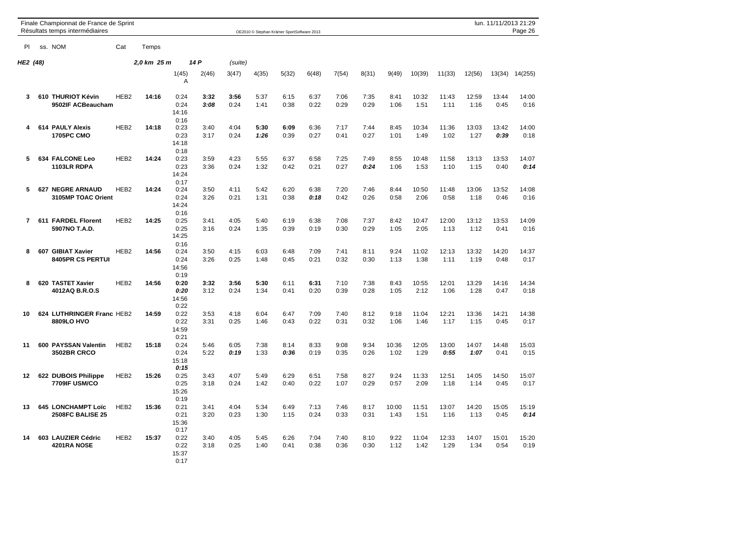Finale Championnat de France de Sprint
Résultats temps intermédiaires

**HE2 (48)** — 2,0 km 25 m — 14 P (suite)

| Pl | ss. | NOM | Cat | Temps | 1(45) A | 2(46) | 3(47) | 4(35) | 5(32) | 6(48) | 7(54) | 8(31) | 9(49) | 10(39) | 11(33) | 12(56) | 13(34) | 14(255) |
|---|---|---|---|---|---|---|---|---|---|---|---|---|---|---|---|---|---|---|
| 3 | 610 | **THURIOT Kévin** | HEB2 | 14:16 | 0:24 | **3:32** | **3:56** | 5:37 | 6:15 | 6:37 | 7:06 | 7:35 | 8:41 | 10:32 | 11:43 | 12:59 | 13:44 | 14:00 |
| | | **9502IF ACBeaucham** | | | 0:24 | ***3:08*** | 0:24 | 1:41 | 0:38 | 0:22 | 0:29 | 0:29 | 1:06 | 1:51 | 1:11 | 1:16 | 0:45 | 0:16 |
| | | | | | 14:16 | | | | | | | | | | | | | |
| | | | | | 0:16 | | | | | | | | | | | | | |
| 4 | 614 | **PAULY Alexis** | HEB2 | 14:18 | 0:23 | 3:40 | 4:04 | **5:30** | **6:09** | 6:36 | 7:17 | 7:44 | 8:45 | 10:34 | 11:36 | 13:03 | 13:42 | 14:00 |
| | | **1705PC CMO** | | | 0:23 | 3:17 | 0:24 | ***1:26*** | 0:39 | 0:27 | 0:41 | 0:27 | 1:01 | 1:49 | 1:02 | 1:27 | ***0:39*** | 0:18 |
| | | | | | 14:18 | | | | | | | | | | | | | |
| | | | | | 0:18 | | | | | | | | | | | | | |
| 5 | 634 | **FALCONE Leo** | HEB2 | 14:24 | 0:23 | 3:59 | 4:23 | 5:55 | 6:37 | 6:58 | 7:25 | 7:49 | 8:55 | 10:48 | 11:58 | 13:13 | 13:53 | 14:07 |
| | | **1103LR RDPA** | | | 0:23 | 3:36 | 0:24 | 1:32 | 0:42 | 0:21 | 0:27 | ***0:24*** | 1:06 | 1:53 | 1:10 | 1:15 | 0:40 | ***0:14*** |
| | | | | | 14:24 | | | | | | | | | | | | | |
| | | | | | 0:17 | | | | | | | | | | | | | |
| 5 | 627 | **NEGRE ARNAUD** | HEB2 | 14:24 | 0:24 | 3:50 | 4:11 | 5:42 | 6:20 | 6:38 | 7:20 | 7:46 | 8:44 | 10:50 | 11:48 | 13:06 | 13:52 | 14:08 |
| | | **3105MP TOAC Orient** | | | 0:24 | 3:26 | 0:21 | 1:31 | 0:38 | ***0:18*** | 0:42 | 0:26 | 0:58 | 2:06 | 0:58 | 1:18 | 0:46 | 0:16 |
| | | | | | 14:24 | | | | | | | | | | | | | |
| | | | | | 0:16 | | | | | | | | | | | | | |
| 7 | 611 | **FARDEL Florent** | HEB2 | 14:25 | 0:25 | 3:41 | 4:05 | 5:40 | 6:19 | 6:38 | 7:08 | 7:37 | 8:42 | 10:47 | 12:00 | 13:12 | 13:53 | 14:09 |
| | | **5907NO T.A.D.** | | | 0:25 | 3:16 | 0:24 | 1:35 | 0:39 | 0:19 | 0:30 | 0:29 | 1:05 | 2:05 | 1:13 | 1:12 | 0:41 | 0:16 |
| | | | | | 14:25 | | | | | | | | | | | | | |
| | | | | | 0:16 | | | | | | | | | | | | | |
| 8 | 607 | **GIBIAT Xavier** | HEB2 | 14:56 | 0:24 | 3:50 | 4:15 | 6:03 | 6:48 | 7:09 | 7:41 | 8:11 | 9:24 | 11:02 | 12:13 | 13:32 | 14:20 | 14:37 |
| | | **8405PR CS PERTUI** | | | 0:24 | 3:26 | 0:25 | 1:48 | 0:45 | 0:21 | 0:32 | 0:30 | 1:13 | 1:38 | 1:11 | 1:19 | 0:48 | 0:17 |
| | | | | | 14:56 | | | | | | | | | | | | | |
| | | | | | 0:19 | | | | | | | | | | | | | |
| 8 | 620 | **TASTET Xavier** | HEB2 | 14:56 | **0:20** | **3:32** | **3:56** | **5:30** | 6:11 | **6:31** | 7:10 | 7:38 | 8:43 | 10:55 | 12:01 | 13:29 | 14:16 | 14:34 |
| | | **4012AQ B.R.O.S** | | | ***0:20*** | 3:12 | 0:24 | 1:34 | 0:41 | 0:20 | 0:39 | 0:28 | 1:05 | 2:12 | 1:06 | 1:28 | 0:47 | 0:18 |
| | | | | | 14:56 | | | | | | | | | | | | | |
| | | | | | 0:22 | | | | | | | | | | | | | |
| 10 | 624 | **LUTHRINGER Franc** | HEB2 | 14:59 | 0:22 | 3:53 | 4:18 | 6:04 | 6:47 | 7:09 | 7:40 | 8:12 | 9:18 | 11:04 | 12:21 | 13:36 | 14:21 | 14:38 |
| | | **8809LO HVO** | | | 0:22 | 3:31 | 0:25 | 1:46 | 0:43 | 0:22 | 0:31 | 0:32 | 1:06 | 1:46 | 1:17 | 1:15 | 0:45 | 0:17 |
| | | | | | 14:59 | | | | | | | | | | | | | |
| | | | | | 0:21 | | | | | | | | | | | | | |
| 11 | 600 | **PAYSSAN Valentin** | HEB2 | 15:18 | 0:24 | 5:46 | 6:05 | 7:38 | 8:14 | 8:33 | 9:08 | 9:34 | 10:36 | 12:05 | 13:00 | 14:07 | 14:48 | 15:03 |
| | | **3502BR CRCO** | | | 0:24 | 5:22 | ***0:19*** | 1:33 | ***0:36*** | 0:19 | 0:35 | 0:26 | 1:02 | 1:29 | ***0:55*** | ***1:07*** | 0:41 | 0:15 |
| | | | | | 15:18 | | | | | | | | | | | | | |
| | | | | | ***0:15*** | | | | | | | | | | | | | |
| 12 | 622 | **DUBOIS Philippe** | HEB2 | 15:26 | 0:25 | 3:43 | 4:07 | 5:49 | 6:29 | 6:51 | 7:58 | 8:27 | 9:24 | 11:33 | 12:51 | 14:05 | 14:50 | 15:07 |
| | | **7709IF USM/CO** | | | 0:25 | 3:18 | 0:24 | 1:42 | 0:40 | 0:22 | 1:07 | 0:29 | 0:57 | 2:09 | 1:18 | 1:14 | 0:45 | 0:17 |
| | | | | | 15:26 | | | | | | | | | | | | | |
| | | | | | 0:19 | | | | | | | | | | | | | |
| 13 | 645 | **LONCHAMPT Loïc** | HEB2 | 15:36 | 0:21 | 3:41 | 4:04 | 5:34 | 6:49 | 7:13 | 7:46 | 8:17 | 10:00 | 11:51 | 13:07 | 14:20 | 15:05 | 15:19 |
| | | **2508FC BALISE 25** | | | 0:21 | 3:20 | 0:23 | 1:30 | 1:15 | 0:24 | 0:33 | 0:31 | 1:43 | 1:51 | 1:16 | 1:13 | 0:45 | ***0:14*** |
| | | | | | 15:36 | | | | | | | | | | | | | |
| | | | | | 0:17 | | | | | | | | | | | | | |
| 14 | 603 | **LAUZIER Cédric** | HEB2 | 15:37 | 0:22 | 3:40 | 4:05 | 5:45 | 6:26 | 7:04 | 7:40 | 8:10 | 9:22 | 11:04 | 12:33 | 14:07 | 15:01 | 15:20 |
| | | **4201RA NOSE** | | | 0:22 | 3:18 | 0:25 | 1:40 | 0:41 | 0:38 | 0:36 | 0:30 | 1:12 | 1:42 | 1:29 | 1:34 | 0:54 | 0:19 |
| | | | | | 15:37 | | | | | | | | | | | | | |
| | | | | | 0:17 | | | | | | | | | | | | | |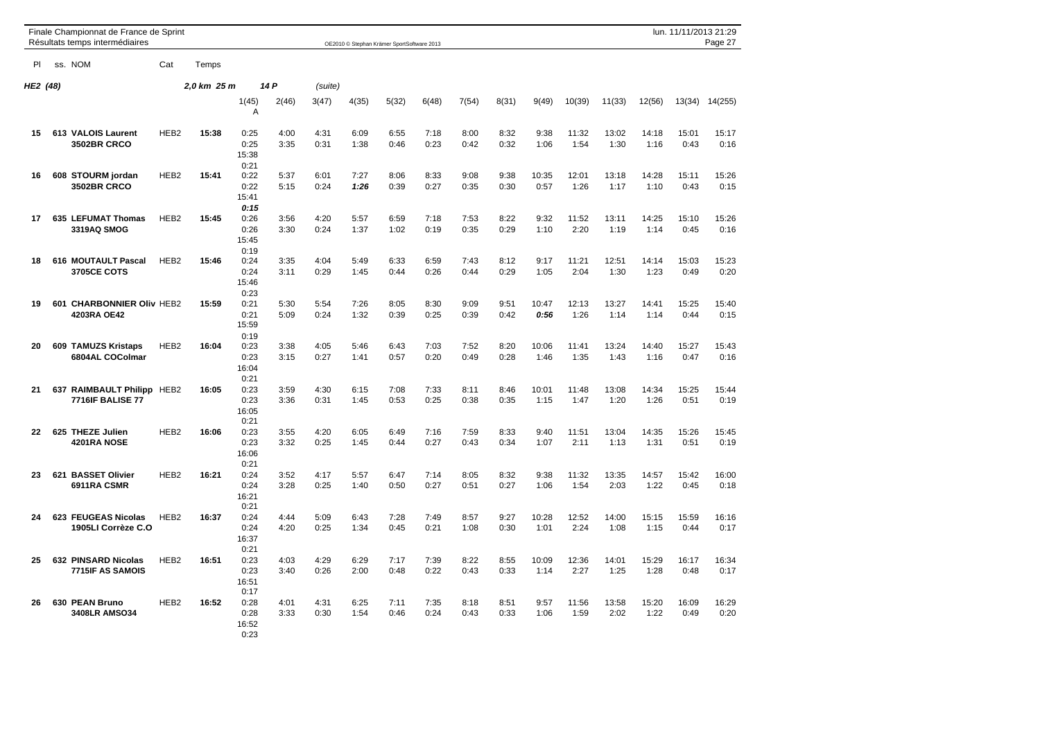Finale Championnat de France de Sprint
Résultats temps intermédiaires

**HE2 (48)** — 2,0 km 25 m — 14 P (suite)

| Pl | ss. | NOM | Cat | Temps | 1(45) A | 2(46) | 3(47) | 4(35) | 5(32) | 6(48) | 7(54) | 8(31) | 9(49) | 10(39) | 11(33) | 12(56) | 13(34) | 14(255) |
|---|---|---|---|---|---|---|---|---|---|---|---|---|---|---|---|---|---|---|
| 15 | 613 | **VALOIS Laurent** **3502BR CRCO** | HEB2 | **15:38** | 0:25 0:25 15:38 0:21 | 4:00 3:35 | 4:31 0:31 | 6:09 1:38 | 6:55 0:46 | 7:18 0:23 | 8:00 0:42 | 8:32 0:32 | 9:38 1:06 | 11:32 1:54 | 13:02 1:30 | 14:18 1:16 | 15:01 0:43 | 15:17 0:16 |
| 16 | 608 | **STOURM jordan** **3502BR CRCO** | HEB2 | **15:41** | 0:22 0:22 15:41 ***0:15*** | 5:37 5:15 | 6:01 0:24 | 7:27 ***1:26*** | 8:06 0:39 | 8:33 0:27 | 9:08 0:35 | 9:38 0:30 | 10:35 0:57 | 12:01 1:26 | 13:18 1:17 | 14:28 1:10 | 15:11 0:43 | 15:26 0:15 |
| 17 | 635 | **LEFUMAT Thomas** **3319AQ SMOG** | HEB2 | **15:45** | 0:26 0:26 15:45 0:19 | 3:56 3:30 | 4:20 0:24 | 5:57 1:37 | 6:59 1:02 | 7:18 0:19 | 7:53 0:35 | 8:22 0:29 | 9:32 1:10 | 11:52 2:20 | 13:11 1:19 | 14:25 1:14 | 15:10 0:45 | 15:26 0:16 |
| 18 | 616 | **MOUTAULT Pascal** **3705CE COTS** | HEB2 | **15:46** | 0:24 0:24 15:46 0:23 | 3:35 3:11 | 4:04 0:29 | 5:49 1:45 | 6:33 0:44 | 6:59 0:26 | 7:43 0:44 | 8:12 0:29 | 9:17 1:05 | 11:21 2:04 | 12:51 1:30 | 14:14 1:23 | 15:03 0:49 | 15:23 0:20 |
| 19 | 601 | **CHARBONNIER Oliv** **4203RA OE42** | HEB2 | **15:59** | 0:21 0:21 15:59 0:19 | 5:30 5:09 | 5:54 0:24 | 7:26 1:32 | 8:05 0:39 | 8:30 0:25 | 9:09 0:39 | 9:51 0:42 | 10:47 ***0:56*** | 12:13 1:26 | 13:27 1:14 | 14:41 1:14 | 15:25 0:44 | 15:40 0:15 |
| 20 | 609 | **TAMUZS Kristaps** **6804AL COColmar** | HEB2 | **16:04** | 0:23 0:23 16:04 0:21 | 3:38 3:15 | 4:05 0:27 | 5:46 1:41 | 6:43 0:57 | 7:03 0:20 | 7:52 0:49 | 8:20 0:28 | 10:06 1:46 | 11:41 1:35 | 13:24 1:43 | 14:40 1:16 | 15:27 0:47 | 15:43 0:16 |
| 21 | 637 | **RAIMBAULT Philipp** **7716IF BALISE 77** | HEB2 | **16:05** | 0:23 0:23 16:05 0:21 | 3:59 3:36 | 4:30 0:31 | 6:15 1:45 | 7:08 0:53 | 7:33 0:25 | 8:11 0:38 | 8:46 0:35 | 10:01 1:15 | 11:48 1:47 | 13:08 1:20 | 14:34 1:26 | 15:25 0:51 | 15:44 0:19 |
| 22 | 625 | **THEZE Julien** **4201RA NOSE** | HEB2 | **16:06** | 0:23 0:23 16:06 0:21 | 3:55 3:32 | 4:20 0:25 | 6:05 1:45 | 6:49 0:44 | 7:16 0:27 | 7:59 0:43 | 8:33 0:34 | 9:40 1:07 | 11:51 2:11 | 13:04 1:13 | 14:35 1:31 | 15:26 0:51 | 15:45 0:19 |
| 23 | 621 | **BASSET Olivier** **6911RA CSMR** | HEB2 | **16:21** | 0:24 0:24 16:21 0:21 | 3:52 3:28 | 4:17 0:25 | 5:57 1:40 | 6:47 0:50 | 7:14 0:27 | 8:05 0:51 | 8:32 0:27 | 9:38 1:06 | 11:32 1:54 | 13:35 2:03 | 14:57 1:22 | 15:42 0:45 | 16:00 0:18 |
| 24 | 623 | **FEUGEAS Nicolas** **1905LI Corrèze C.O** | HEB2 | **16:37** | 0:24 0:24 16:37 0:21 | 4:44 4:20 | 5:09 0:25 | 6:43 1:34 | 7:28 0:45 | 7:49 0:21 | 8:57 1:08 | 9:27 0:30 | 10:28 1:01 | 12:52 2:24 | 14:00 1:08 | 15:15 1:15 | 15:59 0:44 | 16:16 0:17 |
| 25 | 632 | **PINSARD Nicolas** **7715IF AS SAMOIS** | HEB2 | **16:51** | 0:23 0:23 16:51 0:17 | 4:03 3:40 | 4:29 0:26 | 6:29 2:00 | 7:17 0:48 | 7:39 0:22 | 8:22 0:43 | 8:55 0:33 | 10:09 1:14 | 12:36 2:27 | 14:01 1:25 | 15:29 1:28 | 16:17 0:48 | 16:34 0:17 |
| 26 | 630 | **PEAN Bruno** **3408LR AMSO34** | HEB2 | **16:52** | 0:28 0:28 16:52 0:23 | 4:01 3:33 | 4:31 0:30 | 6:25 1:54 | 7:11 0:46 | 7:35 0:24 | 8:18 0:43 | 8:51 0:33 | 9:57 1:06 | 11:56 1:59 | 13:58 2:02 | 15:20 1:22 | 16:09 0:49 | 16:29 0:20 |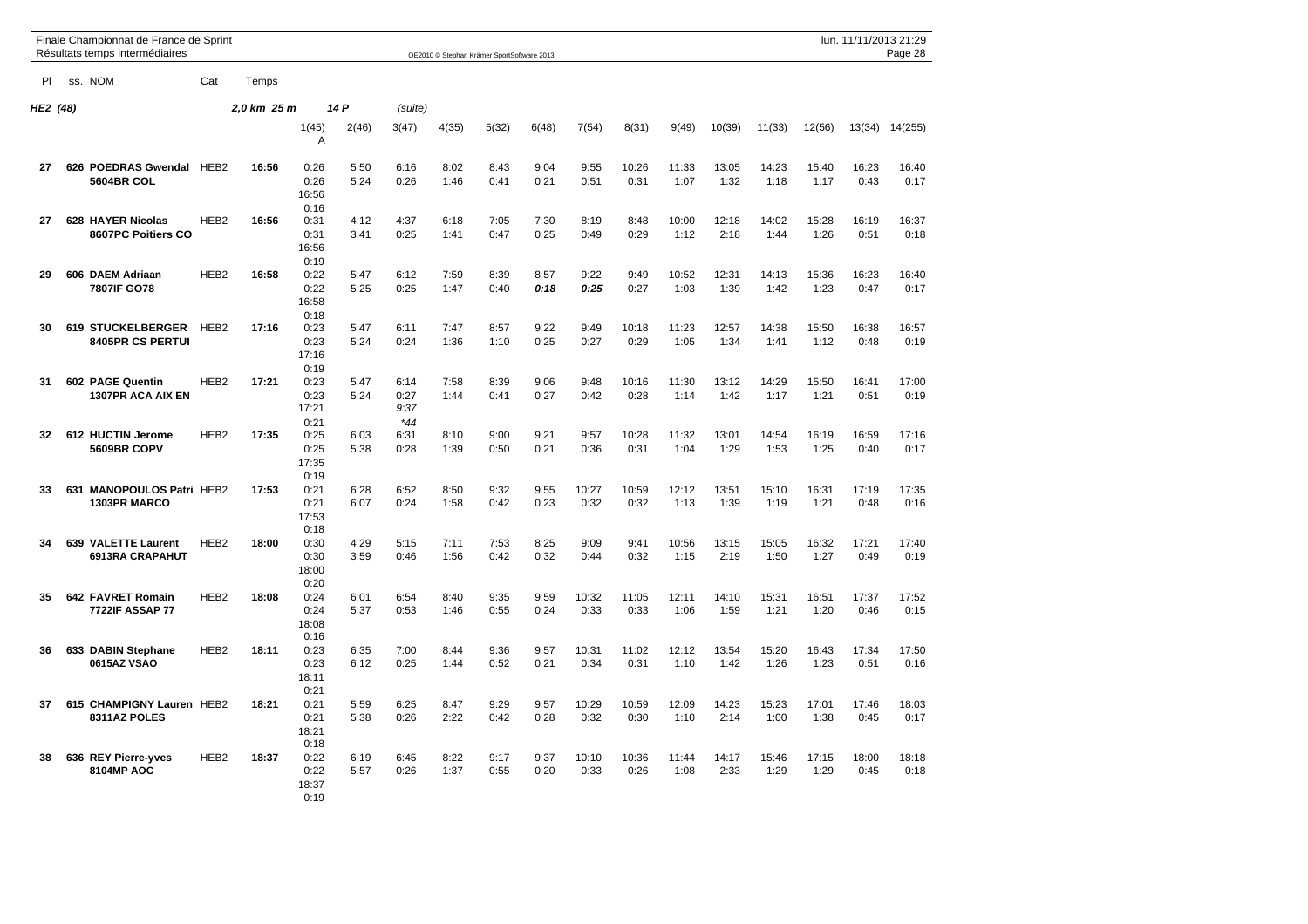Finale Championnat de France de Sprint
Résultats temps intermédiaires

OE2010 © Stephan Krämer SportSoftware 2013

lun. 11/11/2013 21:29

**HE2 (48)** — 2,0 km 25 m — 14 P (suite)

| Pl | ss. | NOM | Cat | Temps | 1(45) A | 2(46) | 3(47) | 4(35) | 5(32) | 6(48) | 7(54) | 8(31) | 9(49) | 10(36) | 11(33) | 12(56) | 13(34) | 14(255) |
|---|---|---|---|---|---|---|---|---|---|---|---|---|---|---|---|---|---|---|
| 27 | 626 | **POEDRAS Gwendal** **5604BR COL** | HEB2 | **16:56** | 0:26 0:26 16:56 0:16 | 5:50 5:24 | 6:16 0:26 | 8:02 1:46 | 8:43 0:41 | 9:04 0:21 | 9:55 0:51 | 10:26 0:31 | 11:33 1:07 | 13:05 1:32 | 14:23 1:18 | 15:40 1:17 | 16:23 0:43 | 16:40 0:17 |
| 27 | 628 | **HAYER Nicolas** **8607PC Poitiers CO** | HEB2 | **16:56** | 0:31 0:31 16:56 0:19 | 4:12 3:41 | 4:37 0:25 | 6:18 1:41 | 7:05 0:47 | 7:30 0:25 | 8:19 0:49 | 8:48 0:29 | 10:00 1:12 | 12:18 2:18 | 14:02 1:44 | 15:28 1:26 | 16:19 0:51 | 16:37 0:18 |
| 29 | 606 | **DAEM Adriaan** **7807IF GO78** | HEB2 | **16:58** | 0:22 0:22 16:58 0:18 | 5:47 5:25 | 6:12 0:25 | 7:59 1:47 | 8:39 0:40 | 8:57 ***0:18*** | 9:22 ***0:25*** | 9:49 0:27 | 10:52 1:03 | 12:31 1:39 | 14:13 1:42 | 15:36 1:23 | 16:23 0:47 | 16:40 0:17 |
| 30 | 619 | **STUCKELBERGER** **8405PR CS PERTUI** | HEB2 | **17:16** | 0:23 0:23 17:16 0:19 | 5:47 5:24 | 6:11 0:24 | 7:47 1:36 | 8:57 1:10 | 9:22 0:25 | 9:49 0:27 | 10:18 0:29 | 11:23 1:05 | 12:57 1:34 | 14:38 1:41 | 15:50 1:12 | 16:38 0:48 | 16:57 0:19 |
| 31 | 602 | **PAGE Quentin** **1307PR ACA AIX EN** | HEB2 | **17:21** | 0:23 0:23 17:21 0:21 | 5:47 5:24 | 6:14 0:27 9:37 *44 | 7:58 1:44 | 8:39 0:41 | 9:06 0:27 | 9:48 0:42 | 10:16 0:28 | 11:30 1:14 | 13:12 1:42 | 14:29 1:17 | 15:50 1:21 | 16:41 0:51 | 17:00 0:19 |
| 32 | 612 | **HUCTIN Jerome** **5609BR COPV** | HEB2 | **17:35** | 0:25 0:25 17:35 0:19 | 6:03 5:38 | 6:31 0:28 | 8:10 1:39 | 9:00 0:50 | 9:21 0:21 | 9:57 0:36 | 10:28 0:31 | 11:32 1:04 | 13:01 1:29 | 14:54 1:53 | 16:19 1:25 | 16:59 0:40 | 17:16 0:17 |
| 33 | 631 | **MANOPOULOS Patri** **1303PR MARCO** | HEB2 | **17:53** | 0:21 0:21 17:53 0:18 | 6:28 6:07 | 6:52 0:24 | 8:50 1:58 | 9:32 0:42 | 9:55 0:23 | 10:27 0:32 | 10:59 0:32 | 12:12 1:13 | 13:51 1:39 | 15:10 1:19 | 16:31 1:21 | 17:19 0:48 | 17:35 0:16 |
| 34 | 639 | **VALETTE Laurent** **6913RA CRAPAHUT** | HEB2 | **18:00** | 0:30 0:30 18:00 0:20 | 4:29 3:59 | 5:15 0:46 | 7:11 1:56 | 7:53 0:42 | 8:25 0:32 | 9:09 0:44 | 9:41 0:32 | 10:56 1:15 | 13:15 2:19 | 15:05 1:50 | 16:32 1:27 | 17:21 0:49 | 17:40 0:19 |
| 35 | 642 | **FAVRET Romain** **7722IF ASSAP 77** | HEB2 | **18:08** | 0:24 0:24 18:08 0:16 | 6:01 5:37 | 6:54 0:53 | 8:40 1:46 | 9:35 0:55 | 9:59 0:24 | 10:32 0:33 | 11:05 0:33 | 12:11 1:06 | 14:10 1:59 | 15:31 1:21 | 16:51 1:20 | 17:37 0:46 | 17:52 0:15 |
| 36 | 633 | **DABIN Stephane** **0615AZ VSAO** | HEB2 | **18:11** | 0:23 0:23 18:11 0:21 | 6:35 6:12 | 7:00 0:25 | 8:44 1:44 | 9:36 0:52 | 9:57 0:21 | 10:31 0:34 | 11:02 0:31 | 12:12 1:10 | 13:54 1:42 | 15:20 1:26 | 16:43 1:23 | 17:34 0:51 | 17:50 0:16 |
| 37 | 615 | **CHAMPIGNY Lauren** **8311AZ POLES** | HEB2 | **18:21** | 0:21 0:21 18:21 0:18 | 5:59 5:38 | 6:25 0:26 | 8:47 2:22 | 9:29 0:42 | 9:57 0:28 | 10:29 0:32 | 10:59 0:30 | 12:09 1:10 | 14:23 2:14 | 15:23 1:00 | 17:01 1:38 | 17:46 0:45 | 18:03 0:17 |
| 38 | 636 | **REY Pierre-yves** **8104MP AOC** | HEB2 | **18:37** | 0:22 0:22 18:37 0:19 | 6:19 5:57 | 6:45 0:26 | 8:22 1:37 | 9:17 0:55 | 9:37 0:20 | 10:10 0:33 | 10:36 0:26 | 11:44 1:08 | 14:17 2:33 | 15:46 1:29 | 17:15 1:29 | 18:00 0:45 | 18:18 0:18 |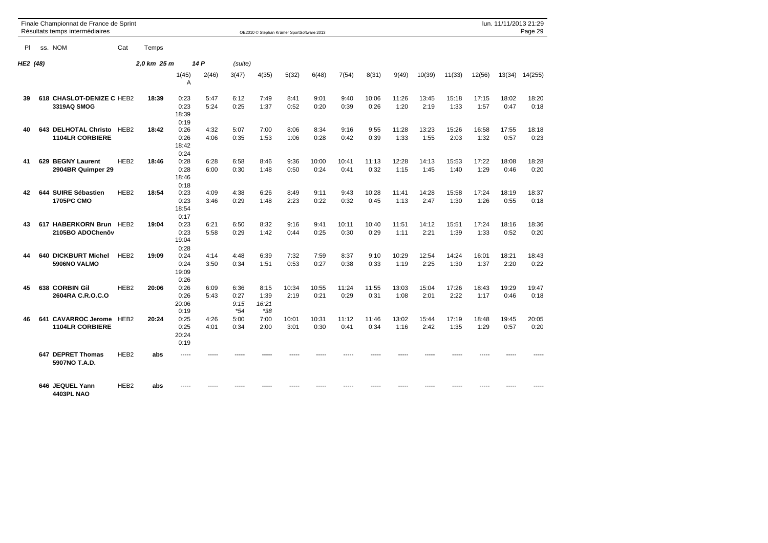Finale Championnat de France de Sprint
Résultats temps intermédiaires

OE2010 © Stephan Krämer SportSoftware 2013

lun. 11/11/2013 21:29

| Pl | ss. NOM | Cat | Temps | 1(45) A | 2(46) | 3(47) | 4(35) | 5(32) | 6(48) | 7(54) | 8(31) | 9(49) | 10(39) | 11(33) | 12(56) | 13(34) | 14(255) |
|---|---|---|---|---|---|---|---|---|---|---|---|---|---|---|---|---|---|
| **HE2 (48)** | | | **2,0 km 25 m** | **14 P** | | *(suite)* | | | | | | | | | | | |
| **39** | **618 CHASLOT-DENIZE C** **3319AQ SMOG** | HEB2 | **18:39** | 0:23 0:23 18:39 0:19 | 5:47 5:24 | 6:12 0:25 | 7:49 1:37 | 8:41 0:52 | 9:01 0:20 | 9:40 0:39 | 10:06 0:26 | 11:26 1:20 | 13:45 2:19 | 15:18 1:33 | 17:15 1:57 | 18:02 0:47 | 18:20 0:18 |
| **40** | **643 DELHOTAL Christo** **1104LR CORBIERE** | HEB2 | **18:42** | 0:26 0:26 18:42 0:24 | 4:32 4:06 | 5:07 0:35 | 7:00 1:53 | 8:06 1:06 | 8:34 0:28 | 9:16 0:42 | 9:55 0:39 | 11:28 1:33 | 13:23 1:55 | 15:26 2:03 | 16:58 1:32 | 17:55 0:57 | 18:18 0:23 |
| **41** | **629 BEGNY Laurent** **2904BR Quimper 29** | HEB2 | **18:46** | 0:28 0:28 18:46 0:18 | 6:28 6:00 | 6:58 0:30 | 8:46 1:48 | 9:36 0:50 | 10:00 0:24 | 10:41 0:41 | 11:13 0:32 | 12:28 1:15 | 14:13 1:45 | 15:53 1:40 | 17:22 1:29 | 18:08 0:46 | 18:28 0:20 |
| **42** | **644 SUIRE Sébastien** **1705PC CMO** | HEB2 | **18:54** | 0:23 0:23 18:54 0:17 | 4:09 3:46 | 4:38 0:29 | 6:26 1:48 | 8:49 2:23 | 9:11 0:22 | 9:43 0:32 | 10:28 0:45 | 11:41 1:13 | 14:28 2:47 | 15:58 1:30 | 17:24 1:26 | 18:19 0:55 | 18:37 0:18 |
| **43** | **617 HABERKORN Brun** **2105BO ADOChenôv** | HEB2 | **19:04** | 0:23 0:23 19:04 0:28 | 6:21 5:58 | 6:50 0:29 | 8:32 1:42 | 9:16 0:44 | 9:41 0:25 | 10:11 0:30 | 10:40 0:29 | 11:51 1:11 | 14:12 2:21 | 15:51 1:39 | 17:24 1:33 | 18:16 0:52 | 18:36 0:20 |
| **44** | **640 DICKBURT Michel** **5906NO VALMO** | HEB2 | **19:09** | 0:24 0:24 19:09 0:26 | 4:14 3:50 | 4:48 0:34 | 6:39 1:51 | 7:32 0:53 | 7:59 0:27 | 8:37 0:38 | 9:10 0:33 | 10:29 1:19 | 12:54 2:25 | 14:24 1:30 | 16:01 1:37 | 18:21 2:20 | 18:43 0:22 |
| **45** | **638 CORBIN Gil** **2604RA C.R.O.C.O** | HEB2 | **20:06** | 0:26 0:26 20:06 0:19 | 6:09 5:43 | 6:36 0:27 *9:15* *\*54* | 8:15 1:39 *16:21* *\*38* | 10:34 2:19 | 10:55 0:21 | 11:24 0:29 | 11:55 0:31 | 13:03 1:08 | 15:04 2:01 | 17:26 2:22 | 18:43 1:17 | 19:29 0:46 | 19:47 0:18 |
| **46** | **641 CAVARROC Jerome** **1104LR CORBIERE** | HEB2 | **20:24** | 0:25 0:25 20:24 0:19 | 4:26 4:01 | 5:00 0:34 | 7:00 2:00 | 10:01 3:01 | 10:31 0:30 | 11:12 0:41 | 11:46 0:34 | 13:02 1:16 | 15:44 2:42 | 17:19 1:35 | 18:48 1:29 | 19:45 0:57 | 20:05 0:20 |
| | **647 DEPRET Thomas** **5907NO T.A.D.** | HEB2 | **abs** | ----- | ----- | ----- | ----- | ----- | ----- | ----- | ----- | ----- | ----- | ----- | ----- | ----- | ----- |
| | **646 JEQUEL Yann** **4403PL NAO** | HEB2 | **abs** | ----- | ----- | ----- | ----- | ----- | ----- | ----- | ----- | ----- | ----- | ----- | ----- | ----- | ----- |